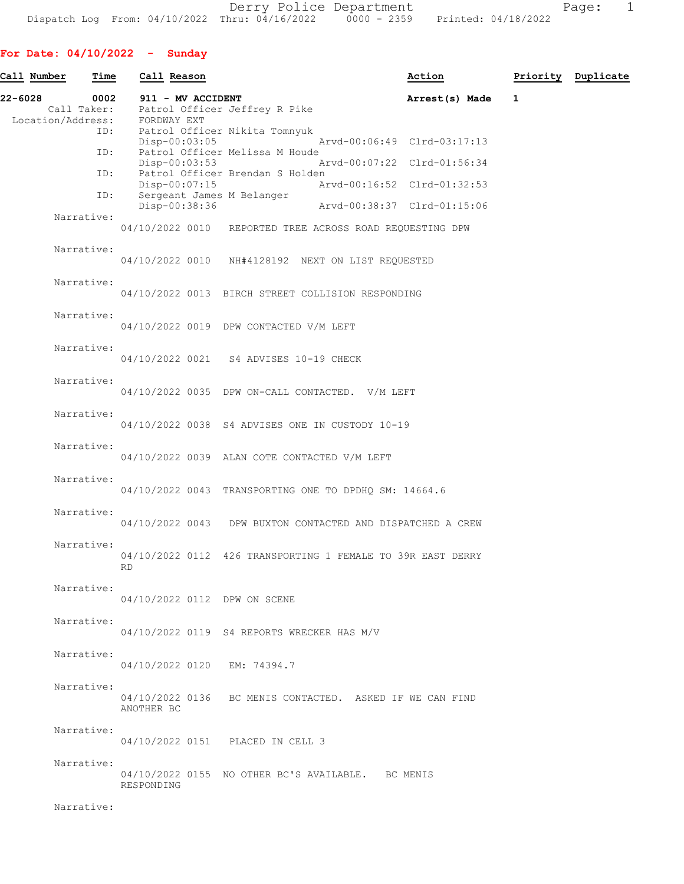Derry Police Department
Dispatch Log From: 04/10/2022 Thru: 04/16/2022 0000 - 2359 Printed: 04/18/2022

## For Date: 04/10/2022 - Sunday

| Call Number | Time | Call Reason | Action | Priority | Duplicate |
|---|---|---|---|---|---|
| 22-6028 | 0002 | 911 - MV ACCIDENT | Arrest(s) Made | 1 | |

Call Taker: Patrol Officer Jeffrey R Pike
Location/Address: FORDWAY EXT

ID: Patrol Officer Nikita Tomnyuk
Disp-00:03:05 Arvd-00:06:49 Clrd-03:17:13

ID: Patrol Officer Melissa M Houde
Disp-00:03:53 Arvd-00:07:22 Clrd-01:56:34

ID: Patrol Officer Brendan S Holden
Disp-00:07:15 Arvd-00:16:52 Clrd-01:32:53

ID: Sergeant James M Belanger
Disp-00:38:36 Arvd-00:38:37 Clrd-01:15:06

Narrative:
04/10/2022 0010 REPORTED TREE ACROSS ROAD REQUESTING DPW

Narrative:
04/10/2022 0010 NH#4128192 NEXT ON LIST REQUESTED

Narrative:
04/10/2022 0013 BIRCH STREET COLLISION RESPONDING

Narrative:
04/10/2022 0019 DPW CONTACTED V/M LEFT

Narrative:
04/10/2022 0021 S4 ADVISES 10-19 CHECK

Narrative:
04/10/2022 0035 DPW ON-CALL CONTACTED. V/M LEFT

Narrative:
04/10/2022 0038 S4 ADVISES ONE IN CUSTODY 10-19

Narrative:
04/10/2022 0039 ALAN COTE CONTACTED V/M LEFT

Narrative:
04/10/2022 0043 TRANSPORTING ONE TO DPDHQ SM: 14664.6

Narrative:
04/10/2022 0043 DPW BUXTON CONTACTED AND DISPATCHED A CREW

Narrative:
04/10/2022 0112 426 TRANSPORTING 1 FEMALE TO 39R EAST DERRY RD

Narrative:
04/10/2022 0112 DPW ON SCENE

Narrative:
04/10/2022 0119 S4 REPORTS WRECKER HAS M/V

Narrative:
04/10/2022 0120 EM: 74394.7

Narrative:
04/10/2022 0136 BC MENIS CONTACTED. ASKED IF WE CAN FIND ANOTHER BC

Narrative:
04/10/2022 0151 PLACED IN CELL 3

Narrative:
04/10/2022 0155 NO OTHER BC'S AVAILABLE. BC MENIS RESPONDING

Narrative: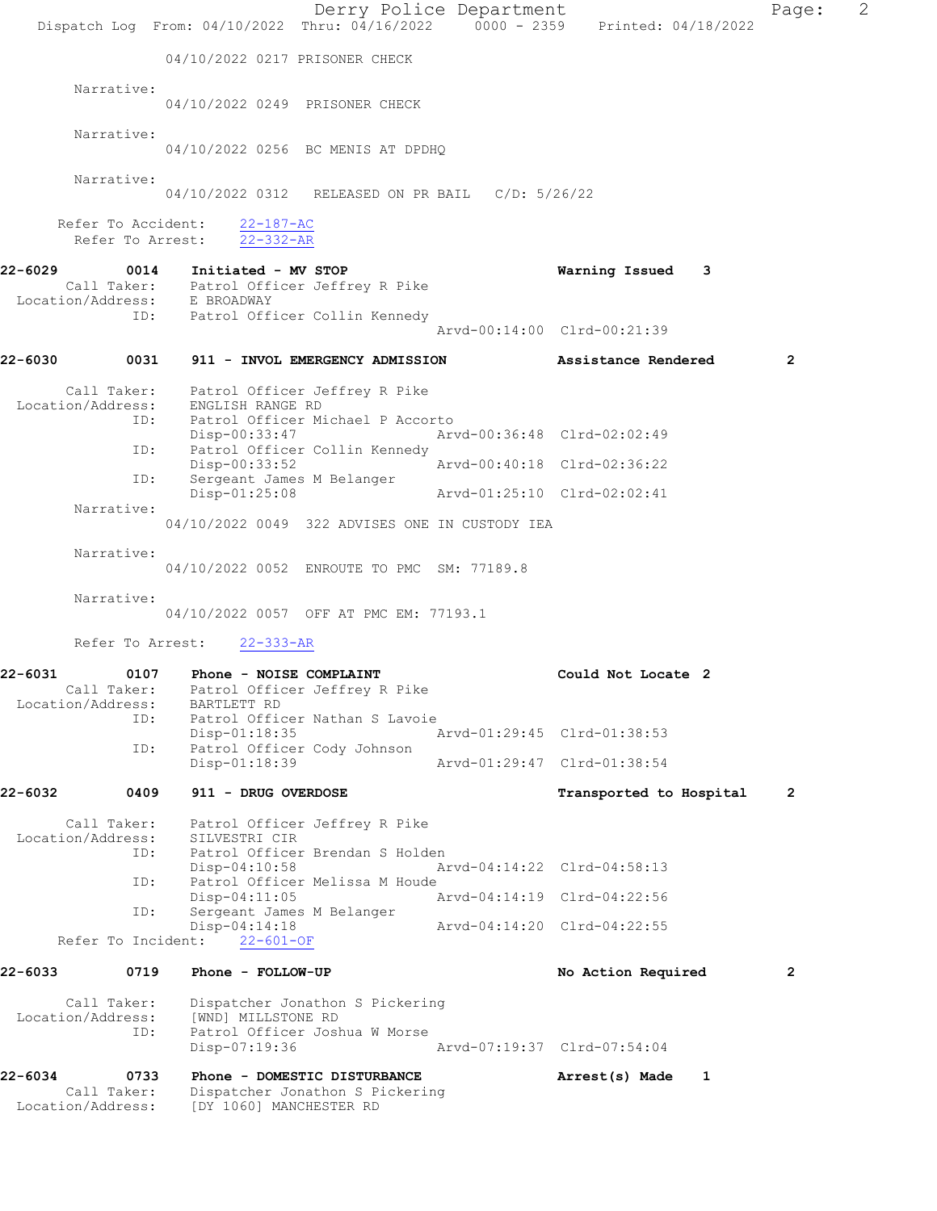04/10/2022 0217 PRISONER CHECK

Narrative:
04/10/2022 0249 PRISONER CHECK

Narrative:
04/10/2022 0256 BC MENIS AT DPDHQ

Narrative:
04/10/2022 0312 RELEASED ON PR BAIL C/D: 5/26/22

Refer To Accident: 22-187-AC
Refer To Arrest: 22-332-AR

**22-6029** 0014 **Initiated - MV STOP** **Warning Issued 3**
Call Taker: Patrol Officer Jeffrey R Pike
Location/Address: E BROADWAY
ID: Patrol Officer Collin Kennedy
Arvd-00:14:00 Clrd-00:21:39

**22-6030** 0031 **911 - INVOL EMERGENCY ADMISSION** **Assistance Rendered 2**

Call Taker: Patrol Officer Jeffrey R Pike
Location/Address: ENGLISH RANGE RD
ID: Patrol Officer Michael P Accorto
Disp-00:33:47 Arvd-00:36:48 Clrd-02:02:49
ID: Patrol Officer Collin Kennedy
Disp-00:33:52 Arvd-00:40:18 Clrd-02:36:22
ID: Sergeant James M Belanger
Disp-01:25:08 Arvd-01:25:10 Clrd-02:02:41
Narrative:
04/10/2022 0049 322 ADVISES ONE IN CUSTODY IEA

Narrative:
04/10/2022 0052 ENROUTE TO PMC SM: 77189.8

Narrative:
04/10/2022 0057 OFF AT PMC EM: 77193.1

Refer To Arrest: 22-333-AR

**22-6031** 0107 **Phone - NOISE COMPLAINT** **Could Not Locate 2**
Call Taker: Patrol Officer Jeffrey R Pike
Location/Address: BARTLETT RD
ID: Patrol Officer Nathan S Lavoie
Disp-01:18:35 Arvd-01:29:45 Clrd-01:38:53
ID: Patrol Officer Cody Johnson
Disp-01:18:39 Arvd-01:29:47 Clrd-01:38:54

**22-6032** 0409 **911 - DRUG OVERDOSE** **Transported to Hospital 2**

Call Taker: Patrol Officer Jeffrey R Pike
Location/Address: SILVESTRI CIR
ID: Patrol Officer Brendan S Holden
Disp-04:10:58 Arvd-04:14:22 Clrd-04:58:13
ID: Patrol Officer Melissa M Houde
Disp-04:11:05 Arvd-04:14:19 Clrd-04:22:56
ID: Sergeant James M Belanger
Disp-04:14:18 Arvd-04:14:20 Clrd-04:22:55
Refer To Incident: 22-601-OF

**22-6033** 0719 **Phone - FOLLOW-UP** **No Action Required 2**

Call Taker: Dispatcher Jonathon S Pickering
Location/Address: [WND] MILLSTONE RD
ID: Patrol Officer Joshua W Morse
Disp-07:19:36 Arvd-07:19:37 Clrd-07:54:04

**22-6034** 0733 **Phone - DOMESTIC DISTURBANCE** **Arrest(s) Made 1**
Call Taker: Dispatcher Jonathon S Pickering
Location/Address: [DY 1060] MANCHESTER RD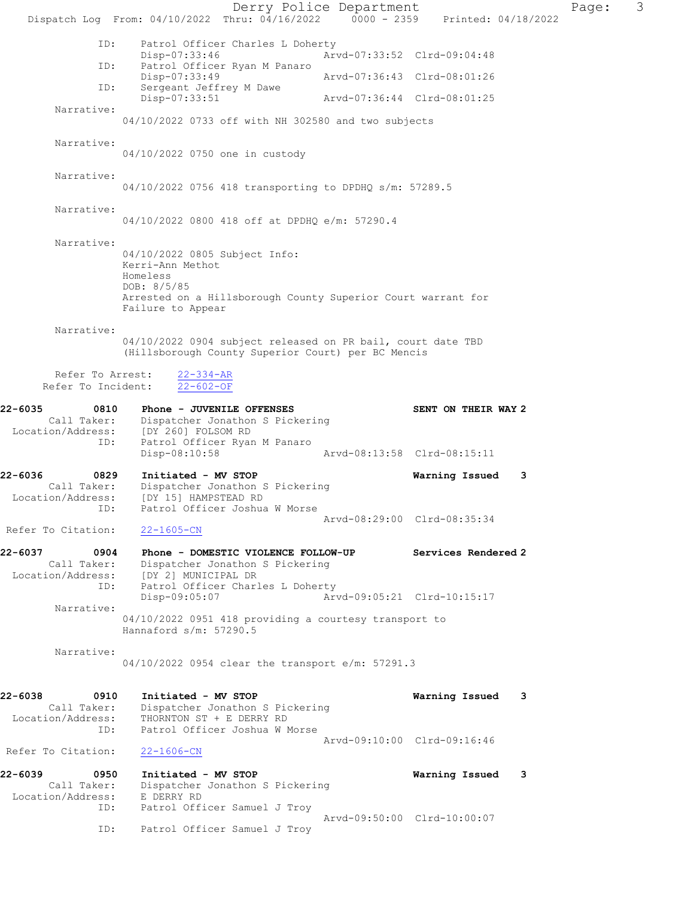```
            ID:     Patrol Officer Charles L Doherty
                    Disp-07:33:46                 Arvd-07:33:52  Clrd-09:04:48
            ID:     Patrol Officer Ryan M Panaro
                    Disp-07:33:49                 Arvd-07:36:43  Clrd-08:01:26
            ID:     Sergeant Jeffrey M Dawe
                    Disp-07:33:51                 Arvd-07:36:44  Clrd-08:01:25
     Narrative:
                04/10/2022 0733 off with NH 302580 and two subjects

     Narrative:
                04/10/2022 0750 one in custody

     Narrative:
                04/10/2022 0756 418 transporting to DPDHQ s/m: 57289.5

     Narrative:
                04/10/2022 0800 418 off at DPDHQ e/m: 57290.4

     Narrative:
                04/10/2022 0805 Subject Info:
                Kerri-Ann Methot
                Homeless
                DOB: 8/5/85
                Arrested on a Hillsborough County Superior Court warrant for
                Failure to Appear

     Narrative:
                04/10/2022 0904 subject released on PR bail, court date TBD
                (Hillsborough County Superior Court) per BC Mencis

     Refer To Arrest:    22-334-AR
   Refer To Incident:    22-602-OF

22-6035        0810   Phone - JUVENILE OFFENSES                  SENT ON THEIR WAY 2
      Call Taker:     Dispatcher Jonathon S Pickering
 Location/Address:    [DY 260] FOLSOM RD
            ID:       Patrol Officer Ryan M Panaro
                      Disp-08:10:58               Arvd-08:13:58  Clrd-08:15:11

22-6036        0829   Initiated - MV STOP                        Warning Issued    3
      Call Taker:     Dispatcher Jonathon S Pickering
 Location/Address:    [DY 15] HAMPSTEAD RD
            ID:       Patrol Officer Joshua W Morse
                                                  Arvd-08:29:00  Clrd-08:35:34
 Refer To Citation:   22-1605-CN

22-6037        0904   Phone - DOMESTIC VIOLENCE FOLLOW-UP        Services Rendered 2
      Call Taker:     Dispatcher Jonathon S Pickering
 Location/Address:    [DY 2] MUNICIPAL DR
            ID:       Patrol Officer Charles L Doherty
                      Disp-09:05:07               Arvd-09:05:21  Clrd-10:15:17
     Narrative:
                04/10/2022 0951 418 providing a courtesy transport to
                Hannaford s/m: 57290.5

     Narrative:
                04/10/2022 0954 clear the transport e/m: 57291.3


22-6038        0910   Initiated - MV STOP                        Warning Issued    3
      Call Taker:     Dispatcher Jonathon S Pickering
 Location/Address:    THORNTON ST + E DERRY RD
            ID:       Patrol Officer Joshua W Morse
                                                  Arvd-09:10:00  Clrd-09:16:46
 Refer To Citation:   22-1606-CN

22-6039        0950   Initiated - MV STOP                        Warning Issued    3
      Call Taker:     Dispatcher Jonathon S Pickering
 Location/Address:    E DERRY RD
            ID:       Patrol Officer Samuel J Troy
                                                  Arvd-09:50:00  Clrd-10:00:07
            ID:       Patrol Officer Samuel J Troy
```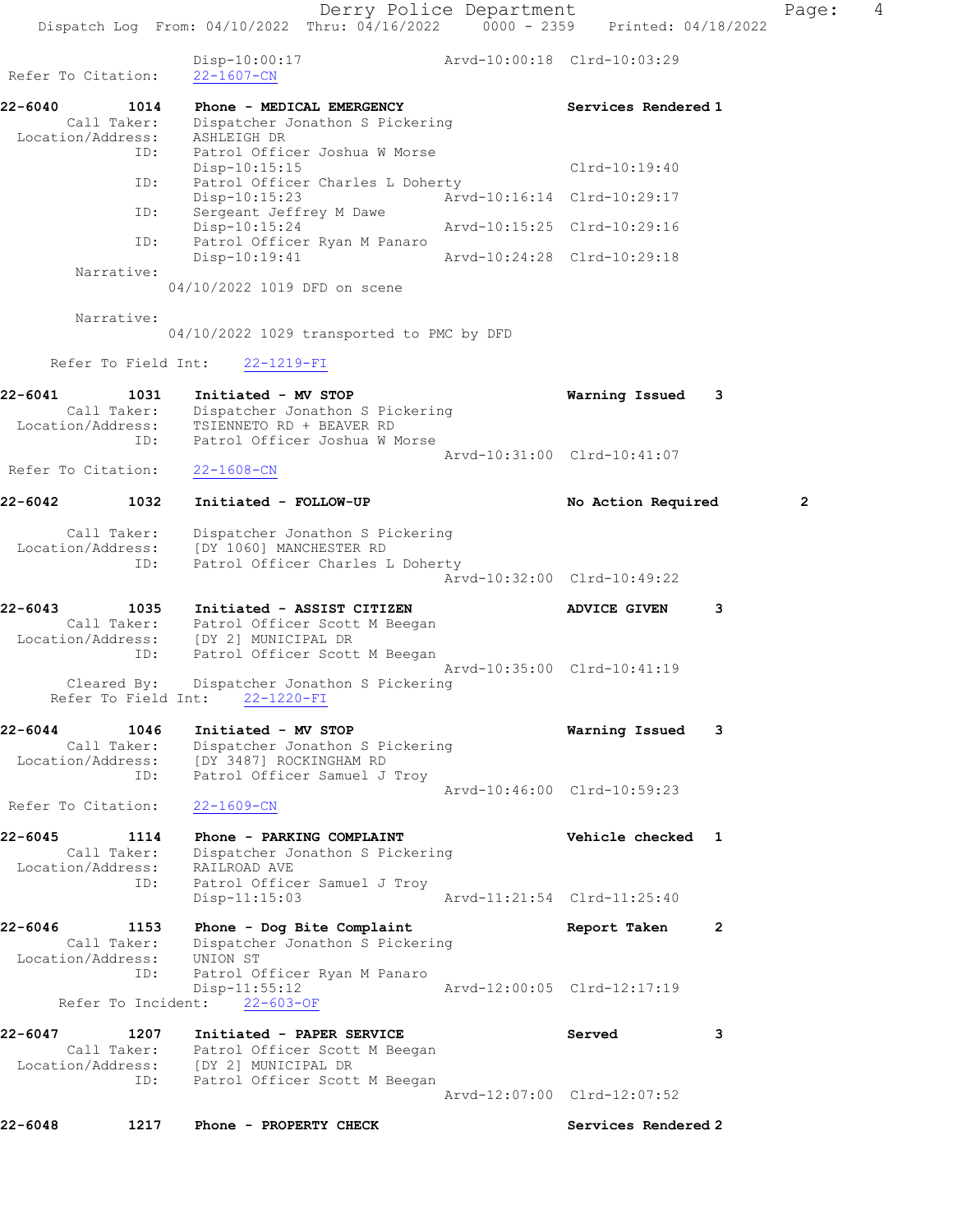```
                Disp-10:00:17                Arvd-10:00:18  Clrd-10:03:29
 Refer To Citation:    22-1607-CN

22-6040        1014    Phone - MEDICAL EMERGENCY                  Services Rendered 1
        Call Taker:    Dispatcher Jonathon S Pickering
  Location/Address:    ASHLEIGH DR
                ID:    Patrol Officer Joshua W Morse
                       Disp-10:15:15                              Clrd-10:19:40
                ID:    Patrol Officer Charles L Doherty
                       Disp-10:15:23                Arvd-10:16:14  Clrd-10:29:17
                ID:    Sergeant Jeffrey M Dawe
                       Disp-10:15:24                Arvd-10:15:25  Clrd-10:29:16
                ID:    Patrol Officer Ryan M Panaro
                       Disp-10:19:41                Arvd-10:24:28  Clrd-10:29:18
         Narrative:
                    04/10/2022 1019 DFD on scene

         Narrative:
                    04/10/2022 1029 transported to PMC by DFD

      Refer To Field Int:    22-1219-FI

22-6041        1031    Initiated - MV STOP                        Warning Issued    3
        Call Taker:    Dispatcher Jonathon S Pickering
  Location/Address:    TSIENNETO RD + BEAVER RD
                ID:    Patrol Officer Joshua W Morse
                                                    Arvd-10:31:00  Clrd-10:41:07
 Refer To Citation:    22-1608-CN

22-6042        1032    Initiated - FOLLOW-UP                      No Action Required         2

        Call Taker:    Dispatcher Jonathon S Pickering
  Location/Address:    [DY 1060] MANCHESTER RD
                ID:    Patrol Officer Charles L Doherty
                                                    Arvd-10:32:00  Clrd-10:49:22

22-6043        1035    Initiated - ASSIST CITIZEN                 ADVICE GIVEN      3
        Call Taker:    Patrol Officer Scott M Beegan
  Location/Address:    [DY 2] MUNICIPAL DR
                ID:    Patrol Officer Scott M Beegan
                                                    Arvd-10:35:00  Clrd-10:41:19
        Cleared By:    Dispatcher Jonathon S Pickering
      Refer To Field Int:    22-1220-FI

22-6044        1046    Initiated - MV STOP                        Warning Issued    3
        Call Taker:    Dispatcher Jonathon S Pickering
  Location/Address:    [DY 3487] ROCKINGHAM RD
                ID:    Patrol Officer Samuel J Troy
                                                    Arvd-10:46:00  Clrd-10:59:23
 Refer To Citation:    22-1609-CN

22-6045        1114    Phone - PARKING COMPLAINT                  Vehicle checked   1
        Call Taker:    Dispatcher Jonathon S Pickering
  Location/Address:    RAILROAD AVE
                ID:    Patrol Officer Samuel J Troy
                       Disp-11:15:03                Arvd-11:21:54  Clrd-11:25:40

22-6046        1153    Phone - Dog Bite Complaint                 Report Taken      2
        Call Taker:    Dispatcher Jonathon S Pickering
  Location/Address:    UNION ST
                ID:    Patrol Officer Ryan M Panaro
                       Disp-11:55:12                Arvd-12:00:05  Clrd-12:17:19
      Refer To Incident:    22-603-OF

22-6047        1207    Initiated - PAPER SERVICE                  Served            3
        Call Taker:    Patrol Officer Scott M Beegan
  Location/Address:    [DY 2] MUNICIPAL DR
                ID:    Patrol Officer Scott M Beegan
                                                    Arvd-12:07:00  Clrd-12:07:52

22-6048        1217    Phone - PROPERTY CHECK                     Services Rendered 2
```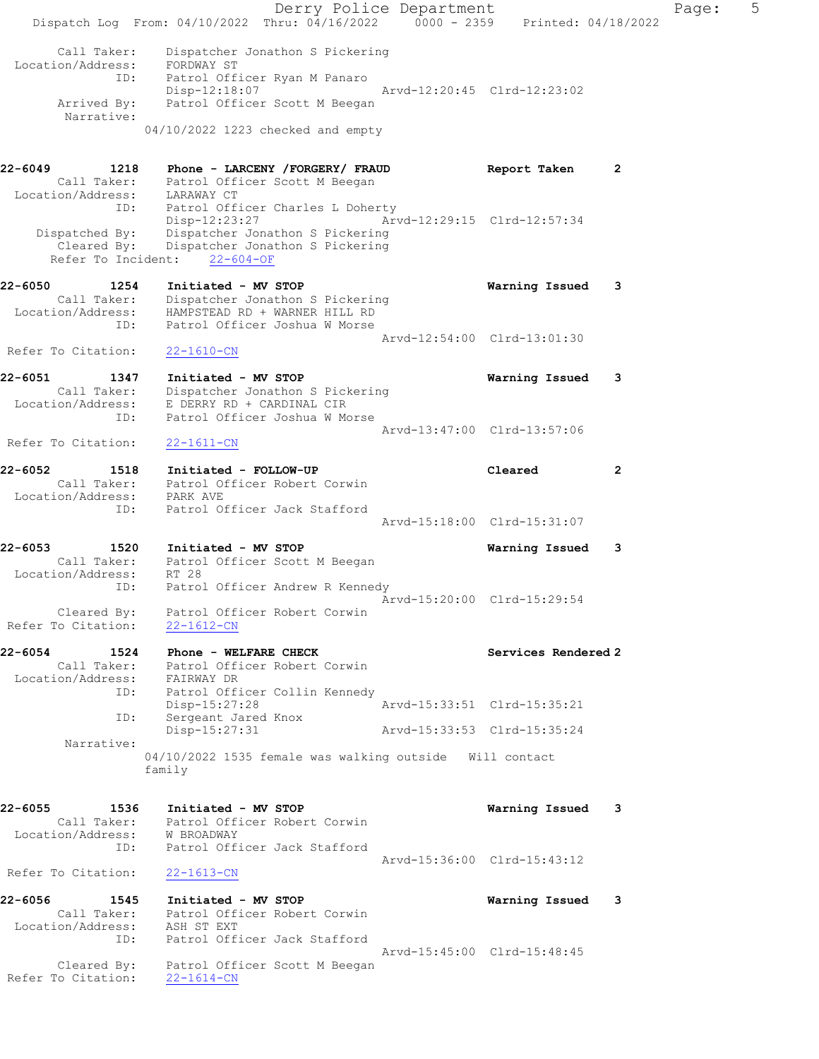```
       Call Taker:    Dispatcher Jonathon S Pickering
 Location/Address:    FORDWAY ST
               ID:    Patrol Officer Ryan M Panaro
                      Disp-12:18:07                 Arvd-12:20:45  Clrd-12:23:02
       Arrived By:    Patrol Officer Scott M Beegan
        Narrative:
                    04/10/2022 1223 checked and empty


22-6049        1218    Phone - LARCENY /FORGERY/ FRAUD              Report Taken       2
       Call Taker:    Patrol Officer Scott M Beegan
 Location/Address:    LARAWAY CT
               ID:    Patrol Officer Charles L Doherty
                      Disp-12:23:27                 Arvd-12:29:15  Clrd-12:57:34
    Dispatched By:    Dispatcher Jonathon S Pickering
       Cleared By:    Dispatcher Jonathon S Pickering
   Refer To Incident:    22-604-OF

22-6050        1254    Initiated - MV STOP                          Warning Issued     3
       Call Taker:    Dispatcher Jonathon S Pickering
 Location/Address:    HAMPSTEAD RD + WARNER HILL RD
               ID:    Patrol Officer Joshua W Morse
                                                    Arvd-12:54:00  Clrd-13:01:30
 Refer To Citation:    22-1610-CN

22-6051        1347    Initiated - MV STOP                          Warning Issued     3
       Call Taker:    Dispatcher Jonathon S Pickering
 Location/Address:    E DERRY RD + CARDINAL CIR
               ID:    Patrol Officer Joshua W Morse
                                                    Arvd-13:47:00  Clrd-13:57:06
 Refer To Citation:    22-1611-CN

22-6052        1518    Initiated - FOLLOW-UP                        Cleared            2
       Call Taker:    Patrol Officer Robert Corwin
 Location/Address:    PARK AVE
               ID:    Patrol Officer Jack Stafford
                                                    Arvd-15:18:00  Clrd-15:31:07

22-6053        1520    Initiated - MV STOP                          Warning Issued     3
       Call Taker:    Patrol Officer Scott M Beegan
 Location/Address:    RT 28
               ID:    Patrol Officer Andrew R Kennedy
                                                    Arvd-15:20:00  Clrd-15:29:54
       Cleared By:    Patrol Officer Robert Corwin
 Refer To Citation:    22-1612-CN

22-6054        1524    Phone - WELFARE CHECK                        Services Rendered 2
       Call Taker:    Patrol Officer Robert Corwin
 Location/Address:    FAIRWAY DR
               ID:    Patrol Officer Collin Kennedy
                      Disp-15:27:28                 Arvd-15:33:51  Clrd-15:35:21
               ID:    Sergeant Jared Knox
                      Disp-15:27:31                 Arvd-15:33:53  Clrd-15:35:24
        Narrative:
                    04/10/2022 1535 female was walking outside   Will contact
                    family


22-6055        1536    Initiated - MV STOP                          Warning Issued     3
       Call Taker:    Patrol Officer Robert Corwin
 Location/Address:    W BROADWAY
               ID:    Patrol Officer Jack Stafford
                                                    Arvd-15:36:00  Clrd-15:43:12
 Refer To Citation:    22-1613-CN

22-6056        1545    Initiated - MV STOP                          Warning Issued     3
       Call Taker:    Patrol Officer Robert Corwin
 Location/Address:    ASH ST EXT
               ID:    Patrol Officer Jack Stafford
                                                    Arvd-15:45:00  Clrd-15:48:45
       Cleared By:    Patrol Officer Scott M Beegan
 Refer To Citation:    22-1614-CN
```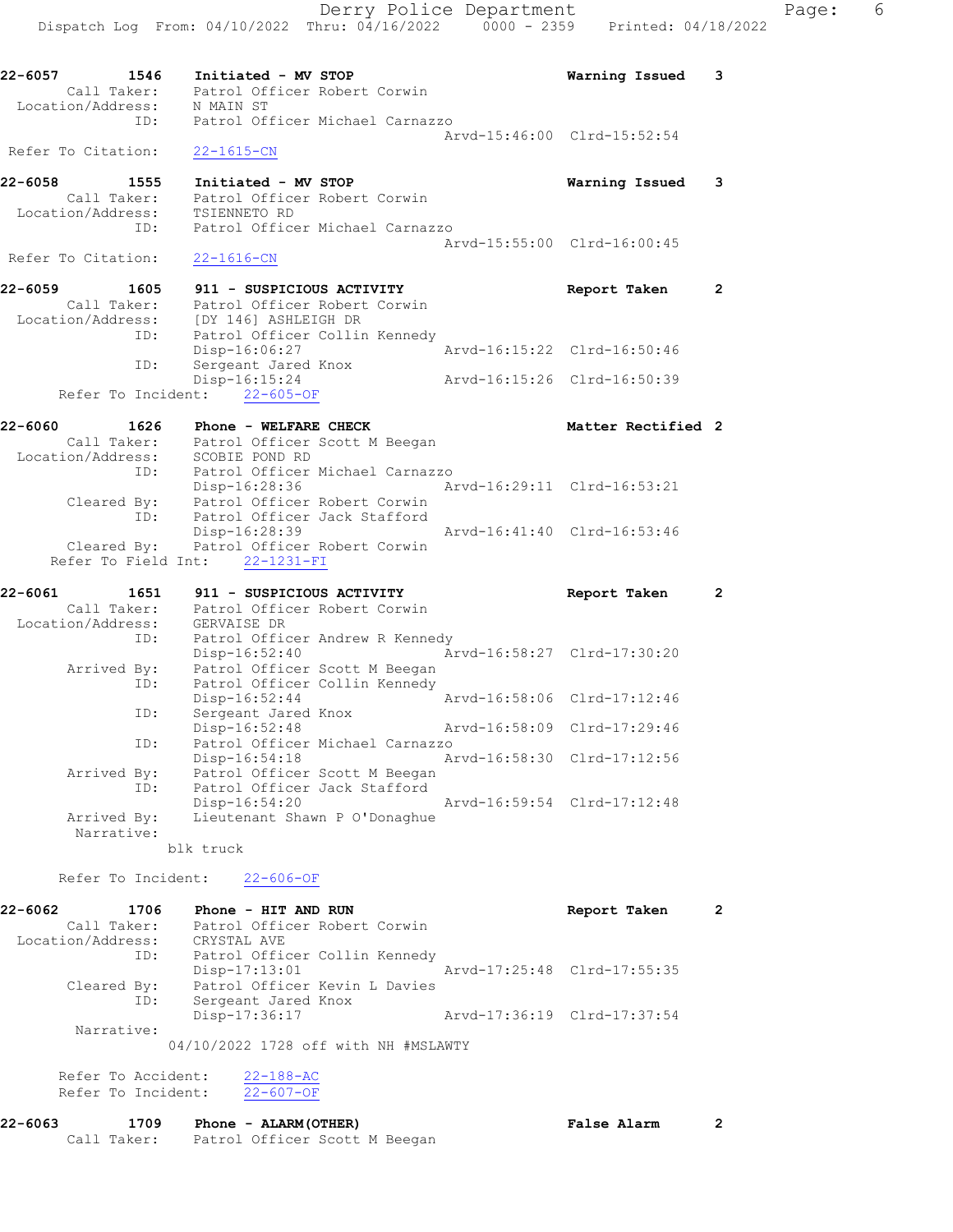```
22-6057        1546    Initiated - MV STOP                           Warning Issued    3
        Call Taker:    Patrol Officer Robert Corwin
  Location/Address:    N MAIN ST
               ID:     Patrol Officer Michael Carnazzo
                                                   Arvd-15:46:00  Clrd-15:52:54
 Refer To Citation:    22-1615-CN

22-6058        1555    Initiated - MV STOP                           Warning Issued    3
        Call Taker:    Patrol Officer Robert Corwin
  Location/Address:    TSIENNETO RD
               ID:     Patrol Officer Michael Carnazzo
                                                   Arvd-15:55:00  Clrd-16:00:45
 Refer To Citation:    22-1616-CN

22-6059        1605    911 - SUSPICIOUS ACTIVITY                     Report Taken      2
        Call Taker:    Patrol Officer Robert Corwin
  Location/Address:    [DY 146] ASHLEIGH DR
               ID:     Patrol Officer Collin Kennedy
                       Disp-16:06:27               Arvd-16:15:22  Clrd-16:50:46
               ID:     Sergeant Jared Knox
                       Disp-16:15:24               Arvd-16:15:26  Clrd-16:50:39
       Refer To Incident:    22-605-OF

22-6060        1626    Phone - WELFARE CHECK                         Matter Rectified 2
        Call Taker:    Patrol Officer Scott M Beegan
  Location/Address:    SCOBIE POND RD
               ID:     Patrol Officer Michael Carnazzo
                       Disp-16:28:36               Arvd-16:29:11  Clrd-16:53:21
        Cleared By:    Patrol Officer Robert Corwin
               ID:     Patrol Officer Jack Stafford
                       Disp-16:28:39               Arvd-16:41:40  Clrd-16:53:46
        Cleared By:    Patrol Officer Robert Corwin
      Refer To Field Int:    22-1231-FI

22-6061        1651    911 - SUSPICIOUS ACTIVITY                     Report Taken      2
        Call Taker:    Patrol Officer Robert Corwin
  Location/Address:    GERVAISE DR
               ID:     Patrol Officer Andrew R Kennedy
                       Disp-16:52:40               Arvd-16:58:27  Clrd-17:30:20
        Arrived By:    Patrol Officer Scott M Beegan
               ID:     Patrol Officer Collin Kennedy
                       Disp-16:52:44               Arvd-16:58:06  Clrd-17:12:46
               ID:     Sergeant Jared Knox
                       Disp-16:52:48               Arvd-16:58:09  Clrd-17:29:46
               ID:     Patrol Officer Michael Carnazzo
                       Disp-16:54:18               Arvd-16:58:30  Clrd-17:12:56
        Arrived By:    Patrol Officer Scott M Beegan
               ID:     Patrol Officer Jack Stafford
                       Disp-16:54:20               Arvd-16:59:54  Clrd-17:12:48
        Arrived By:    Lieutenant Shawn P O'Donaghue
         Narrative:
                     blk truck

       Refer To Incident:    22-606-OF

22-6062        1706    Phone - HIT AND RUN                           Report Taken      2
        Call Taker:    Patrol Officer Robert Corwin
  Location/Address:    CRYSTAL AVE
               ID:     Patrol Officer Collin Kennedy
                       Disp-17:13:01               Arvd-17:25:48  Clrd-17:55:35
        Cleared By:    Patrol Officer Kevin L Davies
               ID:     Sergeant Jared Knox
                       Disp-17:36:17               Arvd-17:36:19  Clrd-17:37:54
         Narrative:
                     04/10/2022 1728 off with NH #MSLAWTY

       Refer To Accident:    22-188-AC
       Refer To Incident:    22-607-OF

22-6063        1709    Phone - ALARM(OTHER)                          False Alarm       2
        Call Taker:    Patrol Officer Scott M Beegan
```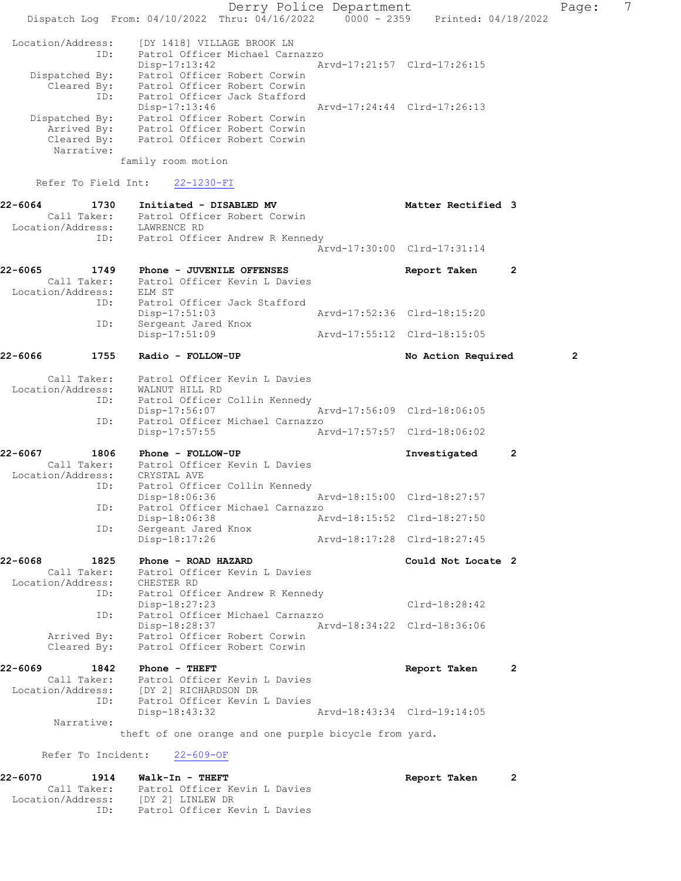```
 Location/Address:    [DY 1418] VILLAGE BROOK LN
                ID:    Patrol Officer Michael Carnazzo
                       Disp-17:13:42                 Arvd-17:21:57  Clrd-17:26:15
     Dispatched By:    Patrol Officer Robert Corwin
        Cleared By:    Patrol Officer Robert Corwin
                ID:    Patrol Officer Jack Stafford
                       Disp-17:13:46                 Arvd-17:24:44  Clrd-17:26:13
     Dispatched By:    Patrol Officer Robert Corwin
        Arrived By:    Patrol Officer Robert Corwin
        Cleared By:    Patrol Officer Robert Corwin
         Narrative:
                      family room motion

      Refer To Field Int:    22-1230-FI

22-6064        1730    Initiated - DISABLED MV                      Matter Rectified 3
        Call Taker:    Patrol Officer Robert Corwin
  Location/Address:    LAWRENCE RD
                ID:    Patrol Officer Andrew R Kennedy
                                                     Arvd-17:30:00  Clrd-17:31:14

22-6065        1749    Phone - JUVENILE OFFENSES                    Report Taken     2
        Call Taker:    Patrol Officer Kevin L Davies
  Location/Address:    ELM ST
                ID:    Patrol Officer Jack Stafford
                       Disp-17:51:03                 Arvd-17:52:36  Clrd-18:15:20
                ID:    Sergeant Jared Knox
                       Disp-17:51:09                 Arvd-17:55:12  Clrd-18:15:05

22-6066        1755    Radio - FOLLOW-UP                            No Action Required        2

        Call Taker:    Patrol Officer Kevin L Davies
  Location/Address:    WALNUT HILL RD
                ID:    Patrol Officer Collin Kennedy
                       Disp-17:56:07                 Arvd-17:56:09  Clrd-18:06:05
                ID:    Patrol Officer Michael Carnazzo
                       Disp-17:57:55                 Arvd-17:57:57  Clrd-18:06:02

22-6067        1806    Phone - FOLLOW-UP                            Investigated     2
        Call Taker:    Patrol Officer Kevin L Davies
  Location/Address:    CRYSTAL AVE
                ID:    Patrol Officer Collin Kennedy
                       Disp-18:06:36                 Arvd-18:15:00  Clrd-18:27:57
                ID:    Patrol Officer Michael Carnazzo
                       Disp-18:06:38                 Arvd-18:15:52  Clrd-18:27:50
                ID:    Sergeant Jared Knox
                       Disp-18:17:26                 Arvd-18:17:28  Clrd-18:27:45

22-6068        1825    Phone - ROAD HAZARD                          Could Not Locate 2
        Call Taker:    Patrol Officer Kevin L Davies
  Location/Address:    CHESTER RD
                ID:    Patrol Officer Andrew R Kennedy
                       Disp-18:27:23                                Clrd-18:28:42
                ID:    Patrol Officer Michael Carnazzo
                       Disp-18:28:37                 Arvd-18:34:22  Clrd-18:36:06
        Arrived By:    Patrol Officer Robert Corwin
        Cleared By:    Patrol Officer Robert Corwin

22-6069        1842    Phone - THEFT                                Report Taken     2
        Call Taker:    Patrol Officer Kevin L Davies
  Location/Address:    [DY 2] RICHARDSON DR
                ID:    Patrol Officer Kevin L Davies
                       Disp-18:43:32                 Arvd-18:43:34  Clrd-19:14:05
         Narrative:
                      theft of one orange and one purple bicycle from yard.

       Refer To Incident:    22-609-OF

22-6070        1914    Walk-In - THEFT                              Report Taken     2
        Call Taker:    Patrol Officer Kevin L Davies
  Location/Address:    [DY 2] LINLEW DR
                ID:    Patrol Officer Kevin L Davies
```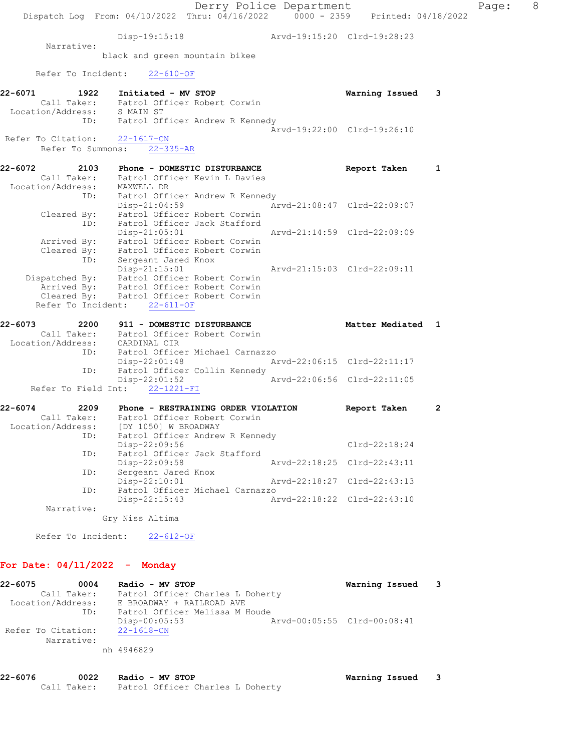Disp-19:15:18 Arvd-19:15:20 Clrd-19:28:23

Narrative:
black and green mountain bikee

Refer To Incident: 22-610-OF

**22-6071 1922 Initiated - MV STOP** **Warning Issued 3**
Call Taker: Patrol Officer Robert Corwin
Location/Address: S MAIN ST
ID: Patrol Officer Andrew R Kennedy
Arvd-19:22:00 Clrd-19:26:10
Refer To Citation: 22-1617-CN
Refer To Summons: 22-335-AR

**22-6072 2103 Phone - DOMESTIC DISTURBANCE** **Report Taken 1**
Call Taker: Patrol Officer Kevin L Davies
Location/Address: MAXWELL DR
ID: Patrol Officer Andrew R Kennedy
Disp-21:04:59 Arvd-21:08:47 Clrd-22:09:07
Cleared By: Patrol Officer Robert Corwin
ID: Patrol Officer Jack Stafford
Disp-21:05:01 Arvd-21:14:59 Clrd-22:09:09
Arrived By: Patrol Officer Robert Corwin
Cleared By: Patrol Officer Robert Corwin
ID: Sergeant Jared Knox
Disp-21:15:01 Arvd-21:15:03 Clrd-22:09:11
Dispatched By: Patrol Officer Robert Corwin
Arrived By: Patrol Officer Robert Corwin
Cleared By: Patrol Officer Robert Corwin
Refer To Incident: 22-611-OF

**22-6073 2200 911 - DOMESTIC DISTURBANCE** **Matter Mediated 1**
Call Taker: Patrol Officer Robert Corwin
Location/Address: CARDINAL CIR
ID: Patrol Officer Michael Carnazzo
Disp-22:01:48 Arvd-22:06:15 Clrd-22:11:17
ID: Patrol Officer Collin Kennedy
Disp-22:01:52 Arvd-22:06:56 Clrd-22:11:05
Refer To Field Int: 22-1221-FI

**22-6074 2209 Phone - RESTRAINING ORDER VIOLATION** **Report Taken 2**
Call Taker: Patrol Officer Robert Corwin
Location/Address: [DY 1050] W BROADWAY
ID: Patrol Officer Andrew R Kennedy
Disp-22:09:56 Clrd-22:18:24
ID: Patrol Officer Jack Stafford
Disp-22:09:58 Arvd-22:18:25 Clrd-22:43:11
ID: Sergeant Jared Knox
Disp-22:10:01 Arvd-22:18:27 Clrd-22:43:13
ID: Patrol Officer Michael Carnazzo
Disp-22:15:43 Arvd-22:18:22 Clrd-22:43:10

Narrative:
Gry Niss Altima

Refer To Incident: 22-612-OF

## For Date: 04/11/2022 - Monday

**22-6075 0004 Radio - MV STOP** **Warning Issued 3**
Call Taker: Patrol Officer Charles L Doherty
Location/Address: E BROADWAY + RAILROAD AVE
ID: Patrol Officer Melissa M Houde
Disp-00:05:53 Arvd-00:05:55 Clrd-00:08:41
Refer To Citation: 22-1618-CN

Narrative:
nh 4946829

**22-6076 0022 Radio - MV STOP** **Warning Issued 3**
Call Taker: Patrol Officer Charles L Doherty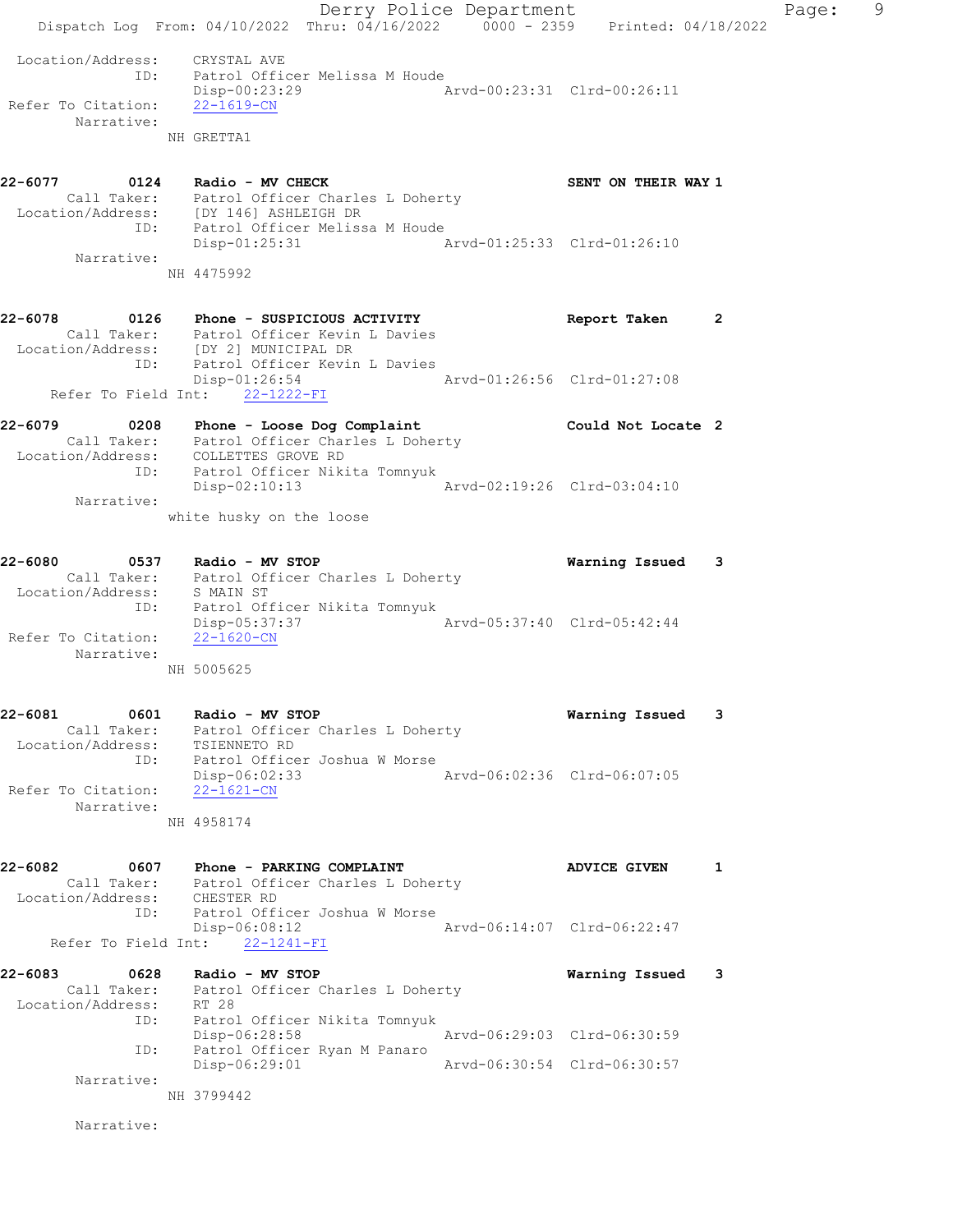Location/Address: CRYSTAL AVE
ID: Patrol Officer Melissa M Houde
Disp-00:23:29 Arvd-00:23:31 Clrd-00:26:11
Refer To Citation: 22-1619-CN
Narrative:
NH GRETTA1

22-6077 0124 Radio - MV CHECK SENT ON THEIR WAY 1
Call Taker: Patrol Officer Charles L Doherty
Location/Address: [DY 146] ASHLEIGH DR
ID: Patrol Officer Melissa M Houde
Disp-01:25:31 Arvd-01:25:33 Clrd-01:26:10
Narrative:
NH 4475992

22-6078 0126 Phone - SUSPICIOUS ACTIVITY Report Taken 2
Call Taker: Patrol Officer Kevin L Davies
Location/Address: [DY 2] MUNICIPAL DR
ID: Patrol Officer Kevin L Davies
Disp-01:26:54 Arvd-01:26:56 Clrd-01:27:08
Refer To Field Int: 22-1222-FI

22-6079 0208 Phone - Loose Dog Complaint Could Not Locate 2
Call Taker: Patrol Officer Charles L Doherty
Location/Address: COLLETTES GROVE RD
ID: Patrol Officer Nikita Tomnyuk
Disp-02:10:13 Arvd-02:19:26 Clrd-03:04:10
Narrative:
white husky on the loose

22-6080 0537 Radio - MV STOP Warning Issued 3
Call Taker: Patrol Officer Charles L Doherty
Location/Address: S MAIN ST
ID: Patrol Officer Nikita Tomnyuk
Disp-05:37:37 Arvd-05:37:40 Clrd-05:42:44
Refer To Citation: 22-1620-CN
Narrative:
NH 5005625

22-6081 0601 Radio - MV STOP Warning Issued 3
Call Taker: Patrol Officer Charles L Doherty
Location/Address: TSIENNETO RD
ID: Patrol Officer Joshua W Morse
Disp-06:02:33 Arvd-06:02:36 Clrd-06:07:05
Refer To Citation: 22-1621-CN
Narrative:
NH 4958174

22-6082 0607 Phone - PARKING COMPLAINT ADVICE GIVEN 1
Call Taker: Patrol Officer Charles L Doherty
Location/Address: CHESTER RD
ID: Patrol Officer Joshua W Morse
Disp-06:08:12 Arvd-06:14:07 Clrd-06:22:47
Refer To Field Int: 22-1241-FI

22-6083 0628 Radio - MV STOP Warning Issued 3
Call Taker: Patrol Officer Charles L Doherty
Location/Address: RT 28
ID: Patrol Officer Nikita Tomnyuk
Disp-06:28:58 Arvd-06:29:03 Clrd-06:30:59
ID: Patrol Officer Ryan M Panaro
Disp-06:29:01 Arvd-06:30:54 Clrd-06:30:57
Narrative:
NH 3799442

Narrative: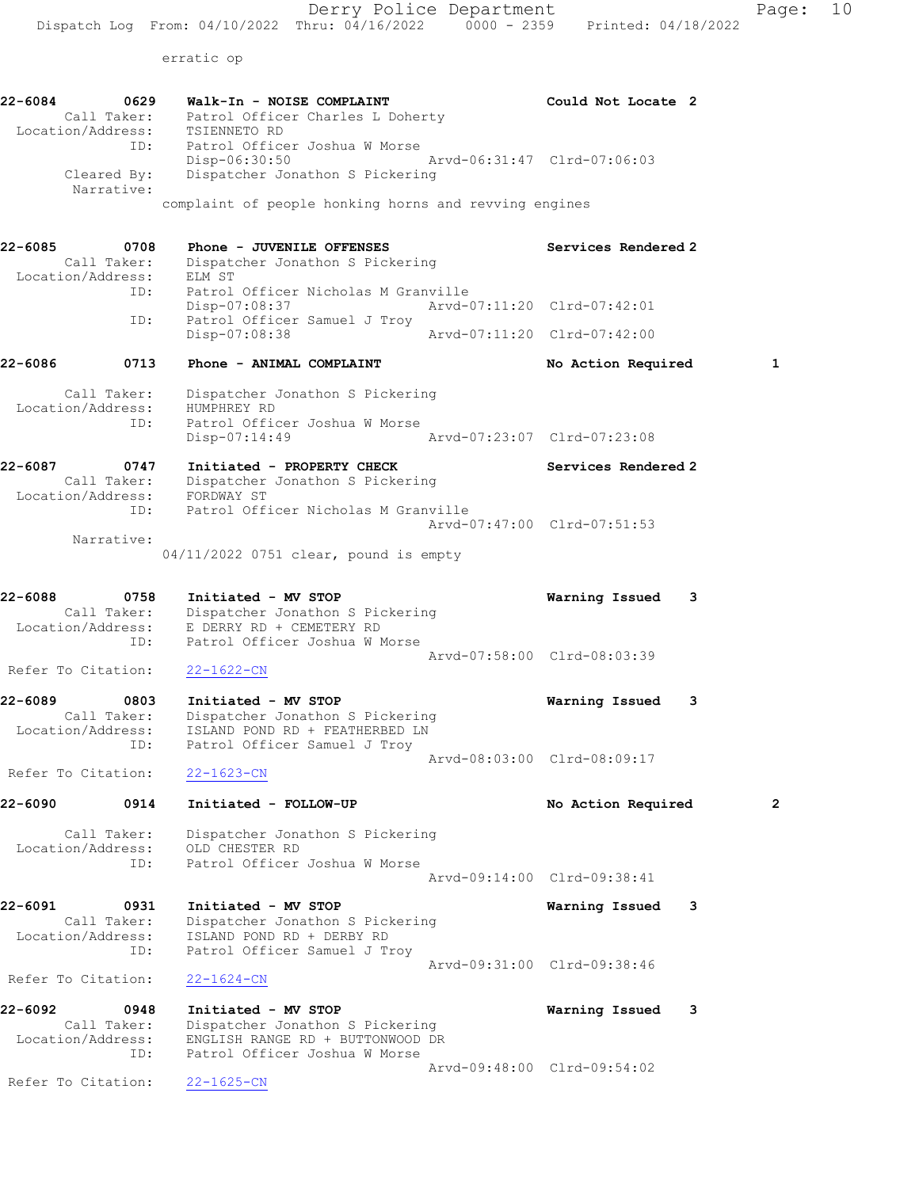erratic op

```
22-6084        0629    Walk-In - NOISE COMPLAINT                  Could Not Locate  2
       Call Taker:     Patrol Officer Charles L Doherty
  Location/Address:    TSIENNETO RD
               ID:     Patrol Officer Joshua W Morse
                       Disp-06:30:50                Arvd-06:31:47  Clrd-07:06:03
       Cleared By:     Dispatcher Jonathon S Pickering
        Narrative:
                   complaint of people honking horns and revving engines

22-6085        0708    Phone - JUVENILE OFFENSES                  Services Rendered 2
       Call Taker:     Dispatcher Jonathon S Pickering
  Location/Address:    ELM ST
               ID:     Patrol Officer Nicholas M Granville
                       Disp-07:08:37                Arvd-07:11:20  Clrd-07:42:01
               ID:     Patrol Officer Samuel J Troy
                       Disp-07:08:38                Arvd-07:11:20  Clrd-07:42:00

22-6086        0713    Phone - ANIMAL COMPLAINT                   No Action Required        1

       Call Taker:     Dispatcher Jonathon S Pickering
  Location/Address:    HUMPHREY RD
               ID:     Patrol Officer Joshua W Morse
                       Disp-07:14:49                Arvd-07:23:07  Clrd-07:23:08

22-6087        0747    Initiated - PROPERTY CHECK                 Services Rendered 2
       Call Taker:     Dispatcher Jonathon S Pickering
  Location/Address:    FORDWAY ST
               ID:     Patrol Officer Nicholas M Granville
                                                    Arvd-07:47:00  Clrd-07:51:53
        Narrative:
                   04/11/2022 0751 clear, pound is empty

22-6088        0758    Initiated - MV STOP                        Warning Issued    3
       Call Taker:     Dispatcher Jonathon S Pickering
  Location/Address:    E DERRY RD + CEMETERY RD
               ID:     Patrol Officer Joshua W Morse
                                                    Arvd-07:58:00  Clrd-08:03:39
 Refer To Citation:    22-1622-CN

22-6089        0803    Initiated - MV STOP                        Warning Issued    3
       Call Taker:     Dispatcher Jonathon S Pickering
  Location/Address:    ISLAND POND RD + FEATHERBED LN
               ID:     Patrol Officer Samuel J Troy
                                                    Arvd-08:03:00  Clrd-08:09:17
 Refer To Citation:    22-1623-CN

22-6090        0914    Initiated - FOLLOW-UP                      No Action Required        2

       Call Taker:     Dispatcher Jonathon S Pickering
  Location/Address:    OLD CHESTER RD
               ID:     Patrol Officer Joshua W Morse
                                                    Arvd-09:14:00  Clrd-09:38:41

22-6091        0931    Initiated - MV STOP                        Warning Issued    3
       Call Taker:     Dispatcher Jonathon S Pickering
  Location/Address:    ISLAND POND RD + DERBY RD
               ID:     Patrol Officer Samuel J Troy
                                                    Arvd-09:31:00  Clrd-09:38:46
 Refer To Citation:    22-1624-CN

22-6092        0948    Initiated - MV STOP                        Warning Issued    3
       Call Taker:     Dispatcher Jonathon S Pickering
  Location/Address:    ENGLISH RANGE RD + BUTTONWOOD DR
               ID:     Patrol Officer Joshua W Morse
                                                    Arvd-09:48:00  Clrd-09:54:02
 Refer To Citation:    22-1625-CN
```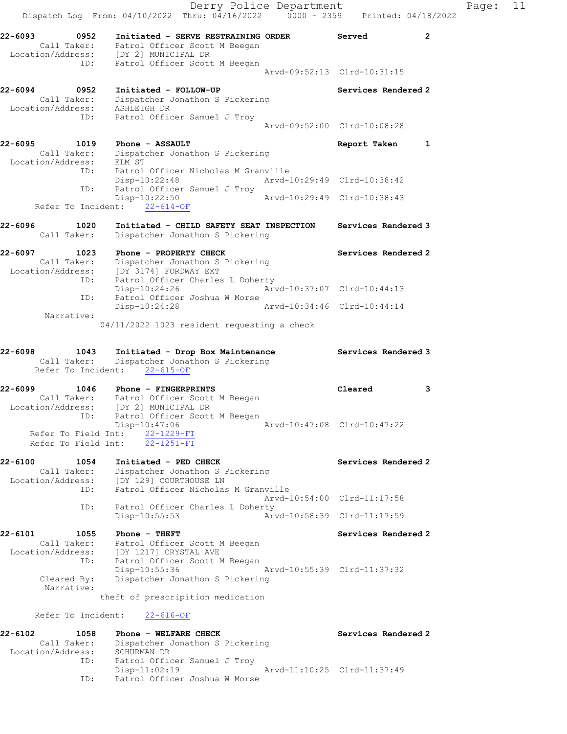Derry Police Department
Dispatch Log From: 04/10/2022 Thru: 04/16/2022 0000 - 2359 Printed: 04/18/2022

```
22-6093        0952    Initiated - SERVE RESTRAINING ORDER        Served          2
        Call Taker:    Patrol Officer Scott M Beegan
  Location/Address:    [DY 2] MUNICIPAL DR
               ID:     Patrol Officer Scott M Beegan
                                                 Arvd-09:52:13  Clrd-10:31:15

22-6094        0952    Initiated - FOLLOW-UP                      Services Rendered 2
        Call Taker:    Dispatcher Jonathon S Pickering
  Location/Address:    ASHLEIGH DR
               ID:     Patrol Officer Samuel J Troy
                                                 Arvd-09:52:00  Clrd-10:08:28

22-6095        1019    Phone - ASSAULT                            Report Taken    1
        Call Taker:    Dispatcher Jonathon S Pickering
  Location/Address:    ELM ST
               ID:     Patrol Officer Nicholas M Granville
                       Disp-10:22:48             Arvd-10:29:49  Clrd-10:38:42
               ID:     Patrol Officer Samuel J Troy
                       Disp-10:22:50             Arvd-10:29:49  Clrd-10:38:43
     Refer To Incident:    22-614-OF

22-6096        1020    Initiated - CHILD SAFETY SEAT INSPECTION   Services Rendered 3
        Call Taker:    Dispatcher Jonathon S Pickering

22-6097        1023    Phone - PROPERTY CHECK                     Services Rendered 2
        Call Taker:    Dispatcher Jonathon S Pickering
  Location/Address:    [DY 3174] FORDWAY EXT
               ID:     Patrol Officer Charles L Doherty
                       Disp-10:24:26             Arvd-10:37:07  Clrd-10:44:13
               ID:     Patrol Officer Joshua W Morse
                       Disp-10:24:28             Arvd-10:34:46  Clrd-10:44:14
         Narrative:
                     04/11/2022 1023 resident requesting a check

22-6098        1043    Initiated - Drop Box Maintenance           Services Rendered 3
        Call Taker:    Dispatcher Jonathon S Pickering
     Refer To Incident:    22-615-OF

22-6099        1046    Phone - FINGERPRINTS                       Cleared         3
        Call Taker:    Patrol Officer Scott M Beegan
  Location/Address:    [DY 2] MUNICIPAL DR
               ID:     Patrol Officer Scott M Beegan
                       Disp-10:47:06             Arvd-10:47:08  Clrd-10:47:22
    Refer To Field Int:    22-1229-FI
    Refer To Field Int:    22-1251-FI

22-6100        1054    Initiated - PED CHECK                      Services Rendered 2
        Call Taker:    Dispatcher Jonathon S Pickering
  Location/Address:    [DY 129] COURTHOUSE LN
               ID:     Patrol Officer Nicholas M Granville
                                                 Arvd-10:54:00  Clrd-11:17:58
               ID:     Patrol Officer Charles L Doherty
                       Disp-10:55:53             Arvd-10:58:39  Clrd-11:17:59

22-6101        1055    Phone - THEFT                              Services Rendered 2
        Call Taker:    Patrol Officer Scott M Beegan
  Location/Address:    [DY 1217] CRYSTAL AVE
               ID:     Patrol Officer Scott M Beegan
                       Disp-10:55:36             Arvd-10:55:39  Clrd-11:37:32
        Cleared By:    Dispatcher Jonathon S Pickering
         Narrative:
                     theft of prescripition medication

     Refer To Incident:    22-616-OF

22-6102        1058    Phone - WELFARE CHECK                      Services Rendered 2
        Call Taker:    Dispatcher Jonathon S Pickering
  Location/Address:    SCHURMAN DR
               ID:     Patrol Officer Samuel J Troy
                       Disp-11:02:19             Arvd-11:10:25  Clrd-11:37:49
               ID:     Patrol Officer Joshua W Morse
```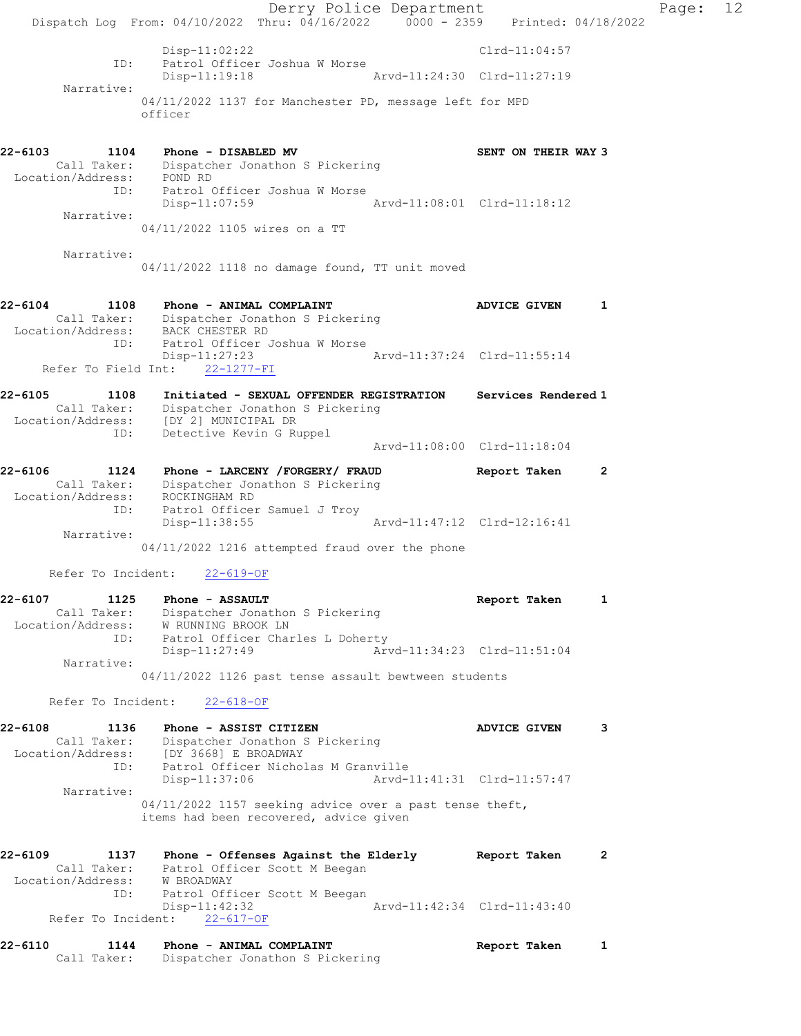Disp-11:02:22 Clrd-11:04:57
ID: Patrol Officer Joshua W Morse
Disp-11:19:18 Arvd-11:24:30 Clrd-11:27:19
Narrative:
04/11/2022 1137 for Manchester PD, message left for MPD officer

**22-6103 1104 Phone - DISABLED MV SENT ON THEIR WAY 3**
Call Taker: Dispatcher Jonathon S Pickering
Location/Address: POND RD
ID: Patrol Officer Joshua W Morse
Disp-11:07:59 Arvd-11:08:01 Clrd-11:18:12
Narrative:
04/11/2022 1105 wires on a TT

Narrative:
04/11/2022 1118 no damage found, TT unit moved

**22-6104 1108 Phone - ANIMAL COMPLAINT ADVICE GIVEN 1**
Call Taker: Dispatcher Jonathon S Pickering
Location/Address: BACK CHESTER RD
ID: Patrol Officer Joshua W Morse
Disp-11:27:23 Arvd-11:37:24 Clrd-11:55:14
Refer To Field Int: 22-1277-FI

**22-6105 1108 Initiated - SEXUAL OFFENDER REGISTRATION Services Rendered 1**
Call Taker: Dispatcher Jonathon S Pickering
Location/Address: [DY 2] MUNICIPAL DR
ID: Detective Kevin G Ruppel
Arvd-11:08:00 Clrd-11:18:04

**22-6106 1124 Phone - LARCENY /FORGERY/ FRAUD Report Taken 2**
Call Taker: Dispatcher Jonathon S Pickering
Location/Address: ROCKINGHAM RD
ID: Patrol Officer Samuel J Troy
Disp-11:38:55 Arvd-11:47:12 Clrd-12:16:41
Narrative:
04/11/2022 1216 attempted fraud over the phone

Refer To Incident: 22-619-OF

**22-6107 1125 Phone - ASSAULT Report Taken 1**
Call Taker: Dispatcher Jonathon S Pickering
Location/Address: W RUNNING BROOK LN
ID: Patrol Officer Charles L Doherty
Disp-11:27:49 Arvd-11:34:23 Clrd-11:51:04
Narrative:
04/11/2022 1126 past tense assault bewtween students

Refer To Incident: 22-618-OF

**22-6108 1136 Phone - ASSIST CITIZEN ADVICE GIVEN 3**
Call Taker: Dispatcher Jonathon S Pickering
Location/Address: [DY 3668] E BROADWAY
ID: Patrol Officer Nicholas M Granville
Disp-11:37:06 Arvd-11:41:31 Clrd-11:57:47
Narrative:
04/11/2022 1157 seeking advice over a past tense theft, items had been recovered, advice given

**22-6109 1137 Phone - Offenses Against the Elderly Report Taken 2**
Call Taker: Patrol Officer Scott M Beegan
Location/Address: W BROADWAY
ID: Patrol Officer Scott M Beegan
Disp-11:42:32 Arvd-11:42:34 Clrd-11:43:40
Refer To Incident: 22-617-OF

**22-6110 1144 Phone - ANIMAL COMPLAINT Report Taken 1**
Call Taker: Dispatcher Jonathon S Pickering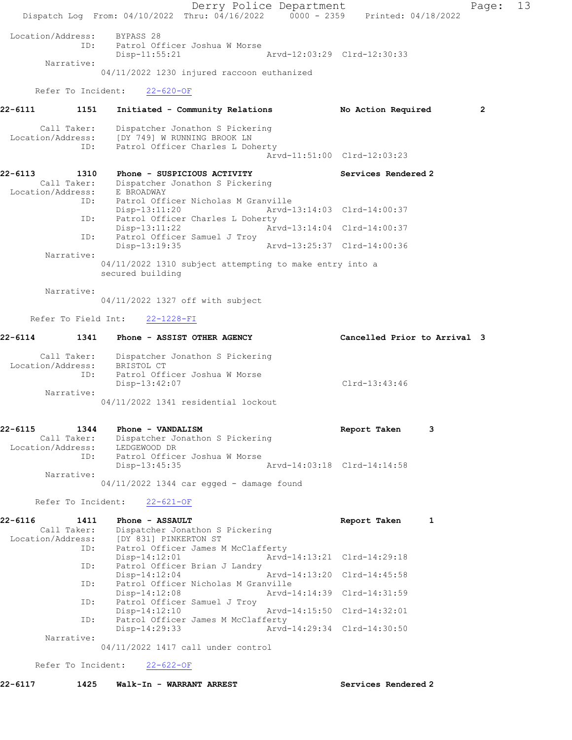Location/Address: BYPASS 28
ID: Patrol Officer Joshua W Morse
Disp-11:55:21 Arvd-12:03:29 Clrd-12:30:33

Narrative:
04/11/2022 1230 injured raccoon euthanized

Refer To Incident: 22-620-OF

**22-6111 1151 Initiated - Community Relations No Action Required 2**

Call Taker: Dispatcher Jonathon S Pickering
Location/Address: [DY 749] W RUNNING BROOK LN
ID: Patrol Officer Charles L Doherty
Arvd-11:51:00 Clrd-12:03:23

**22-6113 1310 Phone - SUSPICIOUS ACTIVITY Services Rendered 2**

Call Taker: Dispatcher Jonathon S Pickering
Location/Address: E BROADWAY
ID: Patrol Officer Nicholas M Granville
Disp-13:11:20 Arvd-13:14:03 Clrd-14:00:37
ID: Patrol Officer Charles L Doherty
Disp-13:11:22 Arvd-13:14:04 Clrd-14:00:37
ID: Patrol Officer Samuel J Troy
Disp-13:19:35 Arvd-13:25:37 Clrd-14:00:36

Narrative:
04/11/2022 1310 subject attempting to make entry into a secured building

Narrative:
04/11/2022 1327 off with subject

Refer To Field Int: 22-1228-FI

**22-6114 1341 Phone - ASSIST OTHER AGENCY Cancelled Prior to Arrival 3**

Call Taker: Dispatcher Jonathon S Pickering
Location/Address: BRISTOL CT
ID: Patrol Officer Joshua W Morse
Disp-13:42:07 Clrd-13:43:46

Narrative:
04/11/2022 1341 residential lockout

**22-6115 1344 Phone - VANDALISM Report Taken 3**

Call Taker: Dispatcher Jonathon S Pickering
Location/Address: LEDGEWOOD DR
ID: Patrol Officer Joshua W Morse
Disp-13:45:35 Arvd-14:03:18 Clrd-14:14:58

Narrative:
04/11/2022 1344 car egged - damage found

Refer To Incident: 22-621-OF

**22-6116 1411 Phone - ASSAULT Report Taken 1**

Call Taker: Dispatcher Jonathon S Pickering
Location/Address: [DY 831] PINKERTON ST
ID: Patrol Officer James M McClafferty
Disp-14:12:01 Arvd-14:13:21 Clrd-14:29:18
ID: Patrol Officer Brian J Landry
Disp-14:12:04 Arvd-14:13:20 Clrd-14:45:58
ID: Patrol Officer Nicholas M Granville
Disp-14:12:08 Arvd-14:14:39 Clrd-14:31:59
ID: Patrol Officer Samuel J Troy
Disp-14:12:10 Arvd-14:15:50 Clrd-14:32:01
ID: Patrol Officer James M McClafferty
Disp-14:29:33 Arvd-14:29:34 Clrd-14:30:50

Narrative:
04/11/2022 1417 call under control

Refer To Incident: 22-622-OF

**22-6117 1425 Walk-In - WARRANT ARREST Services Rendered 2**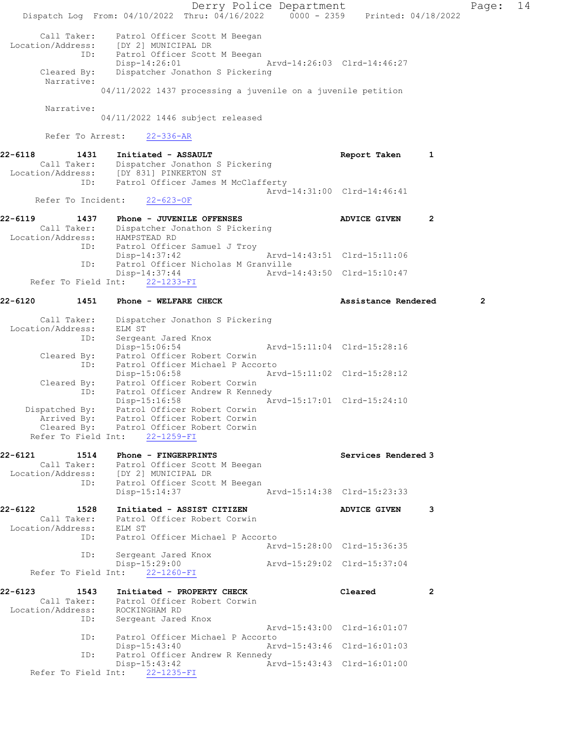```
        Call Taker:    Patrol Officer Scott M Beegan
  Location/Address:    [DY 2] MUNICIPAL DR
               ID:     Patrol Officer Scott M Beegan
                       Disp-14:26:01                Arvd-14:26:03  Clrd-14:46:27
        Cleared By:    Dispatcher Jonathon S Pickering
         Narrative:
                    04/11/2022 1437 processing a juvenile on a juvenile petition

         Narrative:
                    04/11/2022 1446 subject released

         Refer To Arrest:    22-336-AR

22-6118        1431    Initiated - ASSAULT                          Report Taken        1
        Call Taker:    Dispatcher Jonathon S Pickering
  Location/Address:    [DY 831] PINKERTON ST
               ID:     Patrol Officer James M McClafferty
                                                    Arvd-14:31:00  Clrd-14:46:41
       Refer To Incident:    22-623-OF

22-6119        1437    Phone - JUVENILE OFFENSES                    ADVICE GIVEN        2
        Call Taker:    Dispatcher Jonathon S Pickering
  Location/Address:    HAMPSTEAD RD
               ID:     Patrol Officer Samuel J Troy
                       Disp-14:37:42                Arvd-14:43:51  Clrd-15:11:06
               ID:     Patrol Officer Nicholas M Granville
                       Disp-14:37:44                Arvd-14:43:50  Clrd-15:10:47
      Refer To Field Int:    22-1233-FI

22-6120        1451    Phone - WELFARE CHECK                        Assistance Rendered        2

        Call Taker:    Dispatcher Jonathon S Pickering
  Location/Address:    ELM ST
               ID:     Sergeant Jared Knox
                       Disp-15:06:54                Arvd-15:11:04  Clrd-15:28:16
        Cleared By:    Patrol Officer Robert Corwin
               ID:     Patrol Officer Michael P Accorto
                       Disp-15:06:58                Arvd-15:11:02  Clrd-15:28:12
        Cleared By:    Patrol Officer Robert Corwin
               ID:     Patrol Officer Andrew R Kennedy
                       Disp-15:16:58                Arvd-15:17:01  Clrd-15:24:10
     Dispatched By:    Patrol Officer Robert Corwin
        Arrived By:    Patrol Officer Robert Corwin
        Cleared By:    Patrol Officer Robert Corwin
      Refer To Field Int:    22-1259-FI

22-6121        1514    Phone - FINGERPRINTS                         Services Rendered 3
        Call Taker:    Patrol Officer Scott M Beegan
  Location/Address:    [DY 2] MUNICIPAL DR
               ID:     Patrol Officer Scott M Beegan
                       Disp-15:14:37                Arvd-15:14:38  Clrd-15:23:33

22-6122        1528    Initiated - ASSIST CITIZEN                   ADVICE GIVEN        3
        Call Taker:    Patrol Officer Robert Corwin
  Location/Address:    ELM ST
               ID:     Patrol Officer Michael P Accorto
                                                    Arvd-15:28:00  Clrd-15:36:35
               ID:     Sergeant Jared Knox
                       Disp-15:29:00                Arvd-15:29:02  Clrd-15:37:04
      Refer To Field Int:    22-1260-FI

22-6123        1543    Initiated - PROPERTY CHECK                   Cleared             2
        Call Taker:    Patrol Officer Robert Corwin
  Location/Address:    ROCKINGHAM RD
               ID:     Sergeant Jared Knox
                                                    Arvd-15:43:00  Clrd-16:01:07
               ID:     Patrol Officer Michael P Accorto
                       Disp-15:43:40                Arvd-15:43:46  Clrd-16:01:03
               ID:     Patrol Officer Andrew R Kennedy
                       Disp-15:43:42                Arvd-15:43:43  Clrd-16:01:00
      Refer To Field Int:    22-1235-FI
```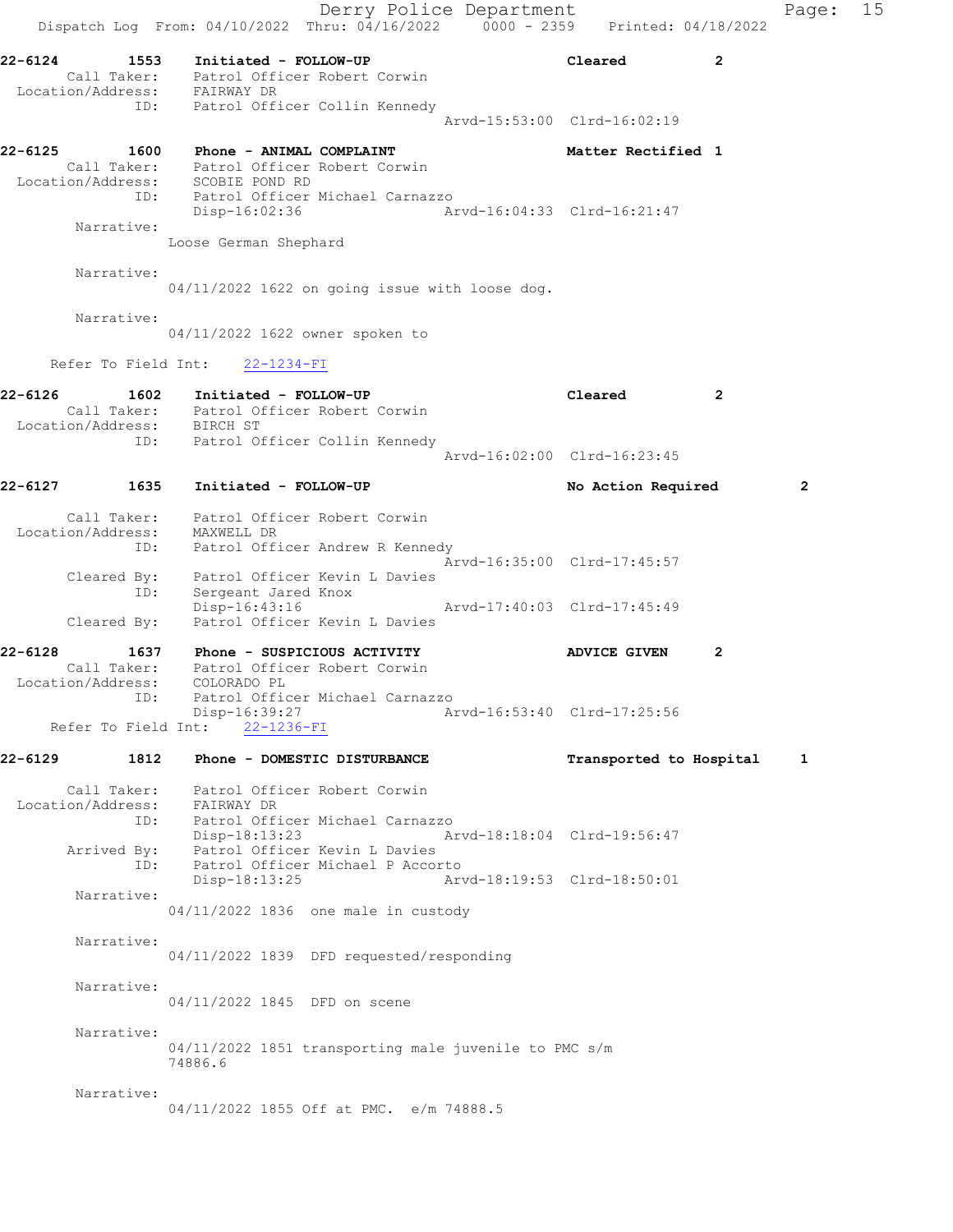```
22-6124        1553    Initiated - FOLLOW-UP                         Cleared            2
        Call Taker:    Patrol Officer Robert Corwin
  Location/Address:    FAIRWAY DR
                ID:    Patrol Officer Collin Kennedy
                                                    Arvd-15:53:00  Clrd-16:02:19

22-6125        1600    Phone - ANIMAL COMPLAINT                      Matter Rectified 1
        Call Taker:    Patrol Officer Robert Corwin
  Location/Address:    SCOBIE POND RD
                ID:    Patrol Officer Michael Carnazzo
                       Disp-16:02:36                Arvd-16:04:33  Clrd-16:21:47
         Narrative:
                     Loose German Shephard

         Narrative:
                     04/11/2022 1622 on going issue with loose dog.

         Narrative:
                     04/11/2022 1622 owner spoken to

      Refer To Field Int:    22-1234-FI

22-6126        1602    Initiated - FOLLOW-UP                         Cleared            2
        Call Taker:    Patrol Officer Robert Corwin
  Location/Address:    BIRCH ST
                ID:    Patrol Officer Collin Kennedy
                                                    Arvd-16:02:00  Clrd-16:23:45

22-6127        1635    Initiated - FOLLOW-UP                         No Action Required         2

        Call Taker:    Patrol Officer Robert Corwin
  Location/Address:    MAXWELL DR
                ID:    Patrol Officer Andrew R Kennedy
                                                    Arvd-16:35:00  Clrd-17:45:57
        Cleared By:    Patrol Officer Kevin L Davies
                ID:    Sergeant Jared Knox
                       Disp-16:43:16                Arvd-17:40:03  Clrd-17:45:49
        Cleared By:    Patrol Officer Kevin L Davies

22-6128        1637    Phone - SUSPICIOUS ACTIVITY                   ADVICE GIVEN       2
        Call Taker:    Patrol Officer Robert Corwin
  Location/Address:    COLORADO PL
                ID:    Patrol Officer Michael Carnazzo
                       Disp-16:39:27                Arvd-16:53:40  Clrd-17:25:56
      Refer To Field Int:    22-1236-FI

22-6129        1812    Phone - DOMESTIC DISTURBANCE                  Transported to Hospital    1

        Call Taker:    Patrol Officer Robert Corwin
  Location/Address:    FAIRWAY DR
                ID:    Patrol Officer Michael Carnazzo
                       Disp-18:13:23                Arvd-18:18:04  Clrd-19:56:47
        Arrived By:    Patrol Officer Kevin L Davies
                ID:    Patrol Officer Michael P Accorto
                       Disp-18:13:25                Arvd-18:19:53  Clrd-18:50:01
         Narrative:
                     04/11/2022 1836  one male in custody

         Narrative:
                     04/11/2022 1839  DFD requested/responding

         Narrative:
                     04/11/2022 1845  DFD on scene

         Narrative:
                     04/11/2022 1851 transporting male juvenile to PMC s/m
                     74886.6

         Narrative:
                     04/11/2022 1855 Off at PMC.  e/m 74888.5
```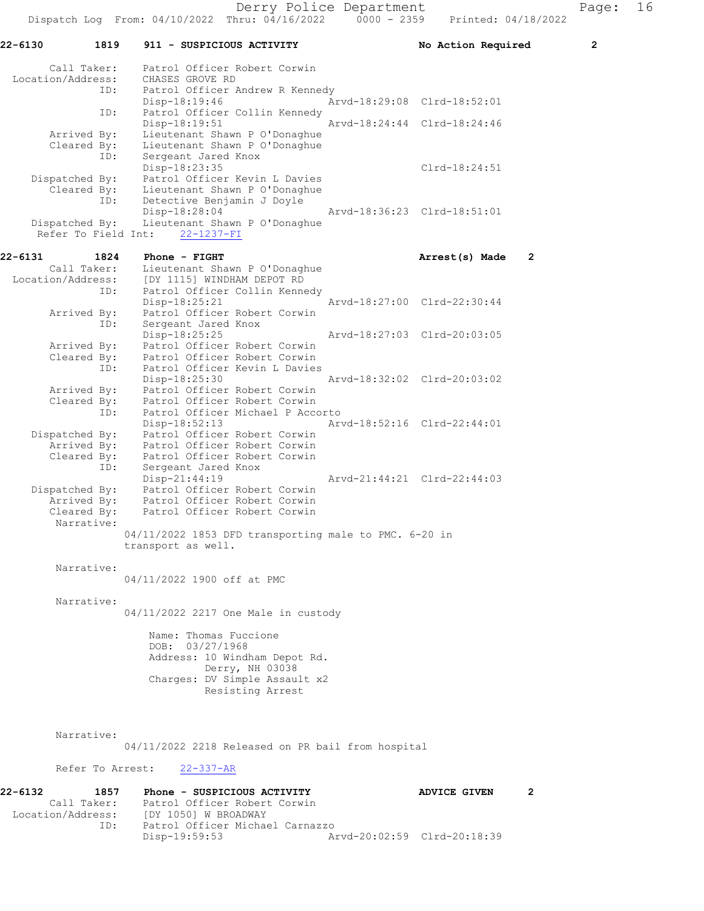**22-6130 1819 911 - SUSPICIOUS ACTIVITY — No Action Required 2**

```
        Call Taker:    Patrol Officer Robert Corwin
  Location/Address:    CHASES GROVE RD
                ID:    Patrol Officer Andrew R Kennedy
                       Disp-18:19:46                Arvd-18:29:08  Clrd-18:52:01
                ID:    Patrol Officer Collin Kennedy
                       Disp-18:19:51                Arvd-18:24:44  Clrd-18:24:46
       Arrived By:    Lieutenant Shawn P O'Donaghue
       Cleared By:    Lieutenant Shawn P O'Donaghue
                ID:    Sergeant Jared Knox
                       Disp-18:23:35                               Clrd-18:24:51
    Dispatched By:    Patrol Officer Kevin L Davies
       Cleared By:    Lieutenant Shawn P O'Donaghue
                ID:    Detective Benjamin J Doyle
                       Disp-18:28:04                Arvd-18:36:23  Clrd-18:51:01
    Dispatched By:    Lieutenant Shawn P O'Donaghue
  Refer To Field Int:    22-1237-FI
```

**22-6131 1824 Phone - FIGHT — Arrest(s) Made 2**

```
        Call Taker:    Lieutenant Shawn P O'Donaghue
  Location/Address:    [DY 1115] WINDHAM DEPOT RD
                ID:    Patrol Officer Collin Kennedy
                       Disp-18:25:21                Arvd-18:27:00  Clrd-22:30:44
       Arrived By:    Patrol Officer Robert Corwin
                ID:    Sergeant Jared Knox
                       Disp-18:25:25                Arvd-18:27:03  Clrd-20:03:05
       Arrived By:    Patrol Officer Robert Corwin
       Cleared By:    Patrol Officer Robert Corwin
                ID:    Patrol Officer Kevin L Davies
                       Disp-18:25:30                Arvd-18:32:02  Clrd-20:03:02
       Arrived By:    Patrol Officer Robert Corwin
       Cleared By:    Patrol Officer Robert Corwin
                ID:    Patrol Officer Michael P Accorto
                       Disp-18:52:13                Arvd-18:52:16  Clrd-22:44:01
    Dispatched By:    Patrol Officer Robert Corwin
       Arrived By:    Patrol Officer Robert Corwin
       Cleared By:    Patrol Officer Robert Corwin
                ID:    Sergeant Jared Knox
                       Disp-21:44:19                Arvd-21:44:21  Clrd-22:44:03
    Dispatched By:    Patrol Officer Robert Corwin
       Arrived By:    Patrol Officer Robert Corwin
       Cleared By:    Patrol Officer Robert Corwin
        Narrative:
              04/11/2022 1853 DFD transporting male to PMC. 6-20 in
              transport as well.

        Narrative:
              04/11/2022 1900 off at PMC

        Narrative:
              04/11/2022 2217 One Male in custody

                 Name: Thomas Fuccione
                 DOB:  03/27/1968
                 Address: 10 Windham Depot Rd.
                          Derry, NH 03038
                 Charges: DV Simple Assault x2
                          Resisting Arrest

        Narrative:
              04/11/2022 2218 Released on PR bail from hospital

        Refer To Arrest:    22-337-AR
```

**22-6132 1857 Phone - SUSPICIOUS ACTIVITY — ADVICE GIVEN 2**

```
        Call Taker:    Patrol Officer Robert Corwin
  Location/Address:    [DY 1050] W BROADWAY
                ID:    Patrol Officer Michael Carnazzo
                       Disp-19:59:53                Arvd-20:02:59  Clrd-20:18:39
```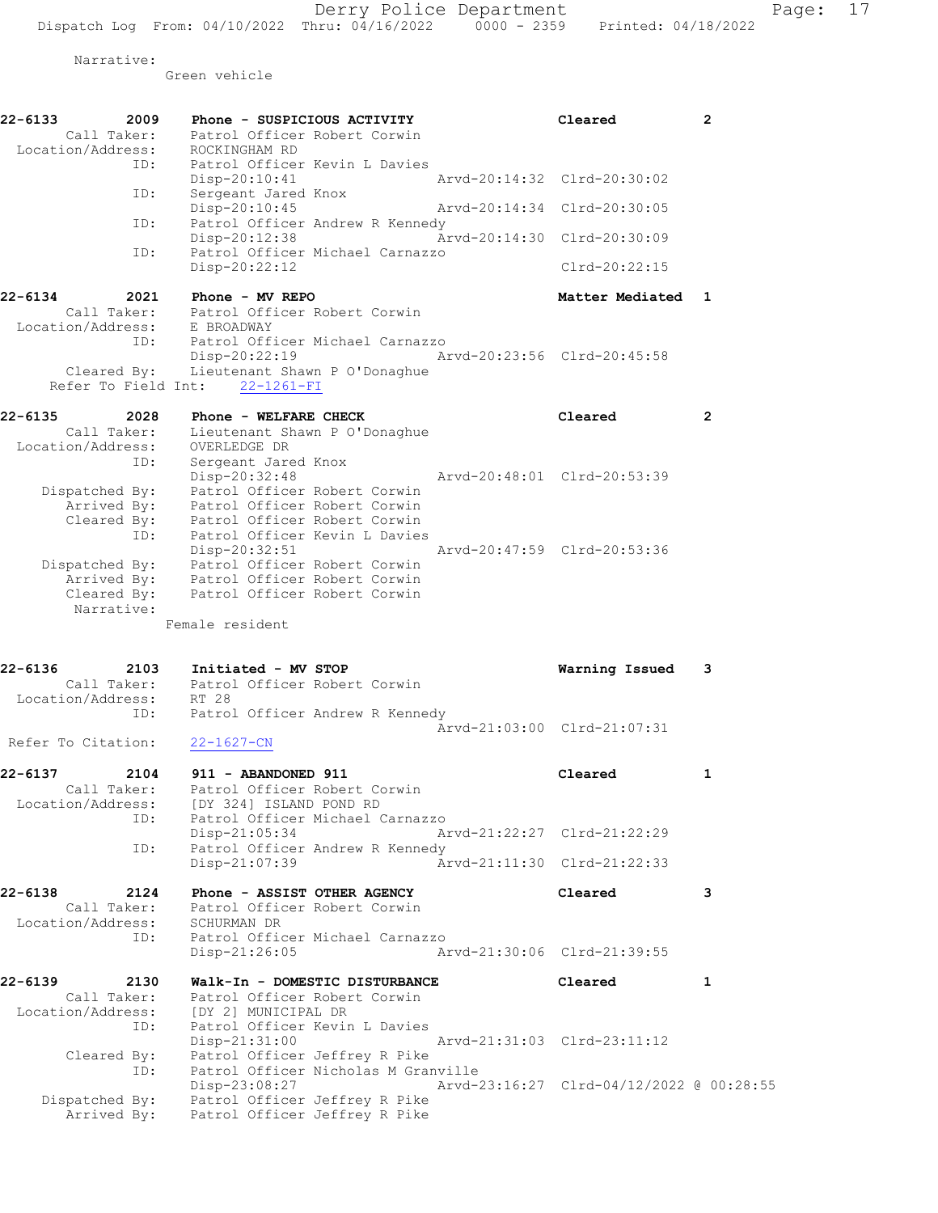Narrative:
Green vehicle

```
22-6133        2009    Phone - SUSPICIOUS ACTIVITY                   Cleared          2
       Call Taker:     Patrol Officer Robert Corwin
  Location/Address:    ROCKINGHAM RD
               ID:     Patrol Officer Kevin L Davies
                       Disp-20:10:41              Arvd-20:14:32  Clrd-20:30:02
               ID:     Sergeant Jared Knox
                       Disp-20:10:45              Arvd-20:14:34  Clrd-20:30:05
               ID:     Patrol Officer Andrew R Kennedy
                       Disp-20:12:38              Arvd-20:14:30  Clrd-20:30:09
               ID:     Patrol Officer Michael Carnazzo
                       Disp-20:22:12                             Clrd-20:22:15

22-6134        2021    Phone - MV REPO                               Matter Mediated  1
       Call Taker:     Patrol Officer Robert Corwin
  Location/Address:    E BROADWAY
               ID:     Patrol Officer Michael Carnazzo
                       Disp-20:22:19              Arvd-20:23:56  Clrd-20:45:58
       Cleared By:     Lieutenant Shawn P O'Donaghue
    Refer To Field Int:    22-1261-FI

22-6135        2028    Phone - WELFARE CHECK                         Cleared          2
       Call Taker:     Lieutenant Shawn P O'Donaghue
  Location/Address:    OVERLEDGE DR
               ID:     Sergeant Jared Knox
                       Disp-20:32:48              Arvd-20:48:01  Clrd-20:53:39
    Dispatched By:     Patrol Officer Robert Corwin
       Arrived By:     Patrol Officer Robert Corwin
       Cleared By:     Patrol Officer Robert Corwin
               ID:     Patrol Officer Kevin L Davies
                       Disp-20:32:51              Arvd-20:47:59  Clrd-20:53:36
    Dispatched By:     Patrol Officer Robert Corwin
       Arrived By:     Patrol Officer Robert Corwin
       Cleared By:     Patrol Officer Robert Corwin
        Narrative:
                    Female resident

22-6136        2103    Initiated - MV STOP                           Warning Issued   3
       Call Taker:     Patrol Officer Robert Corwin
  Location/Address:    RT 28
               ID:     Patrol Officer Andrew R Kennedy
                                                  Arvd-21:03:00  Clrd-21:07:31
 Refer To Citation:    22-1627-CN

22-6137        2104    911 - ABANDONED 911                           Cleared          1
       Call Taker:     Patrol Officer Robert Corwin
  Location/Address:    [DY 324] ISLAND POND RD
               ID:     Patrol Officer Michael Carnazzo
                       Disp-21:05:34              Arvd-21:22:27  Clrd-21:22:29
               ID:     Patrol Officer Andrew R Kennedy
                       Disp-21:07:39              Arvd-21:11:30  Clrd-21:22:33

22-6138        2124    Phone - ASSIST OTHER AGENCY                   Cleared          3
       Call Taker:     Patrol Officer Robert Corwin
  Location/Address:    SCHURMAN DR
               ID:     Patrol Officer Michael Carnazzo
                       Disp-21:26:05              Arvd-21:30:06  Clrd-21:39:55

22-6139        2130    Walk-In - DOMESTIC DISTURBANCE                Cleared          1
       Call Taker:     Patrol Officer Robert Corwin
  Location/Address:    [DY 2] MUNICIPAL DR
               ID:     Patrol Officer Kevin L Davies
                       Disp-21:31:00              Arvd-21:31:03  Clrd-23:11:12
       Cleared By:     Patrol Officer Jeffrey R Pike
               ID:     Patrol Officer Nicholas M Granville
                       Disp-23:08:27              Arvd-23:16:27  Clrd-04/12/2022 @ 00:28:55
    Dispatched By:     Patrol Officer Jeffrey R Pike
       Arrived By:     Patrol Officer Jeffrey R Pike
```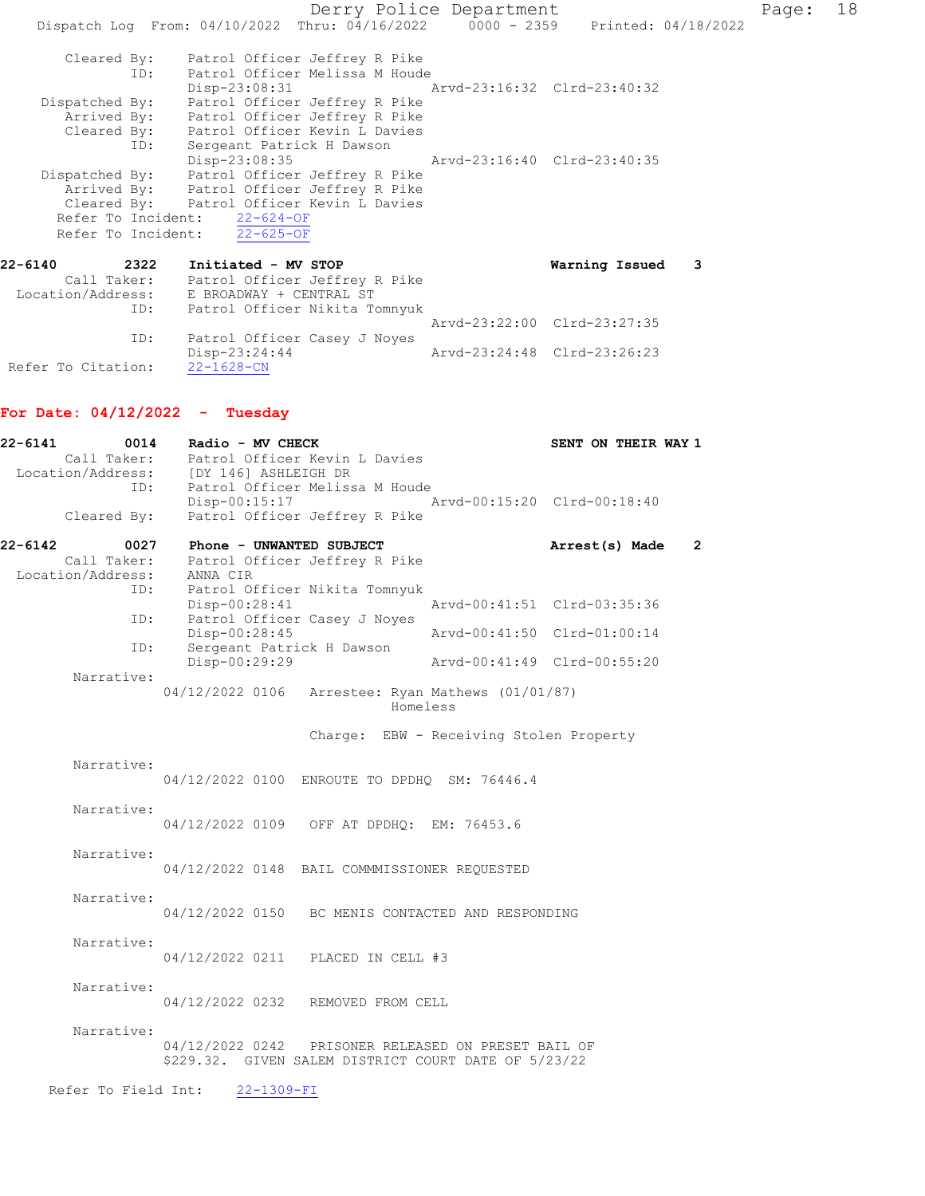```
        Cleared By:    Patrol Officer Jeffrey R Pike
               ID:     Patrol Officer Melissa M Houde
                       Disp-23:08:31                  Arvd-23:16:32  Clrd-23:40:32
     Dispatched By:    Patrol Officer Jeffrey R Pike
        Arrived By:    Patrol Officer Jeffrey R Pike
        Cleared By:    Patrol Officer Kevin L Davies
               ID:     Sergeant Patrick H Dawson
                       Disp-23:08:35                  Arvd-23:16:40  Clrd-23:40:35
     Dispatched By:    Patrol Officer Jeffrey R Pike
        Arrived By:    Patrol Officer Jeffrey R Pike
        Cleared By:    Patrol Officer Kevin L Davies
       Refer To Incident:    22-624-OF
       Refer To Incident:    22-625-OF

22-6140        2322    Initiated - MV STOP                    Warning Issued    3
        Call Taker:    Patrol Officer Jeffrey R Pike
  Location/Address:    E BROADWAY + CENTRAL ST
               ID:     Patrol Officer Nikita Tomnyuk
                                                      Arvd-23:22:00  Clrd-23:27:35
               ID:     Patrol Officer Casey J Noyes
                       Disp-23:24:44                  Arvd-23:24:48  Clrd-23:26:23
 Refer To Citation:    22-1628-CN
```

## For Date: 04/12/2022 - Tuesday

```
22-6141        0014    Radio - MV CHECK                       SENT ON THEIR WAY 1
        Call Taker:    Patrol Officer Kevin L Davies
  Location/Address:    [DY 146] ASHLEIGH DR
               ID:     Patrol Officer Melissa M Houde
                       Disp-00:15:17                  Arvd-00:15:20  Clrd-00:18:40
        Cleared By:    Patrol Officer Jeffrey R Pike

22-6142        0027    Phone - UNWANTED SUBJECT               Arrest(s) Made    2
        Call Taker:    Patrol Officer Jeffrey R Pike
  Location/Address:    ANNA CIR
               ID:     Patrol Officer Nikita Tomnyuk
                       Disp-00:28:41                  Arvd-00:41:51  Clrd-03:35:36
               ID:     Patrol Officer Casey J Noyes
                       Disp-00:28:45                  Arvd-00:41:50  Clrd-01:00:14
               ID:     Sergeant Patrick H Dawson
                       Disp-00:29:29                  Arvd-00:41:49  Clrd-00:55:20
         Narrative:
                    04/12/2022 0106   Arrestee: Ryan Mathews (01/01/87)
                                                Homeless

                                      Charge:  EBW - Receiving Stolen Property

         Narrative:
                    04/12/2022 0100  ENROUTE TO DPDHQ  SM: 76446.4

         Narrative:
                    04/12/2022 0109   OFF AT DPDHQ:  EM: 76453.6

         Narrative:
                    04/12/2022 0148  BAIL COMMMISSIONER REQUESTED

         Narrative:
                    04/12/2022 0150   BC MENIS CONTACTED AND RESPONDING

         Narrative:
                    04/12/2022 0211   PLACED IN CELL #3

         Narrative:
                    04/12/2022 0232   REMOVED FROM CELL

         Narrative:
                    04/12/2022 0242   PRISONER RELEASED ON PRESET BAIL OF
                    $229.32.  GIVEN SALEM DISTRICT COURT DATE OF 5/23/22

      Refer To Field Int:    22-1309-FI
```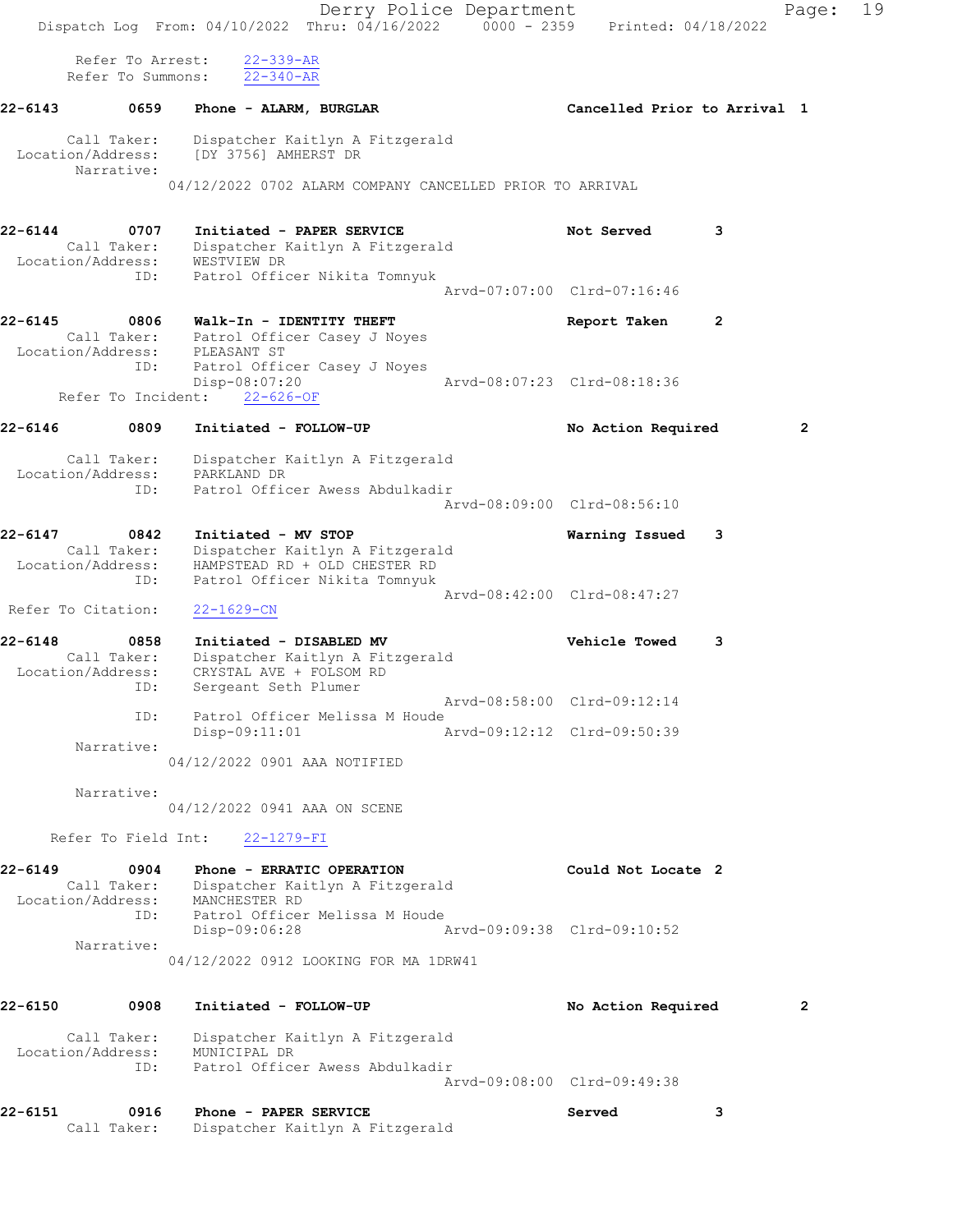Refer To Arrest: 22-339-AR
Refer To Summons: 22-340-AR

**22-6143 0659 Phone - ALARM, BURGLAR — Cancelled Prior to Arrival 1**

Call Taker: Dispatcher Kaitlyn A Fitzgerald
Location/Address: [DY 3756] AMHERST DR
Narrative:
04/12/2022 0702 ALARM COMPANY CANCELLED PRIOR TO ARRIVAL

**22-6144 0707 Initiated - PAPER SERVICE — Not Served 3**

Call Taker: Dispatcher Kaitlyn A Fitzgerald
Location/Address: WESTVIEW DR
ID: Patrol Officer Nikita Tomnyuk
Arvd-07:07:00 Clrd-07:16:46

**22-6145 0806 Walk-In - IDENTITY THEFT — Report Taken 2**

Call Taker: Patrol Officer Casey J Noyes
Location/Address: PLEASANT ST
ID: Patrol Officer Casey J Noyes
Disp-08:07:20 Arvd-08:07:23 Clrd-08:18:36
Refer To Incident: 22-626-OF

**22-6146 0809 Initiated - FOLLOW-UP — No Action Required 2**

Call Taker: Dispatcher Kaitlyn A Fitzgerald
Location/Address: PARKLAND DR
ID: Patrol Officer Awess Abdulkadir
Arvd-08:09:00 Clrd-08:56:10

**22-6147 0842 Initiated - MV STOP — Warning Issued 3**

Call Taker: Dispatcher Kaitlyn A Fitzgerald
Location/Address: HAMPSTEAD RD + OLD CHESTER RD
ID: Patrol Officer Nikita Tomnyuk
Arvd-08:42:00 Clrd-08:47:27
Refer To Citation: 22-1629-CN

**22-6148 0858 Initiated - DISABLED MV — Vehicle Towed 3**

Call Taker: Dispatcher Kaitlyn A Fitzgerald
Location/Address: CRYSTAL AVE + FOLSOM RD
ID: Sergeant Seth Plumer
Arvd-08:58:00 Clrd-09:12:14
ID: Patrol Officer Melissa M Houde
Disp-09:11:01 Arvd-09:12:12 Clrd-09:50:39
Narrative:
04/12/2022 0901 AAA NOTIFIED
Narrative:
04/12/2022 0941 AAA ON SCENE
Refer To Field Int: 22-1279-FI

**22-6149 0904 Phone - ERRATIC OPERATION — Could Not Locate 2**

Call Taker: Dispatcher Kaitlyn A Fitzgerald
Location/Address: MANCHESTER RD
ID: Patrol Officer Melissa M Houde
Disp-09:06:28 Arvd-09:09:38 Clrd-09:10:52
Narrative:
04/12/2022 0912 LOOKING FOR MA 1DRW41

**22-6150 0908 Initiated - FOLLOW-UP — No Action Required 2**

Call Taker: Dispatcher Kaitlyn A Fitzgerald
Location/Address: MUNICIPAL DR
ID: Patrol Officer Awess Abdulkadir
Arvd-09:08:00 Clrd-09:49:38

**22-6151 0916 Phone - PAPER SERVICE — Served 3**

Call Taker: Dispatcher Kaitlyn A Fitzgerald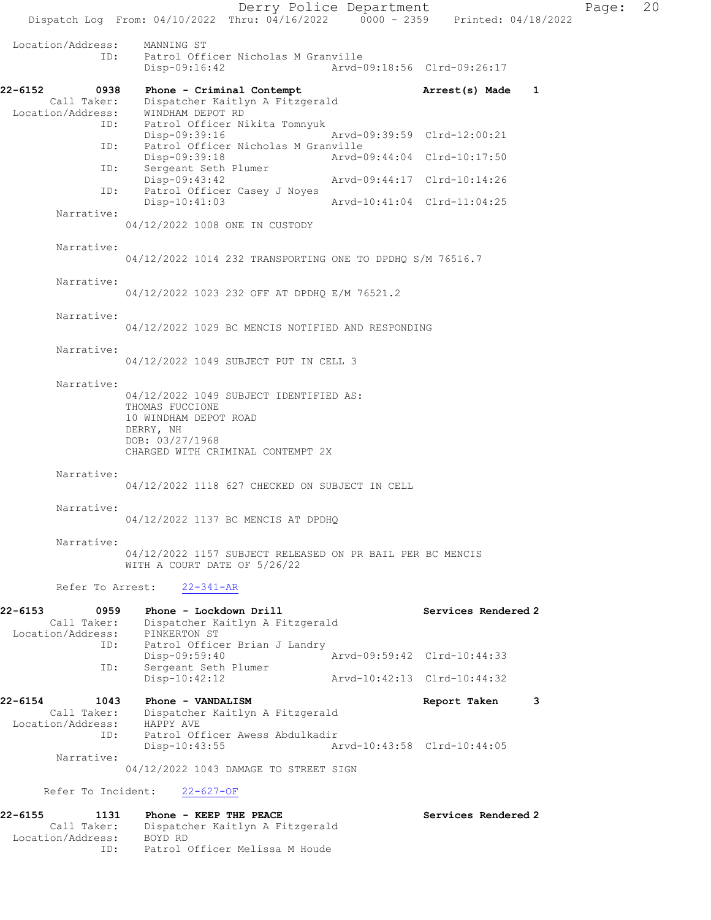```
 Location/Address:    MANNING ST
               ID:    Patrol Officer Nicholas M Granville
                      Disp-09:16:42                 Arvd-09:18:56  Clrd-09:26:17

22-6152        0938   Phone - Criminal Contempt                    Arrest(s) Made    1
       Call Taker:    Dispatcher Kaitlyn A Fitzgerald
 Location/Address:    WINDHAM DEPOT RD
               ID:    Patrol Officer Nikita Tomnyuk
                      Disp-09:39:16                 Arvd-09:39:59  Clrd-12:00:21
               ID:    Patrol Officer Nicholas M Granville
                      Disp-09:39:18                 Arvd-09:44:04  Clrd-10:17:50
               ID:    Sergeant Seth Plumer
                      Disp-09:43:42                 Arvd-09:44:17  Clrd-10:14:26
               ID:    Patrol Officer Casey J Noyes
                      Disp-10:41:03                 Arvd-10:41:04  Clrd-11:04:25
        Narrative:
                    04/12/2022 1008 ONE IN CUSTODY

        Narrative:
                    04/12/2022 1014 232 TRANSPORTING ONE TO DPDHQ S/M 76516.7

        Narrative:
                    04/12/2022 1023 232 OFF AT DPDHQ E/M 76521.2

        Narrative:
                    04/12/2022 1029 BC MENCIS NOTIFIED AND RESPONDING

        Narrative:
                    04/12/2022 1049 SUBJECT PUT IN CELL 3

        Narrative:
                    04/12/2022 1049 SUBJECT IDENTIFIED AS:
                    THOMAS FUCCIONE
                    10 WINDHAM DEPOT ROAD
                    DERRY, NH
                    DOB: 03/27/1968
                    CHARGED WITH CRIMINAL CONTEMPT 2X

        Narrative:
                    04/12/2022 1118 627 CHECKED ON SUBJECT IN CELL

        Narrative:
                    04/12/2022 1137 BC MENCIS AT DPDHQ

        Narrative:
                    04/12/2022 1157 SUBJECT RELEASED ON PR BAIL PER BC MENCIS
                    WITH A COURT DATE OF 5/26/22

        Refer To Arrest:    22-341-AR

22-6153        0959   Phone - Lockdown Drill                       Services Rendered 2
       Call Taker:    Dispatcher Kaitlyn A Fitzgerald
 Location/Address:    PINKERTON ST
               ID:    Patrol Officer Brian J Landry
                      Disp-09:59:40                 Arvd-09:59:42  Clrd-10:44:33
               ID:    Sergeant Seth Plumer
                      Disp-10:42:12                 Arvd-10:42:13  Clrd-10:44:32

22-6154        1043   Phone - VANDALISM                            Report Taken      3
       Call Taker:    Dispatcher Kaitlyn A Fitzgerald
 Location/Address:    HAPPY AVE
               ID:    Patrol Officer Awess Abdulkadir
                      Disp-10:43:55                 Arvd-10:43:58  Clrd-10:44:05
        Narrative:
                    04/12/2022 1043 DAMAGE TO STREET SIGN

      Refer To Incident:    22-627-OF

22-6155        1131   Phone - KEEP THE PEACE                       Services Rendered 2
       Call Taker:    Dispatcher Kaitlyn A Fitzgerald
 Location/Address:    BOYD RD
               ID:    Patrol Officer Melissa M Houde
```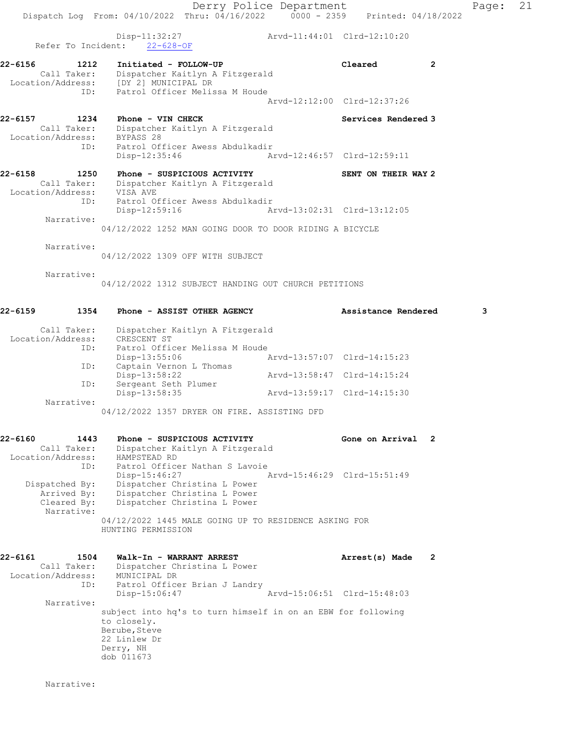Disp-11:32:27 Arvd-11:44:01 Clrd-12:10:20
Refer To Incident: 22-628-OF

**22-6156 1212 Initiated - FOLLOW-UP** Cleared 2
Call Taker: Dispatcher Kaitlyn A Fitzgerald
Location/Address: [DY 2] MUNICIPAL DR
ID: Patrol Officer Melissa M Houde
Arvd-12:12:00 Clrd-12:37:26

**22-6157 1234 Phone - VIN CHECK** Services Rendered 3
Call Taker: Dispatcher Kaitlyn A Fitzgerald
Location/Address: BYPASS 28
ID: Patrol Officer Awess Abdulkadir
Disp-12:35:46 Arvd-12:46:57 Clrd-12:59:11

**22-6158 1250 Phone - SUSPICIOUS ACTIVITY** SENT ON THEIR WAY 2
Call Taker: Dispatcher Kaitlyn A Fitzgerald
Location/Address: VISA AVE
ID: Patrol Officer Awess Abdulkadir
Disp-12:59:16 Arvd-13:02:31 Clrd-13:12:05
Narrative:
04/12/2022 1252 MAN GOING DOOR TO DOOR RIDING A BICYCLE

Narrative:
04/12/2022 1309 OFF WITH SUBJECT

Narrative:
04/12/2022 1312 SUBJECT HANDING OUT CHURCH PETITIONS

**22-6159 1354 Phone - ASSIST OTHER AGENCY** Assistance Rendered 3
Call Taker: Dispatcher Kaitlyn A Fitzgerald
Location/Address: CRESCENT ST
ID: Patrol Officer Melissa M Houde
Disp-13:55:06 Arvd-13:57:07 Clrd-14:15:23
ID: Captain Vernon L Thomas
Disp-13:58:22 Arvd-13:58:47 Clrd-14:15:24
ID: Sergeant Seth Plumer
Disp-13:58:35 Arvd-13:59:17 Clrd-14:15:30
Narrative:
04/12/2022 1357 DRYER ON FIRE. ASSISTING DFD

**22-6160 1443 Phone - SUSPICIOUS ACTIVITY** Gone on Arrival 2
Call Taker: Dispatcher Kaitlyn A Fitzgerald
Location/Address: HAMPSTEAD RD
ID: Patrol Officer Nathan S Lavoie
Disp-15:46:27 Arvd-15:46:29 Clrd-15:51:49
Dispatched By: Dispatcher Christina L Power
Arrived By: Dispatcher Christina L Power
Cleared By: Dispatcher Christina L Power
Narrative:
04/12/2022 1445 MALE GOING UP TO RESIDENCE ASKING FOR HUNTING PERMISSION

**22-6161 1504 Walk-In - WARRANT ARREST** Arrest(s) Made 2
Call Taker: Dispatcher Christina L Power
Location/Address: MUNICIPAL DR
ID: Patrol Officer Brian J Landry
Disp-15:06:47 Arvd-15:06:51 Clrd-15:48:03
Narrative:
subject into hq's to turn himself in on an EBW for following to closely.
Berube,Steve
22 Linlew Dr
Derry, NH
dob 011673

Narrative: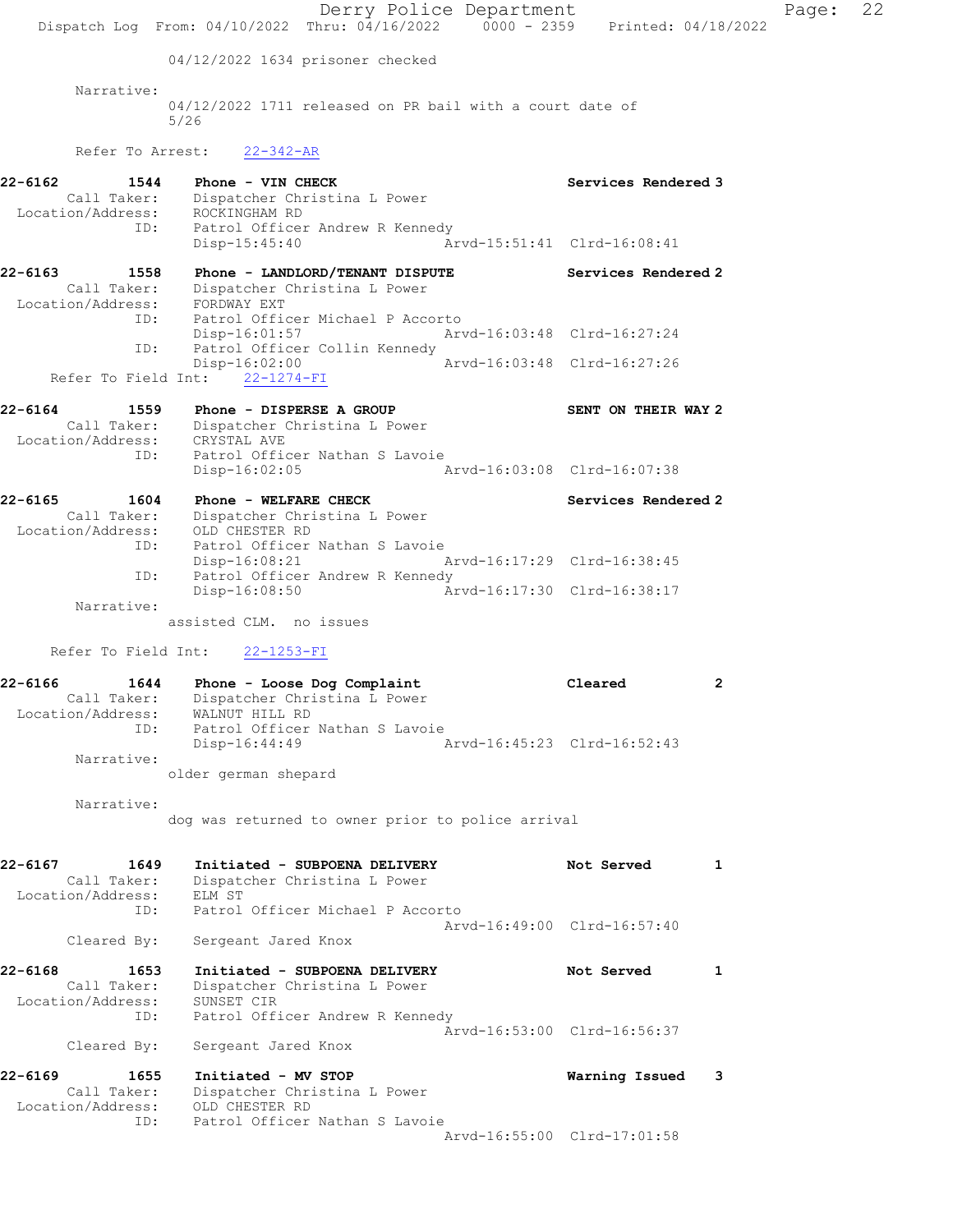04/12/2022 1634 prisoner checked

Narrative:
04/12/2022 1711 released on PR bail with a court date of 5/26

Refer To Arrest: 22-342-AR

**22-6162 1544 Phone - VIN CHECK** Services Rendered 3
Call Taker: Dispatcher Christina L Power
Location/Address: ROCKINGHAM RD
ID: Patrol Officer Andrew R Kennedy
Disp-15:45:40 Arvd-15:51:41 Clrd-16:08:41

**22-6163 1558 Phone - LANDLORD/TENANT DISPUTE** Services Rendered 2
Call Taker: Dispatcher Christina L Power
Location/Address: FORDWAY EXT
ID: Patrol Officer Michael P Accorto
Disp-16:01:57 Arvd-16:03:48 Clrd-16:27:24
ID: Patrol Officer Collin Kennedy
Disp-16:02:00 Arvd-16:03:48 Clrd-16:27:26
Refer To Field Int: 22-1274-FI

**22-6164 1559 Phone - DISPERSE A GROUP** SENT ON THEIR WAY 2
Call Taker: Dispatcher Christina L Power
Location/Address: CRYSTAL AVE
ID: Patrol Officer Nathan S Lavoie
Disp-16:02:05 Arvd-16:03:08 Clrd-16:07:38

**22-6165 1604 Phone - WELFARE CHECK** Services Rendered 2
Call Taker: Dispatcher Christina L Power
Location/Address: OLD CHESTER RD
ID: Patrol Officer Nathan S Lavoie
Disp-16:08:21 Arvd-16:17:29 Clrd-16:38:45
ID: Patrol Officer Andrew R Kennedy
Disp-16:08:50 Arvd-16:17:30 Clrd-16:38:17
Narrative:
assisted CLM. no issues

Refer To Field Int: 22-1253-FI

**22-6166 1644 Phone - Loose Dog Complaint** Cleared 2
Call Taker: Dispatcher Christina L Power
Location/Address: WALNUT HILL RD
ID: Patrol Officer Nathan S Lavoie
Disp-16:44:49 Arvd-16:45:23 Clrd-16:52:43
Narrative:
older german shepard

Narrative:
dog was returned to owner prior to police arrival

**22-6167 1649 Initiated - SUBPOENA DELIVERY** Not Served 1
Call Taker: Dispatcher Christina L Power
Location/Address: ELM ST
ID: Patrol Officer Michael P Accorto
Arvd-16:49:00 Clrd-16:57:40
Cleared By: Sergeant Jared Knox

**22-6168 1653 Initiated - SUBPOENA DELIVERY** Not Served 1
Call Taker: Dispatcher Christina L Power
Location/Address: SUNSET CIR
ID: Patrol Officer Andrew R Kennedy
Arvd-16:53:00 Clrd-16:56:37
Cleared By: Sergeant Jared Knox

**22-6169 1655 Initiated - MV STOP** Warning Issued 3
Call Taker: Dispatcher Christina L Power
Location/Address: OLD CHESTER RD
ID: Patrol Officer Nathan S Lavoie
Arvd-16:55:00 Clrd-17:01:58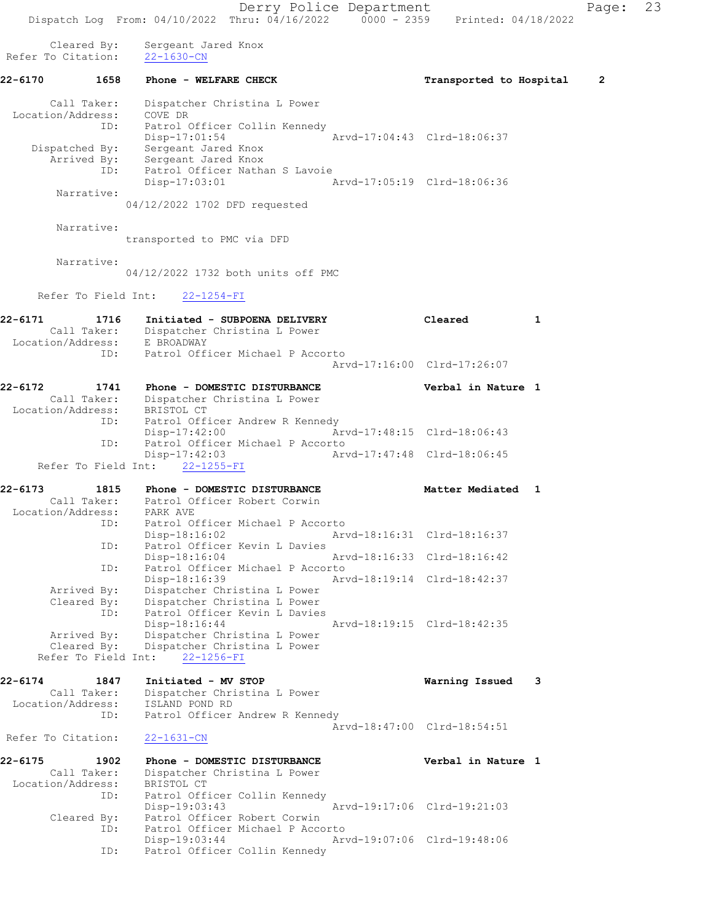```
        Cleared By:     Sergeant Jared Knox
 Refer To Citation:     22-1630-CN

22-6170         1658    Phone - WELFARE CHECK                          Transported to Hospital     2

       Call Taker:      Dispatcher Christina L Power
  Location/Address:     COVE DR
                ID:     Patrol Officer Collin Kennedy
                        Disp-17:01:54                  Arvd-17:04:43  Clrd-18:06:37
     Dispatched By:     Sergeant Jared Knox
        Arrived By:     Sergeant Jared Knox
                ID:     Patrol Officer Nathan S Lavoie
                        Disp-17:03:01                  Arvd-17:05:19  Clrd-18:06:36
         Narrative:
                    04/12/2022 1702 DFD requested

         Narrative:
                    transported to PMC via DFD

         Narrative:
                    04/12/2022 1732 both units off PMC

      Refer To Field Int:     22-1254-FI

22-6171         1716    Initiated - SUBPOENA DELIVERY                  Cleared            1
       Call Taker:      Dispatcher Christina L Power
  Location/Address:     E BROADWAY
                ID:     Patrol Officer Michael P Accorto
                                                       Arvd-17:16:00  Clrd-17:26:07

22-6172         1741    Phone - DOMESTIC DISTURBANCE                   Verbal in Nature  1
       Call Taker:      Dispatcher Christina L Power
  Location/Address:     BRISTOL CT
                ID:     Patrol Officer Andrew R Kennedy
                        Disp-17:42:00                  Arvd-17:48:15  Clrd-18:06:43
                ID:     Patrol Officer Michael P Accorto
                        Disp-17:42:03                  Arvd-17:47:48  Clrd-18:06:45
      Refer To Field Int:     22-1255-FI

22-6173         1815    Phone - DOMESTIC DISTURBANCE                   Matter Mediated   1
       Call Taker:      Patrol Officer Robert Corwin
  Location/Address:     PARK AVE
                ID:     Patrol Officer Michael P Accorto
                        Disp-18:16:02                  Arvd-18:16:31  Clrd-18:16:37
                ID:     Patrol Officer Kevin L Davies
                        Disp-18:16:04                  Arvd-18:16:33  Clrd-18:16:42
                ID:     Patrol Officer Michael P Accorto
                        Disp-18:16:39                  Arvd-18:19:14  Clrd-18:42:37
        Arrived By:     Dispatcher Christina L Power
        Cleared By:     Dispatcher Christina L Power
                ID:     Patrol Officer Kevin L Davies
                        Disp-18:16:44                  Arvd-18:19:15  Clrd-18:42:35
        Arrived By:     Dispatcher Christina L Power
        Cleared By:     Dispatcher Christina L Power
      Refer To Field Int:     22-1256-FI

22-6174         1847    Initiated - MV STOP                            Warning Issued     3
       Call Taker:      Dispatcher Christina L Power
  Location/Address:     ISLAND POND RD
                ID:     Patrol Officer Andrew R Kennedy
                                                       Arvd-18:47:00  Clrd-18:54:51
 Refer To Citation:     22-1631-CN

22-6175         1902    Phone - DOMESTIC DISTURBANCE                   Verbal in Nature  1
       Call Taker:      Dispatcher Christina L Power
  Location/Address:     BRISTOL CT
                ID:     Patrol Officer Collin Kennedy
                        Disp-19:03:43                  Arvd-19:17:06  Clrd-19:21:03
        Cleared By:     Patrol Officer Robert Corwin
                ID:     Patrol Officer Michael P Accorto
                        Disp-19:03:44                  Arvd-19:07:06  Clrd-19:48:06
                ID:     Patrol Officer Collin Kennedy
```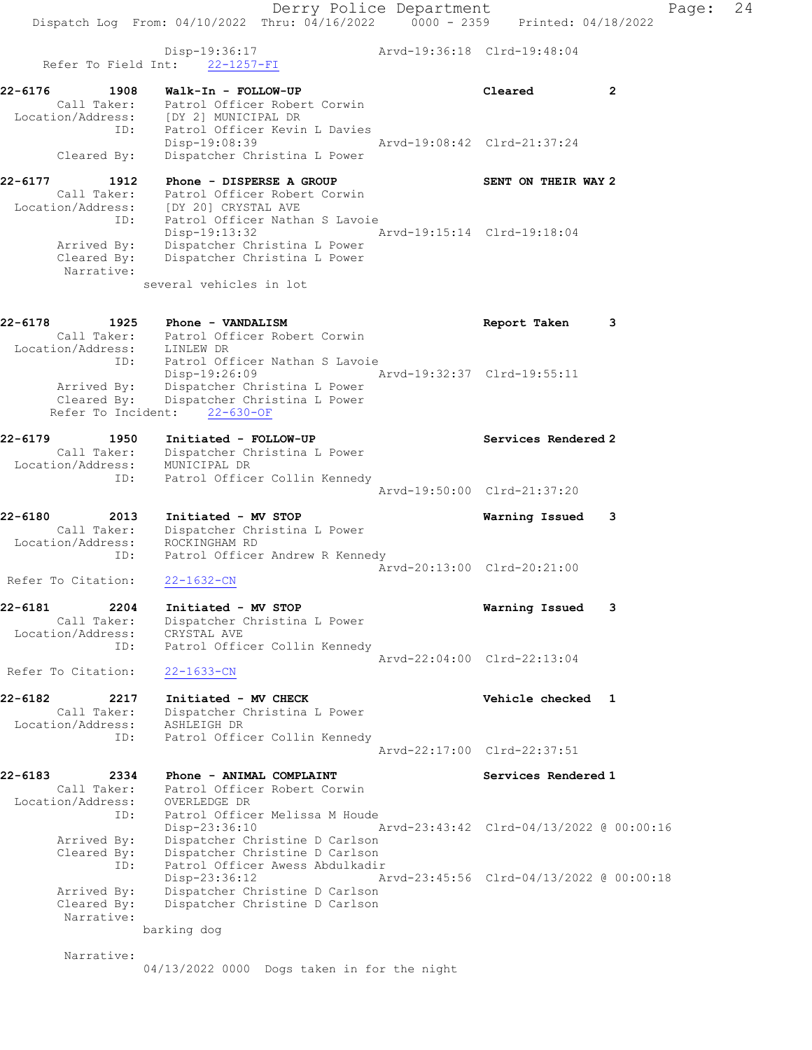Disp-19:36:17 Arvd-19:36:18 Clrd-19:48:04
Refer To Field Int: 22-1257-FI

**22-6176 1908 Walk-In - FOLLOW-UP** Cleared 2
Call Taker: Patrol Officer Robert Corwin
Location/Address: [DY 2] MUNICIPAL DR
ID: Patrol Officer Kevin L Davies
Disp-19:08:39 Arvd-19:08:42 Clrd-21:37:24
Cleared By: Dispatcher Christina L Power

**22-6177 1912 Phone - DISPERSE A GROUP** SENT ON THEIR WAY 2
Call Taker: Patrol Officer Robert Corwin
Location/Address: [DY 20] CRYSTAL AVE
ID: Patrol Officer Nathan S Lavoie
Disp-19:13:32 Arvd-19:15:14 Clrd-19:18:04
Arrived By: Dispatcher Christina L Power
Cleared By: Dispatcher Christina L Power
Narrative:
several vehicles in lot

**22-6178 1925 Phone - VANDALISM** Report Taken 3
Call Taker: Patrol Officer Robert Corwin
Location/Address: LINLEW DR
ID: Patrol Officer Nathan S Lavoie
Disp-19:26:09 Arvd-19:32:37 Clrd-19:55:11
Arrived By: Dispatcher Christina L Power
Cleared By: Dispatcher Christina L Power
Refer To Incident: 22-630-OF

**22-6179 1950 Initiated - FOLLOW-UP** Services Rendered 2
Call Taker: Dispatcher Christina L Power
Location/Address: MUNICIPAL DR
ID: Patrol Officer Collin Kennedy
Arvd-19:50:00 Clrd-21:37:20

**22-6180 2013 Initiated - MV STOP** Warning Issued 3
Call Taker: Dispatcher Christina L Power
Location/Address: ROCKINGHAM RD
ID: Patrol Officer Andrew R Kennedy
Arvd-20:13:00 Clrd-20:21:00
Refer To Citation: 22-1632-CN

**22-6181 2204 Initiated - MV STOP** Warning Issued 3
Call Taker: Dispatcher Christina L Power
Location/Address: CRYSTAL AVE
ID: Patrol Officer Collin Kennedy
Arvd-22:04:00 Clrd-22:13:04
Refer To Citation: 22-1633-CN

**22-6182 2217 Initiated - MV CHECK** Vehicle checked 1
Call Taker: Dispatcher Christina L Power
Location/Address: ASHLEIGH DR
ID: Patrol Officer Collin Kennedy
Arvd-22:17:00 Clrd-22:37:51

**22-6183 2334 Phone - ANIMAL COMPLAINT** Services Rendered 1
Call Taker: Patrol Officer Robert Corwin
Location/Address: OVERLEDGE DR
ID: Patrol Officer Melissa M Houde
Disp-23:36:10 Arvd-23:43:42 Clrd-04/13/2022 @ 00:00:16
Arrived By: Dispatcher Christine D Carlson
Cleared By: Dispatcher Christine D Carlson
ID: Patrol Officer Awess Abdulkadir
Disp-23:36:12 Arvd-23:45:56 Clrd-04/13/2022 @ 00:00:18
Arrived By: Dispatcher Christine D Carlson
Cleared By: Dispatcher Christine D Carlson
Narrative:
barking dog

Narrative:
04/13/2022 0000 Dogs taken in for the night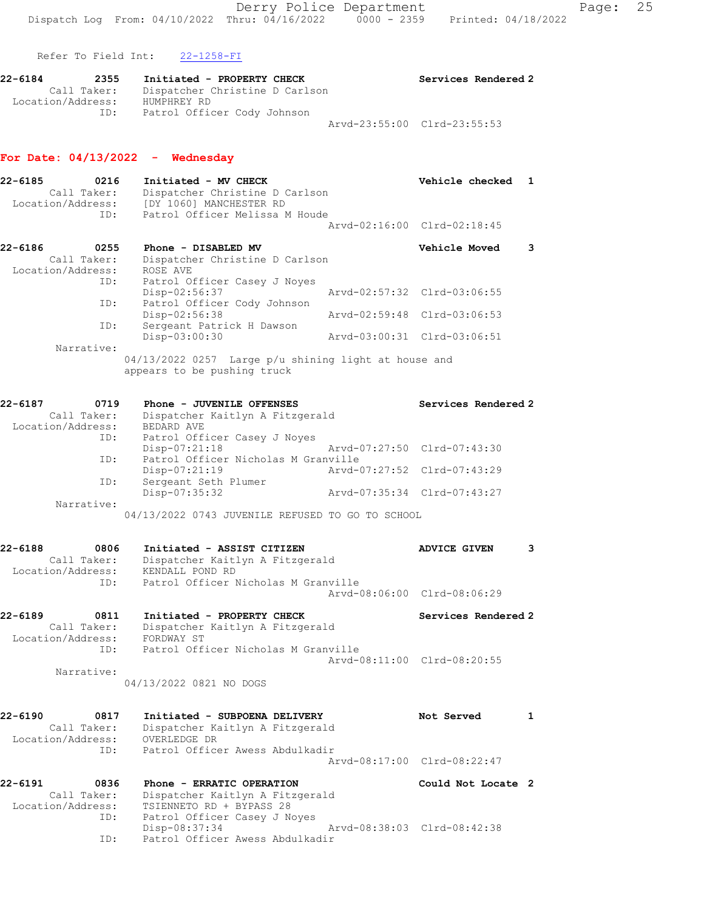Refer To Field Int: 22-1258-FI

```
22-6184        2355    Initiated - PROPERTY CHECK                  Services Rendered 2
          Call Taker:    Dispatcher Christine D Carlson
  Location/Address:    HUMPHREY RD
                 ID:    Patrol Officer Cody Johnson
                                                   Arvd-23:55:00  Clrd-23:55:53
```

## For Date: 04/13/2022 - Wednesday

```
22-6185        0216    Initiated - MV CHECK                        Vehicle checked  1
          Call Taker:    Dispatcher Christine D Carlson
  Location/Address:    [DY 1060] MANCHESTER RD
                 ID:    Patrol Officer Melissa M Houde
                                                   Arvd-02:16:00  Clrd-02:18:45

22-6186        0255    Phone - DISABLED MV                         Vehicle Moved    3
          Call Taker:    Dispatcher Christine D Carlson
  Location/Address:    ROSE AVE
                 ID:    Patrol Officer Casey J Noyes
                        Disp-02:56:37              Arvd-02:57:32  Clrd-03:06:55
                 ID:    Patrol Officer Cody Johnson
                        Disp-02:56:38              Arvd-02:59:48  Clrd-03:06:53
                 ID:    Sergeant Patrick H Dawson
                        Disp-03:00:30              Arvd-03:00:31  Clrd-03:06:51
          Narrative:
                     04/13/2022 0257  Large p/u shining light at house and
                     appears to be pushing truck

22-6187        0719    Phone - JUVENILE OFFENSES                   Services Rendered 2
          Call Taker:    Dispatcher Kaitlyn A Fitzgerald
  Location/Address:    BEDARD AVE
                 ID:    Patrol Officer Casey J Noyes
                        Disp-07:21:18              Arvd-07:27:50  Clrd-07:43:30
                 ID:    Patrol Officer Nicholas M Granville
                        Disp-07:21:19              Arvd-07:27:52  Clrd-07:43:29
                 ID:    Sergeant Seth Plumer
                        Disp-07:35:32              Arvd-07:35:34  Clrd-07:43:27
          Narrative:
                     04/13/2022 0743 JUVENILE REFUSED TO GO TO SCHOOL

22-6188        0806    Initiated - ASSIST CITIZEN                  ADVICE GIVEN     3
          Call Taker:    Dispatcher Kaitlyn A Fitzgerald
  Location/Address:    KENDALL POND RD
                 ID:    Patrol Officer Nicholas M Granville
                                                   Arvd-08:06:00  Clrd-08:06:29

22-6189        0811    Initiated - PROPERTY CHECK                  Services Rendered 2
          Call Taker:    Dispatcher Kaitlyn A Fitzgerald
  Location/Address:    FORDWAY ST
                 ID:    Patrol Officer Nicholas M Granville
                                                   Arvd-08:11:00  Clrd-08:20:55
          Narrative:
                     04/13/2022 0821 NO DOGS

22-6190        0817    Initiated - SUBPOENA DELIVERY               Not Served       1
          Call Taker:    Dispatcher Kaitlyn A Fitzgerald
  Location/Address:    OVERLEDGE DR
                 ID:    Patrol Officer Awess Abdulkadir
                                                   Arvd-08:17:00  Clrd-08:22:47

22-6191        0836    Phone - ERRATIC OPERATION                   Could Not Locate 2
          Call Taker:    Dispatcher Kaitlyn A Fitzgerald
  Location/Address:    TSIENNETO RD + BYPASS 28
                 ID:    Patrol Officer Casey J Noyes
                        Disp-08:37:34              Arvd-08:38:03  Clrd-08:42:38
                 ID:    Patrol Officer Awess Abdulkadir
```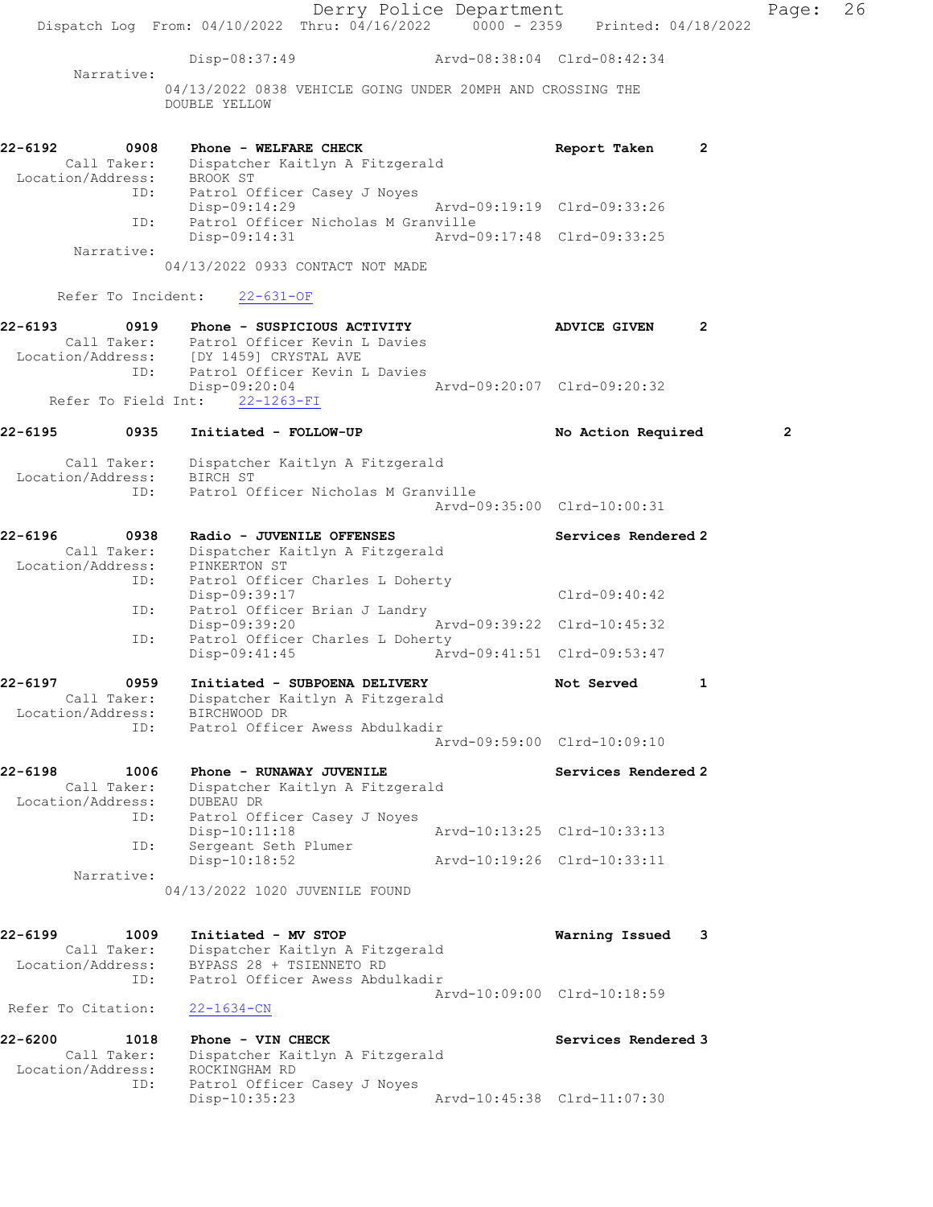Disp-08:37:49 Arvd-08:38:04 Clrd-08:42:34

Narrative:

04/13/2022 0838 VEHICLE GOING UNDER 20MPH AND CROSSING THE DOUBLE YELLOW

**22-6192** 0908 Phone - **WELFARE CHECK** Report Taken 2

Call Taker: Dispatcher Kaitlyn A Fitzgerald
Location/Address: BROOK ST
ID: Patrol Officer Casey J Noyes
Disp-09:14:29 Arvd-09:19:19 Clrd-09:33:26
ID: Patrol Officer Nicholas M Granville
Disp-09:14:31 Arvd-09:17:48 Clrd-09:33:25

Narrative:

04/13/2022 0933 CONTACT NOT MADE

Refer To Incident: 22-631-OF

**22-6193** 0919 Phone - **SUSPICIOUS ACTIVITY** ADVICE GIVEN 2

Call Taker: Patrol Officer Kevin L Davies
Location/Address: [DY 1459] CRYSTAL AVE
ID: Patrol Officer Kevin L Davies
Disp-09:20:04 Arvd-09:20:07 Clrd-09:20:32

Refer To Field Int: 22-1263-FI

**22-6195** 0935 Initiated - **FOLLOW-UP** No Action Required 2

Call Taker: Dispatcher Kaitlyn A Fitzgerald
Location/Address: BIRCH ST
ID: Patrol Officer Nicholas M Granville
Arvd-09:35:00 Clrd-10:00:31

**22-6196** 0938 Radio - **JUVENILE OFFENSES** Services Rendered 2

Call Taker: Dispatcher Kaitlyn A Fitzgerald
Location/Address: PINKERTON ST
ID: Patrol Officer Charles L Doherty
Disp-09:39:17 Clrd-09:40:42
ID: Patrol Officer Brian J Landry
Disp-09:39:20 Arvd-09:39:22 Clrd-10:45:32
ID: Patrol Officer Charles L Doherty
Disp-09:41:45 Arvd-09:41:51 Clrd-09:53:47

**22-6197** 0959 Initiated - **SUBPOENA DELIVERY** Not Served 1

Call Taker: Dispatcher Kaitlyn A Fitzgerald
Location/Address: BIRCHWOOD DR
ID: Patrol Officer Awess Abdulkadir
Arvd-09:59:00 Clrd-10:09:10

**22-6198** 1006 Phone - **RUNAWAY JUVENILE** Services Rendered 2

Call Taker: Dispatcher Kaitlyn A Fitzgerald
Location/Address: DUBEAU DR
ID: Patrol Officer Casey J Noyes
Disp-10:11:18 Arvd-10:13:25 Clrd-10:33:13
ID: Sergeant Seth Plumer
Disp-10:18:52 Arvd-10:19:26 Clrd-10:33:11

Narrative:

04/13/2022 1020 JUVENILE FOUND

**22-6199** 1009 Initiated - **MV STOP** Warning Issued 3

Call Taker: Dispatcher Kaitlyn A Fitzgerald
Location/Address: BYPASS 28 + TSIENNETO RD
ID: Patrol Officer Awess Abdulkadir
Arvd-10:09:00 Clrd-10:18:59

Refer To Citation: 22-1634-CN

**22-6200** 1018 Phone - **VIN CHECK** Services Rendered 3

Call Taker: Dispatcher Kaitlyn A Fitzgerald
Location/Address: ROCKINGHAM RD
ID: Patrol Officer Casey J Noyes
Disp-10:35:23 Arvd-10:45:38 Clrd-11:07:30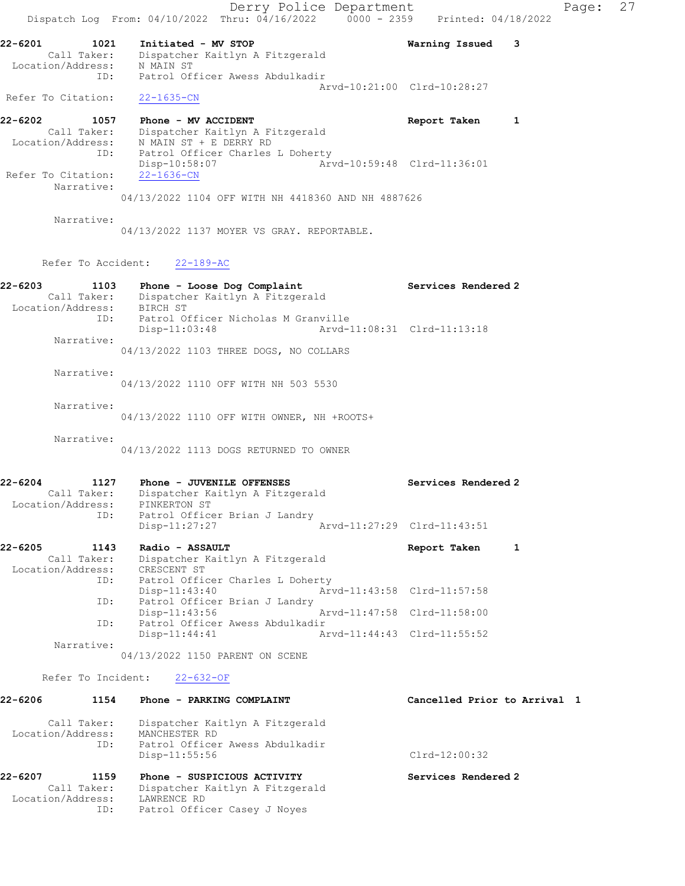22-6201 1021 Initiated - MV STOP Warning Issued 3
Call Taker: Dispatcher Kaitlyn A Fitzgerald
Location/Address: N MAIN ST
ID: Patrol Officer Awess Abdulkadir
Arvd-10:21:00 Clrd-10:28:27
Refer To Citation: 22-1635-CN

22-6202 1057 Phone - MV ACCIDENT Report Taken 1
Call Taker: Dispatcher Kaitlyn A Fitzgerald
Location/Address: N MAIN ST + E DERRY RD
ID: Patrol Officer Charles L Doherty
Disp-10:58:07 Arvd-10:59:48 Clrd-11:36:01
Refer To Citation: 22-1636-CN
Narrative:
04/13/2022 1104 OFF WITH NH 4418360 AND NH 4887626

Narrative:
04/13/2022 1137 MOYER VS GRAY. REPORTABLE.

Refer To Accident: 22-189-AC

22-6203 1103 Phone - Loose Dog Complaint Services Rendered 2
Call Taker: Dispatcher Kaitlyn A Fitzgerald
Location/Address: BIRCH ST
ID: Patrol Officer Nicholas M Granville
Disp-11:03:48 Arvd-11:08:31 Clrd-11:13:18
Narrative:
04/13/2022 1103 THREE DOGS, NO COLLARS

Narrative:
04/13/2022 1110 OFF WITH NH 503 5530

Narrative:
04/13/2022 1110 OFF WITH OWNER, NH +ROOTS+

Narrative:
04/13/2022 1113 DOGS RETURNED TO OWNER

22-6204 1127 Phone - JUVENILE OFFENSES Services Rendered 2
Call Taker: Dispatcher Kaitlyn A Fitzgerald
Location/Address: PINKERTON ST
ID: Patrol Officer Brian J Landry
Disp-11:27:27 Arvd-11:27:29 Clrd-11:43:51

22-6205 1143 Radio - ASSAULT Report Taken 1
Call Taker: Dispatcher Kaitlyn A Fitzgerald
Location/Address: CRESCENT ST
ID: Patrol Officer Charles L Doherty
Disp-11:43:40 Arvd-11:43:58 Clrd-11:57:58
ID: Patrol Officer Brian J Landry
Disp-11:43:56 Arvd-11:47:58 Clrd-11:58:00
ID: Patrol Officer Awess Abdulkadir
Disp-11:44:41 Arvd-11:44:43 Clrd-11:55:52
Narrative:
04/13/2022 1150 PARENT ON SCENE

Refer To Incident: 22-632-OF

22-6206 1154 Phone - PARKING COMPLAINT Cancelled Prior to Arrival 1
Call Taker: Dispatcher Kaitlyn A Fitzgerald
Location/Address: MANCHESTER RD
ID: Patrol Officer Awess Abdulkadir
Disp-11:55:56 Clrd-12:00:32

22-6207 1159 Phone - SUSPICIOUS ACTIVITY Services Rendered 2
Call Taker: Dispatcher Kaitlyn A Fitzgerald
Location/Address: LAWRENCE RD
ID: Patrol Officer Casey J Noyes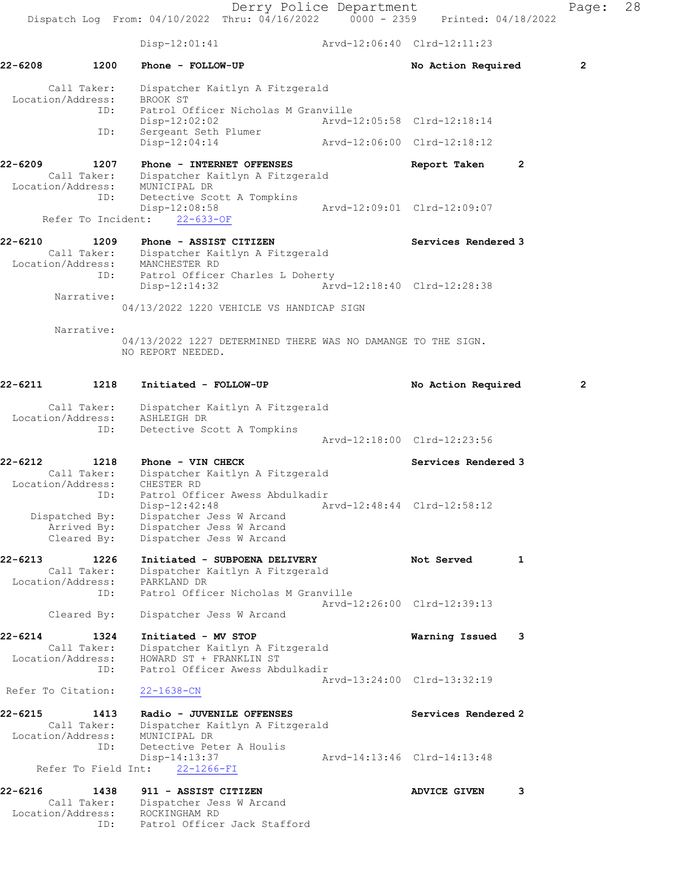Disp-12:01:41 Arvd-12:06:40 Clrd-12:11:23

**22-6208 1200 Phone - FOLLOW-UP** No Action Required 2

Call Taker: Dispatcher Kaitlyn A Fitzgerald
Location/Address: BROOK ST
ID: Patrol Officer Nicholas M Granville
Disp-12:02:02 Arvd-12:05:58 Clrd-12:18:14
ID: Sergeant Seth Plumer
Disp-12:04:14 Arvd-12:06:00 Clrd-12:18:12

**22-6209 1207 Phone - INTERNET OFFENSES** Report Taken 2
Call Taker: Dispatcher Kaitlyn A Fitzgerald
Location/Address: MUNICIPAL DR
ID: Detective Scott A Tompkins
Disp-12:08:58 Arvd-12:09:01 Clrd-12:09:07
Refer To Incident: 22-633-OF

**22-6210 1209 Phone - ASSIST CITIZEN** Services Rendered 3
Call Taker: Dispatcher Kaitlyn A Fitzgerald
Location/Address: MANCHESTER RD
ID: Patrol Officer Charles L Doherty
Disp-12:14:32 Arvd-12:18:40 Clrd-12:28:38
Narrative:
04/13/2022 1220 VEHICLE VS HANDICAP SIGN

Narrative:
04/13/2022 1227 DETERMINED THERE WAS NO DAMANGE TO THE SIGN.
NO REPORT NEEDED.

**22-6211 1218 Initiated - FOLLOW-UP** No Action Required 2

Call Taker: Dispatcher Kaitlyn A Fitzgerald
Location/Address: ASHLEIGH DR
ID: Detective Scott A Tompkins
Arvd-12:18:00 Clrd-12:23:56

**22-6212 1218 Phone - VIN CHECK** Services Rendered 3
Call Taker: Dispatcher Kaitlyn A Fitzgerald
Location/Address: CHESTER RD
ID: Patrol Officer Awess Abdulkadir
Disp-12:42:48 Arvd-12:48:44 Clrd-12:58:12
Dispatched By: Dispatcher Jess W Arcand
Arrived By: Dispatcher Jess W Arcand
Cleared By: Dispatcher Jess W Arcand

**22-6213 1226 Initiated - SUBPOENA DELIVERY** Not Served 1
Call Taker: Dispatcher Kaitlyn A Fitzgerald
Location/Address: PARKLAND DR
ID: Patrol Officer Nicholas M Granville
Arvd-12:26:00 Clrd-12:39:13
Cleared By: Dispatcher Jess W Arcand

**22-6214 1324 Initiated - MV STOP** Warning Issued 3
Call Taker: Dispatcher Kaitlyn A Fitzgerald
Location/Address: HOWARD ST + FRANKLIN ST
ID: Patrol Officer Awess Abdulkadir
Arvd-13:24:00 Clrd-13:32:19
Refer To Citation: 22-1638-CN

**22-6215 1413 Radio - JUVENILE OFFENSES** Services Rendered 2
Call Taker: Dispatcher Kaitlyn A Fitzgerald
Location/Address: MUNICIPAL DR
ID: Detective Peter A Houlis
Disp-14:13:37 Arvd-14:13:46 Clrd-14:13:48
Refer To Field Int: 22-1266-FI

**22-6216 1438 911 - ASSIST CITIZEN** ADVICE GIVEN 3
Call Taker: Dispatcher Jess W Arcand
Location/Address: ROCKINGHAM RD
ID: Patrol Officer Jack Stafford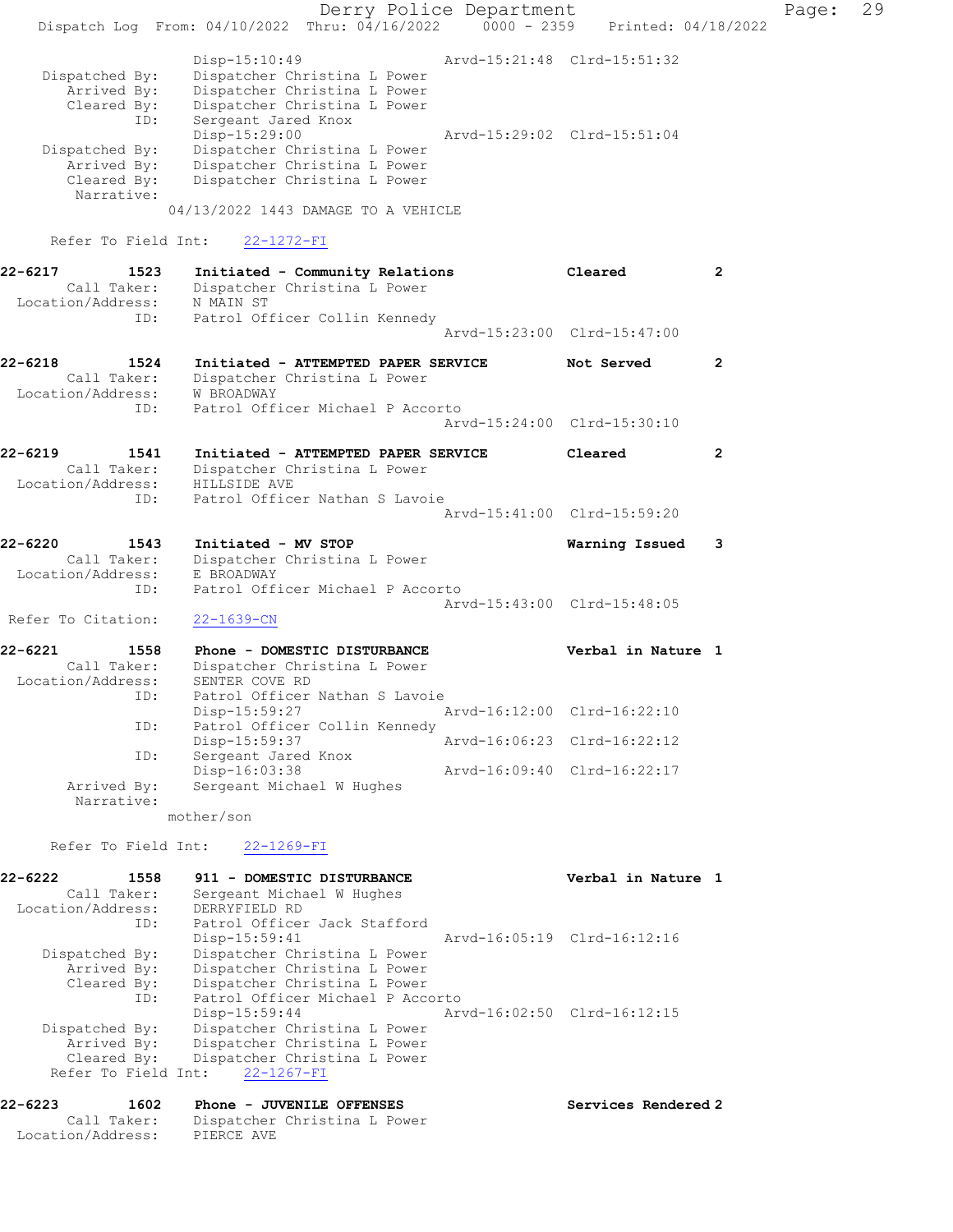```
            Disp-15:10:49                   Arvd-15:21:48  Clrd-15:51:32
  Dispatched By:    Dispatcher Christina L Power
     Arrived By:    Dispatcher Christina L Power
     Cleared By:    Dispatcher Christina L Power
            ID:     Sergeant Jared Knox
                    Disp-15:29:00                   Arvd-15:29:02  Clrd-15:51:04
  Dispatched By:    Dispatcher Christina L Power
     Arrived By:    Dispatcher Christina L Power
     Cleared By:    Dispatcher Christina L Power
      Narrative:
                  04/13/2022 1443 DAMAGE TO A VEHICLE

   Refer To Field Int:    22-1272-FI

22-6217        1523    Initiated - Community Relations              Cleared         2
       Call Taker:    Dispatcher Christina L Power
 Location/Address:    N MAIN ST
               ID:    Patrol Officer Collin Kennedy
                                                    Arvd-15:23:00  Clrd-15:47:00

22-6218        1524    Initiated - ATTEMPTED PAPER SERVICE          Not Served      2
       Call Taker:    Dispatcher Christina L Power
 Location/Address:    W BROADWAY
               ID:    Patrol Officer Michael P Accorto
                                                    Arvd-15:24:00  Clrd-15:30:10

22-6219        1541    Initiated - ATTEMPTED PAPER SERVICE          Cleared         2
       Call Taker:    Dispatcher Christina L Power
 Location/Address:    HILLSIDE AVE
               ID:    Patrol Officer Nathan S Lavoie
                                                    Arvd-15:41:00  Clrd-15:59:20

22-6220        1543    Initiated - MV STOP                          Warning Issued  3
       Call Taker:    Dispatcher Christina L Power
 Location/Address:    E BROADWAY
               ID:    Patrol Officer Michael P Accorto
                                                    Arvd-15:43:00  Clrd-15:48:05
 Refer To Citation:    22-1639-CN

22-6221        1558    Phone - DOMESTIC DISTURBANCE                 Verbal in Nature 1
       Call Taker:    Dispatcher Christina L Power
 Location/Address:    SENTER COVE RD
               ID:    Patrol Officer Nathan S Lavoie
                      Disp-15:59:27                 Arvd-16:12:00  Clrd-16:22:10
               ID:    Patrol Officer Collin Kennedy
                      Disp-15:59:37                 Arvd-16:06:23  Clrd-16:22:12
               ID:    Sergeant Jared Knox
                      Disp-16:03:38                 Arvd-16:09:40  Clrd-16:22:17
       Arrived By:    Sergeant Michael W Hughes
        Narrative:
                  mother/son

   Refer To Field Int:    22-1269-FI

22-6222        1558    911 - DOMESTIC DISTURBANCE                   Verbal in Nature 1
       Call Taker:    Sergeant Michael W Hughes
 Location/Address:    DERRYFIELD RD
               ID:    Patrol Officer Jack Stafford
                      Disp-15:59:41                 Arvd-16:05:19  Clrd-16:12:16
    Dispatched By:    Dispatcher Christina L Power
       Arrived By:    Dispatcher Christina L Power
       Cleared By:    Dispatcher Christina L Power
               ID:    Patrol Officer Michael P Accorto
                      Disp-15:59:44                 Arvd-16:02:50  Clrd-16:12:15
    Dispatched By:    Dispatcher Christina L Power
       Arrived By:    Dispatcher Christina L Power
       Cleared By:    Dispatcher Christina L Power
   Refer To Field Int:    22-1267-FI

22-6223        1602    Phone - JUVENILE OFFENSES                    Services Rendered 2
       Call Taker:    Dispatcher Christina L Power
 Location/Address:    PIERCE AVE
```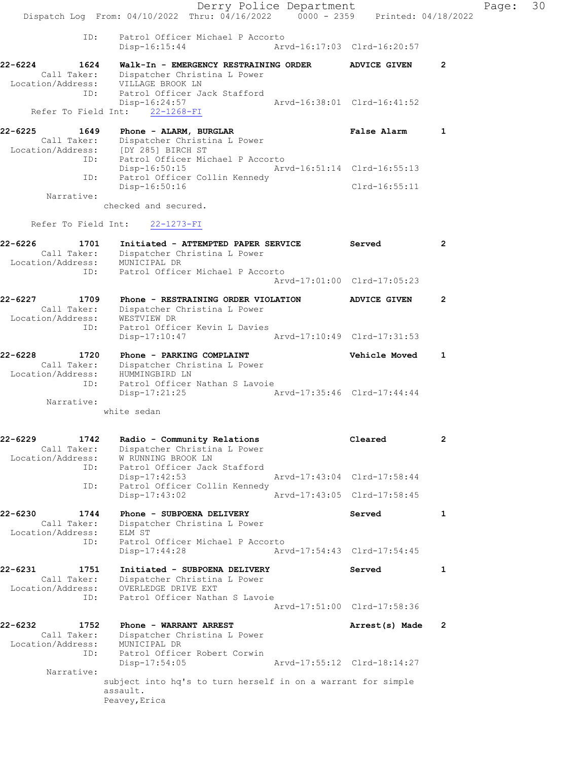ID: Patrol Officer Michael P Accorto
Disp-16:15:44 Arvd-16:17:03 Clrd-16:20:57

**22-6224 1624 Walk-In - EMERGENCY RESTRAINING ORDER ADVICE GIVEN 2**
Call Taker: Dispatcher Christina L Power
Location/Address: VILLAGE BROOK LN
ID: Patrol Officer Jack Stafford
Disp-16:24:57 Arvd-16:38:01 Clrd-16:41:52
Refer To Field Int: 22-1268-FI

**22-6225 1649 Phone - ALARM, BURGLAR False Alarm 1**
Call Taker: Dispatcher Christina L Power
Location/Address: [DY 285] BIRCH ST
ID: Patrol Officer Michael P Accorto
Disp-16:50:15 Arvd-16:51:14 Clrd-16:55:13
ID: Patrol Officer Collin Kennedy
Disp-16:50:16 Clrd-16:55:11
Narrative:
checked and secured.

Refer To Field Int: 22-1273-FI

**22-6226 1701 Initiated - ATTEMPTED PAPER SERVICE Served 2**
Call Taker: Dispatcher Christina L Power
Location/Address: MUNICIPAL DR
ID: Patrol Officer Michael P Accorto
Arvd-17:01:00 Clrd-17:05:23

**22-6227 1709 Phone - RESTRAINING ORDER VIOLATION ADVICE GIVEN 2**
Call Taker: Dispatcher Christina L Power
Location/Address: WESTVIEW DR
ID: Patrol Officer Kevin L Davies
Disp-17:10:47 Arvd-17:10:49 Clrd-17:31:53

**22-6228 1720 Phone - PARKING COMPLAINT Vehicle Moved 1**
Call Taker: Dispatcher Christina L Power
Location/Address: HUMMINGBIRD LN
ID: Patrol Officer Nathan S Lavoie
Disp-17:21:25 Arvd-17:35:46 Clrd-17:44:44
Narrative:
white sedan

**22-6229 1742 Radio - Community Relations Cleared 2**
Call Taker: Dispatcher Christina L Power
Location/Address: W RUNNING BROOK LN
ID: Patrol Officer Jack Stafford
Disp-17:42:53 Arvd-17:43:04 Clrd-17:58:44
ID: Patrol Officer Collin Kennedy
Disp-17:43:02 Arvd-17:43:05 Clrd-17:58:45

**22-6230 1744 Phone - SUBPOENA DELIVERY Served 1**
Call Taker: Dispatcher Christina L Power
Location/Address: ELM ST
ID: Patrol Officer Michael P Accorto
Disp-17:44:28 Arvd-17:54:43 Clrd-17:54:45

**22-6231 1751 Initiated - SUBPOENA DELIVERY Served 1**
Call Taker: Dispatcher Christina L Power
Location/Address: OVERLEDGE DRIVE EXT
ID: Patrol Officer Nathan S Lavoie
Arvd-17:51:00 Clrd-17:58:36

**22-6232 1752 Phone - WARRANT ARREST Arrest(s) Made 2**
Call Taker: Dispatcher Christina L Power
Location/Address: MUNICIPAL DR
ID: Patrol Officer Robert Corwin
Disp-17:54:05 Arvd-17:55:12 Clrd-18:14:27
Narrative:
subject into hq's to turn herself in on a warrant for simple assault.
Peavey,Erica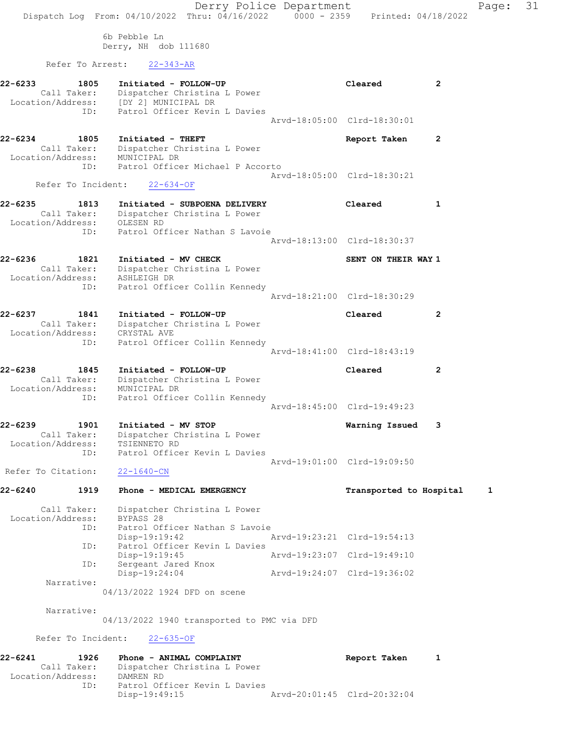6b Pebble Ln
Derry, NH dob 111680

Refer To Arrest: 22-343-AR

```
22-6233        1805    Initiated - FOLLOW-UP                        Cleared          2
      Call Taker:      Dispatcher Christina L Power
 Location/Address:     [DY 2] MUNICIPAL DR
              ID:      Patrol Officer Kevin L Davies
                                                   Arvd-18:05:00  Clrd-18:30:01

22-6234        1805    Initiated - THEFT                            Report Taken     2
      Call Taker:      Dispatcher Christina L Power
 Location/Address:     MUNICIPAL DR
              ID:      Patrol Officer Michael P Accorto
                                                   Arvd-18:05:00  Clrd-18:30:21
      Refer To Incident:   22-634-OF

22-6235        1813    Initiated - SUBPOENA DELIVERY                Cleared          1
      Call Taker:      Dispatcher Christina L Power
 Location/Address:     OLESEN RD
              ID:      Patrol Officer Nathan S Lavoie
                                                   Arvd-18:13:00  Clrd-18:30:37

22-6236        1821    Initiated - MV CHECK                         SENT ON THEIR WAY 1
      Call Taker:      Dispatcher Christina L Power
 Location/Address:     ASHLEIGH DR
              ID:      Patrol Officer Collin Kennedy
                                                   Arvd-18:21:00  Clrd-18:30:29

22-6237        1841    Initiated - FOLLOW-UP                        Cleared          2
      Call Taker:      Dispatcher Christina L Power
 Location/Address:     CRYSTAL AVE
              ID:      Patrol Officer Collin Kennedy
                                                   Arvd-18:41:00  Clrd-18:43:19

22-6238        1845    Initiated - FOLLOW-UP                        Cleared          2
      Call Taker:      Dispatcher Christina L Power
 Location/Address:     MUNICIPAL DR
              ID:      Patrol Officer Collin Kennedy
                                                   Arvd-18:45:00  Clrd-19:49:23

22-6239        1901    Initiated - MV STOP                          Warning Issued   3
      Call Taker:      Dispatcher Christina L Power
 Location/Address:     TSIENNETO RD
              ID:      Patrol Officer Kevin L Davies
                                                   Arvd-19:01:00  Clrd-19:09:50
 Refer To Citation:   22-1640-CN

22-6240        1919    Phone - MEDICAL EMERGENCY                    Transported to Hospital    1

      Call Taker:      Dispatcher Christina L Power
 Location/Address:     BYPASS 28
              ID:      Patrol Officer Nathan S Lavoie
                       Disp-19:19:42               Arvd-19:23:21  Clrd-19:54:13
              ID:      Patrol Officer Kevin L Davies
                       Disp-19:19:45               Arvd-19:23:07  Clrd-19:49:10
              ID:      Sergeant Jared Knox
                       Disp-19:24:04               Arvd-19:24:07  Clrd-19:36:02
       Narrative:
              04/13/2022 1924 DFD on scene

       Narrative:
              04/13/2022 1940 transported to PMC via DFD

      Refer To Incident:   22-635-OF

22-6241        1926    Phone - ANIMAL COMPLAINT                     Report Taken     1
      Call Taker:      Dispatcher Christina L Power
 Location/Address:     DAMREN RD
              ID:      Patrol Officer Kevin L Davies
                       Disp-19:49:15               Arvd-20:01:45  Clrd-20:32:04
```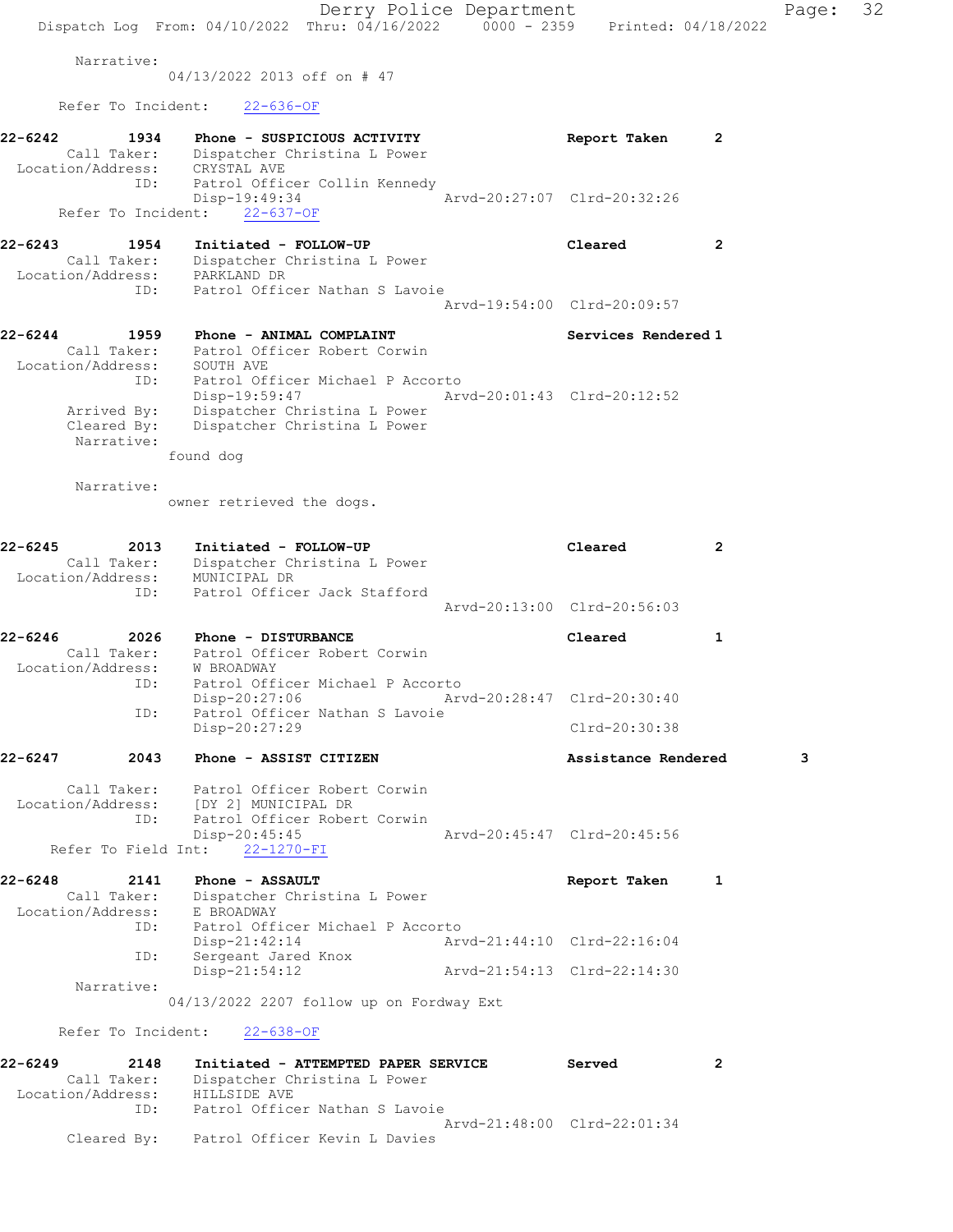Narrative:
04/13/2022 2013 off on # 47

Refer To Incident: 22-636-OF

**22-6242 1934 Phone - SUSPICIOUS ACTIVITY** Report Taken 2
Call Taker: Dispatcher Christina L Power
Location/Address: CRYSTAL AVE
ID: Patrol Officer Collin Kennedy
Disp-19:49:34 Arvd-20:27:07 Clrd-20:32:26
Refer To Incident: 22-637-OF

**22-6243 1954 Initiated - FOLLOW-UP** Cleared 2
Call Taker: Dispatcher Christina L Power
Location/Address: PARKLAND DR
ID: Patrol Officer Nathan S Lavoie
Arvd-19:54:00 Clrd-20:09:57

**22-6244 1959 Phone - ANIMAL COMPLAINT** Services Rendered 1
Call Taker: Patrol Officer Robert Corwin
Location/Address: SOUTH AVE
ID: Patrol Officer Michael P Accorto
Disp-19:59:47 Arvd-20:01:43 Clrd-20:12:52
Arrived By: Dispatcher Christina L Power
Cleared By: Dispatcher Christina L Power
Narrative:
found dog

Narrative:
owner retrieved the dogs.

**22-6245 2013 Initiated - FOLLOW-UP** Cleared 2
Call Taker: Dispatcher Christina L Power
Location/Address: MUNICIPAL DR
ID: Patrol Officer Jack Stafford
Arvd-20:13:00 Clrd-20:56:03

**22-6246 2026 Phone - DISTURBANCE** Cleared 1
Call Taker: Patrol Officer Robert Corwin
Location/Address: W BROADWAY
ID: Patrol Officer Michael P Accorto
Disp-20:27:06 Arvd-20:28:47 Clrd-20:30:40
ID: Patrol Officer Nathan S Lavoie
Disp-20:27:29 Clrd-20:30:38

**22-6247 2043 Phone - ASSIST CITIZEN** Assistance Rendered 3
Call Taker: Patrol Officer Robert Corwin
Location/Address: [DY 2] MUNICIPAL DR
ID: Patrol Officer Robert Corwin
Disp-20:45:45 Arvd-20:45:47 Clrd-20:45:56
Refer To Field Int: 22-1270-FI

**22-6248 2141 Phone - ASSAULT** Report Taken 1
Call Taker: Dispatcher Christina L Power
Location/Address: E BROADWAY
ID: Patrol Officer Michael P Accorto
Disp-21:42:14 Arvd-21:44:10 Clrd-22:16:04
ID: Sergeant Jared Knox
Disp-21:54:12 Arvd-21:54:13 Clrd-22:14:30
Narrative:
04/13/2022 2207 follow up on Fordway Ext

Refer To Incident: 22-638-OF

**22-6249 2148 Initiated - ATTEMPTED PAPER SERVICE** Served 2
Call Taker: Dispatcher Christina L Power
Location/Address: HILLSIDE AVE
ID: Patrol Officer Nathan S Lavoie
Arvd-21:48:00 Clrd-22:01:34
Cleared By: Patrol Officer Kevin L Davies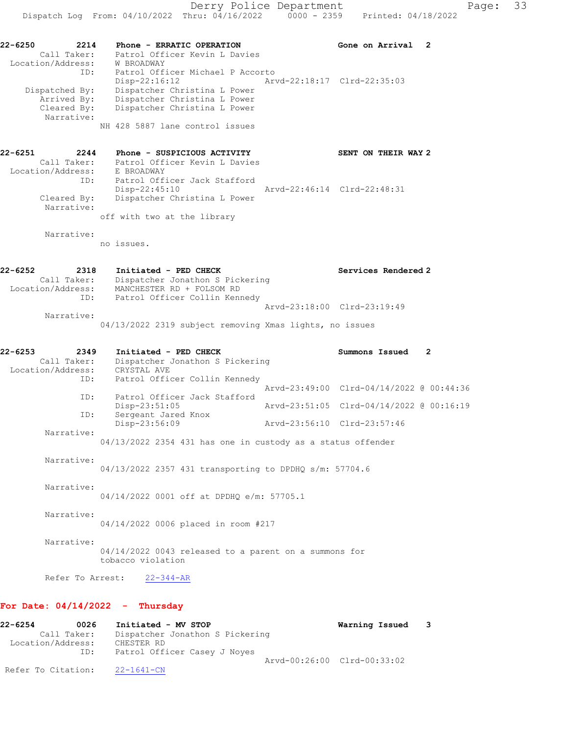22-6250 2214 Phone - ERRATIC OPERATION Gone on Arrival 2

Call Taker: Patrol Officer Kevin L Davies

Location/Address: W BROADWAY

ID: Patrol Officer Michael P Accorto

Disp-22:16:12 Arvd-22:18:17 Clrd-22:35:03

Dispatched By: Dispatcher Christina L Power

Arrived By: Dispatcher Christina L Power

Cleared By: Dispatcher Christina L Power

Narrative:

NH 428 5887 lane control issues

22-6251 2244 Phone - SUSPICIOUS ACTIVITY SENT ON THEIR WAY 2

Call Taker: Patrol Officer Kevin L Davies

Location/Address: E BROADWAY

ID: Patrol Officer Jack Stafford

Disp-22:45:10 Arvd-22:46:14 Clrd-22:48:31

Cleared By: Dispatcher Christina L Power

Narrative:

off with two at the library

Narrative:

no issues.

22-6252 2318 Initiated - PED CHECK Services Rendered 2

Call Taker: Dispatcher Jonathon S Pickering

Location/Address: MANCHESTER RD + FOLSOM RD

ID: Patrol Officer Collin Kennedy

Arvd-23:18:00 Clrd-23:19:49

Narrative:

04/13/2022 2319 subject removing Xmas lights, no issues

22-6253 2349 Initiated - PED CHECK Summons Issued 2

Call Taker: Dispatcher Jonathon S Pickering

Location/Address: CRYSTAL AVE

ID: Patrol Officer Collin Kennedy

Arvd-23:49:00 Clrd-04/14/2022 @ 00:44:36

ID: Patrol Officer Jack Stafford

Disp-23:51:05 Arvd-23:51:05 Clrd-04/14/2022 @ 00:16:19

ID: Sergeant Jared Knox

Disp-23:56:09 Arvd-23:56:10 Clrd-23:57:46

Narrative:

04/13/2022 2354 431 has one in custody as a status offender

Narrative:

04/13/2022 2357 431 transporting to DPDHQ s/m: 57704.6

Narrative:

04/14/2022 0001 off at DPDHQ e/m: 57705.1

Narrative:

04/14/2022 0006 placed in room #217

Narrative:

04/14/2022 0043 released to a parent on a summons for tobacco violation

Refer To Arrest: 22-344-AR

## For Date: 04/14/2022 - Thursday

22-6254 0026 Initiated - MV STOP Warning Issued 3

Call Taker: Dispatcher Jonathon S Pickering

Location/Address: CHESTER RD

ID: Patrol Officer Casey J Noyes

Arvd-00:26:00 Clrd-00:33:02

Refer To Citation: 22-1641-CN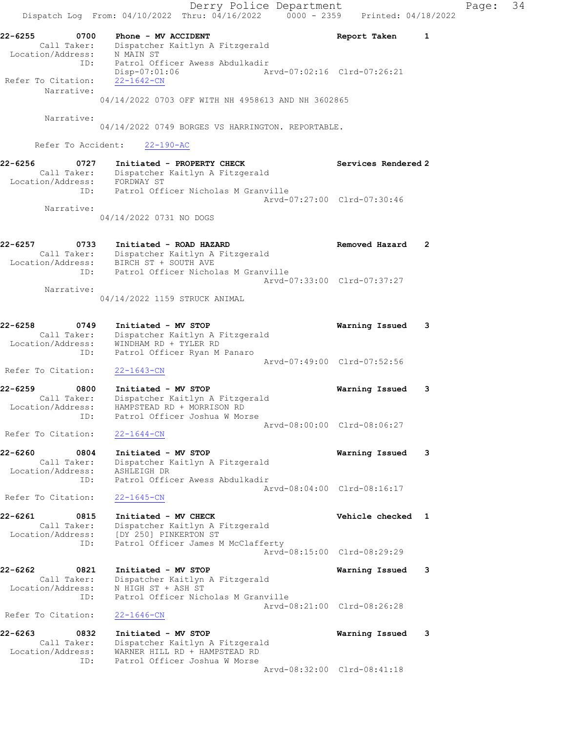22-6255 0700 Phone - MV ACCIDENT Report Taken 1
Call Taker: Dispatcher Kaitlyn A Fitzgerald
Location/Address: N MAIN ST
ID: Patrol Officer Awess Abdulkadir
Disp-07:01:06 Arvd-07:02:16 Clrd-07:26:21
Refer To Citation: 22-1642-CN
Narrative:
04/14/2022 0703 OFF WITH NH 4958613 AND NH 3602865

Narrative:
04/14/2022 0749 BORGES VS HARRINGTON. REPORTABLE.

Refer To Accident: 22-190-AC

22-6256 0727 Initiated - PROPERTY CHECK Services Rendered 2
Call Taker: Dispatcher Kaitlyn A Fitzgerald
Location/Address: FORDWAY ST
ID: Patrol Officer Nicholas M Granville
Arvd-07:27:00 Clrd-07:30:46
Narrative:
04/14/2022 0731 NO DOGS

22-6257 0733 Initiated - ROAD HAZARD Removed Hazard 2
Call Taker: Dispatcher Kaitlyn A Fitzgerald
Location/Address: BIRCH ST + SOUTH AVE
ID: Patrol Officer Nicholas M Granville
Arvd-07:33:00 Clrd-07:37:27
Narrative:
04/14/2022 1159 STRUCK ANIMAL

22-6258 0749 Initiated - MV STOP Warning Issued 3
Call Taker: Dispatcher Kaitlyn A Fitzgerald
Location/Address: WINDHAM RD + TYLER RD
ID: Patrol Officer Ryan M Panaro
Arvd-07:49:00 Clrd-07:52:56
Refer To Citation: 22-1643-CN

22-6259 0800 Initiated - MV STOP Warning Issued 3
Call Taker: Dispatcher Kaitlyn A Fitzgerald
Location/Address: HAMPSTEAD RD + MORRISON RD
ID: Patrol Officer Joshua W Morse
Arvd-08:00:00 Clrd-08:06:27
Refer To Citation: 22-1644-CN

22-6260 0804 Initiated - MV STOP Warning Issued 3
Call Taker: Dispatcher Kaitlyn A Fitzgerald
Location/Address: ASHLEIGH DR
ID: Patrol Officer Awess Abdulkadir
Arvd-08:04:00 Clrd-08:16:17
Refer To Citation: 22-1645-CN

22-6261 0815 Initiated - MV CHECK Vehicle checked 1
Call Taker: Dispatcher Kaitlyn A Fitzgerald
Location/Address: [DY 250] PINKERTON ST
ID: Patrol Officer James M McClafferty
Arvd-08:15:00 Clrd-08:29:29

22-6262 0821 Initiated - MV STOP Warning Issued 3
Call Taker: Dispatcher Kaitlyn A Fitzgerald
Location/Address: N HIGH ST + ASH ST
ID: Patrol Officer Nicholas M Granville
Arvd-08:21:00 Clrd-08:26:28
Refer To Citation: 22-1646-CN

22-6263 0832 Initiated - MV STOP Warning Issued 3
Call Taker: Dispatcher Kaitlyn A Fitzgerald
Location/Address: WARNER HILL RD + HAMPSTEAD RD
ID: Patrol Officer Joshua W Morse
Arvd-08:32:00 Clrd-08:41:18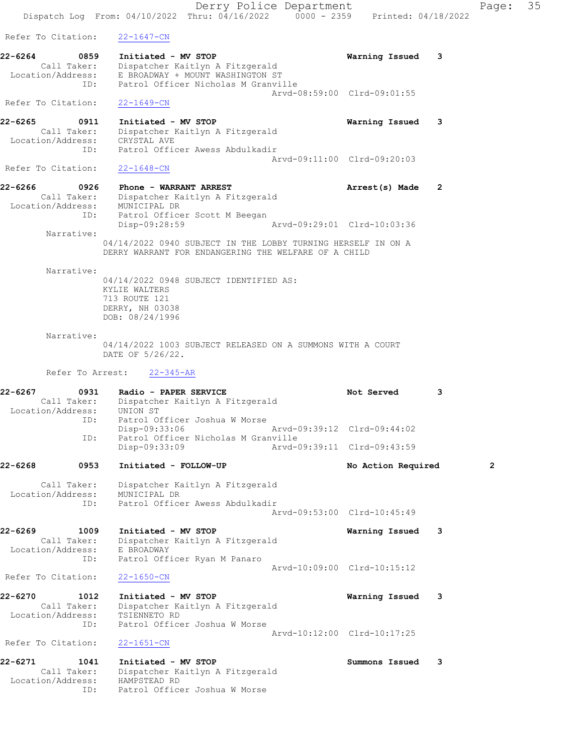Refer To Citation: 22-1647-CN

**22-6264 0859 Initiated - MV STOP — Warning Issued 3**
Call Taker: Dispatcher Kaitlyn A Fitzgerald
Location/Address: E BROADWAY + MOUNT WASHINGTON ST
ID: Patrol Officer Nicholas M Granville
Arvd-08:59:00 Clrd-09:01:55
Refer To Citation: 22-1649-CN

**22-6265 0911 Initiated - MV STOP — Warning Issued 3**
Call Taker: Dispatcher Kaitlyn A Fitzgerald
Location/Address: CRYSTAL AVE
ID: Patrol Officer Awess Abdulkadir
Arvd-09:11:00 Clrd-09:20:03
Refer To Citation: 22-1648-CN

**22-6266 0926 Phone - WARRANT ARREST — Arrest(s) Made 2**
Call Taker: Dispatcher Kaitlyn A Fitzgerald
Location/Address: MUNICIPAL DR
ID: Patrol Officer Scott M Beegan
Disp-09:28:59 Arvd-09:29:01 Clrd-10:03:36

Narrative:
04/14/2022 0940 SUBJECT IN THE LOBBY TURNING HERSELF IN ON A DERRY WARRANT FOR ENDANGERING THE WELFARE OF A CHILD

Narrative:
04/14/2022 0948 SUBJECT IDENTIFIED AS:
KYLIE WALTERS
713 ROUTE 121
DERRY, NH 03038
DOB: 08/24/1996

Narrative:
04/14/2022 1003 SUBJECT RELEASED ON A SUMMONS WITH A COURT DATE OF 5/26/22.

Refer To Arrest: 22-345-AR

**22-6267 0931 Radio - PAPER SERVICE — Not Served 3**
Call Taker: Dispatcher Kaitlyn A Fitzgerald
Location/Address: UNION ST
ID: Patrol Officer Joshua W Morse
Disp-09:33:06 Arvd-09:39:12 Clrd-09:44:02
ID: Patrol Officer Nicholas M Granville
Disp-09:33:09 Arvd-09:39:11 Clrd-09:43:59

**22-6268 0953 Initiated - FOLLOW-UP — No Action Required 2**
Call Taker: Dispatcher Kaitlyn A Fitzgerald
Location/Address: MUNICIPAL DR
ID: Patrol Officer Awess Abdulkadir
Arvd-09:53:00 Clrd-10:45:49

**22-6269 1009 Initiated - MV STOP — Warning Issued 3**
Call Taker: Dispatcher Kaitlyn A Fitzgerald
Location/Address: E BROADWAY
ID: Patrol Officer Ryan M Panaro
Arvd-10:09:00 Clrd-10:15:12
Refer To Citation: 22-1650-CN

**22-6270 1012 Initiated - MV STOP — Warning Issued 3**
Call Taker: Dispatcher Kaitlyn A Fitzgerald
Location/Address: TSIENNETO RD
ID: Patrol Officer Joshua W Morse
Arvd-10:12:00 Clrd-10:17:25
Refer To Citation: 22-1651-CN

**22-6271 1041 Initiated - MV STOP — Summons Issued 3**
Call Taker: Dispatcher Kaitlyn A Fitzgerald
Location/Address: HAMPSTEAD RD
ID: Patrol Officer Joshua W Morse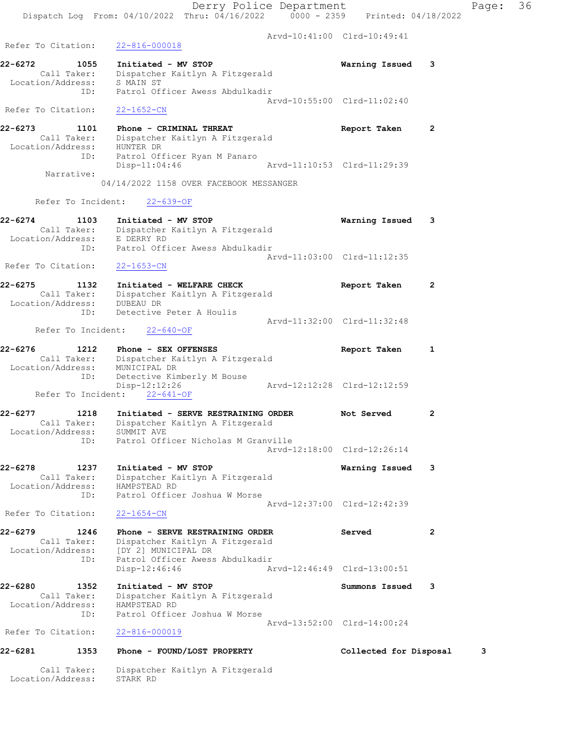Derry Police Department
Dispatch Log From: 04/10/2022 Thru: 04/16/2022 0000 - 2359 Printed: 04/18/2022

Arvd-10:41:00 Clrd-10:49:41
Refer To Citation: 22-816-000018

**22-6272 1055 Initiated - MV STOP** Warning Issued 3
Call Taker: Dispatcher Kaitlyn A Fitzgerald
Location/Address: S MAIN ST
ID: Patrol Officer Awess Abdulkadir
Arvd-10:55:00 Clrd-11:02:40
Refer To Citation: 22-1652-CN

**22-6273 1101 Phone - CRIMINAL THREAT** Report Taken 2
Call Taker: Dispatcher Kaitlyn A Fitzgerald
Location/Address: HUNTER DR
ID: Patrol Officer Ryan M Panaro
Disp-11:04:46 Arvd-11:10:53 Clrd-11:29:39
Narrative:
04/14/2022 1158 OVER FACEBOOK MESSANGER

Refer To Incident: 22-639-OF

**22-6274 1103 Initiated - MV STOP** Warning Issued 3
Call Taker: Dispatcher Kaitlyn A Fitzgerald
Location/Address: E DERRY RD
ID: Patrol Officer Awess Abdulkadir
Arvd-11:03:00 Clrd-11:12:35
Refer To Citation: 22-1653-CN

**22-6275 1132 Initiated - WELFARE CHECK** Report Taken 2
Call Taker: Dispatcher Kaitlyn A Fitzgerald
Location/Address: DUBEAU DR
ID: Detective Peter A Houlis
Arvd-11:32:00 Clrd-11:32:48
Refer To Incident: 22-640-OF

**22-6276 1212 Phone - SEX OFFENSES** Report Taken 1
Call Taker: Dispatcher Kaitlyn A Fitzgerald
Location/Address: MUNICIPAL DR
ID: Detective Kimberly M Bouse
Disp-12:12:26 Arvd-12:12:28 Clrd-12:12:59
Refer To Incident: 22-641-OF

**22-6277 1218 Initiated - SERVE RESTRAINING ORDER** Not Served 2
Call Taker: Dispatcher Kaitlyn A Fitzgerald
Location/Address: SUMMIT AVE
ID: Patrol Officer Nicholas M Granville
Arvd-12:18:00 Clrd-12:26:14

**22-6278 1237 Initiated - MV STOP** Warning Issued 3
Call Taker: Dispatcher Kaitlyn A Fitzgerald
Location/Address: HAMPSTEAD RD
ID: Patrol Officer Joshua W Morse
Arvd-12:37:00 Clrd-12:42:39
Refer To Citation: 22-1654-CN

**22-6279 1246 Phone - SERVE RESTRAINING ORDER** Served 2
Call Taker: Dispatcher Kaitlyn A Fitzgerald
Location/Address: [DY 2] MUNICIPAL DR
ID: Patrol Officer Awess Abdulkadir
Disp-12:46:46 Arvd-12:46:49 Clrd-13:00:51

**22-6280 1352 Initiated - MV STOP** Summons Issued 3
Call Taker: Dispatcher Kaitlyn A Fitzgerald
Location/Address: HAMPSTEAD RD
ID: Patrol Officer Joshua W Morse
Arvd-13:52:00 Clrd-14:00:24
Refer To Citation: 22-816-000019

**22-6281 1353 Phone - FOUND/LOST PROPERTY** Collected for Disposal 3
Call Taker: Dispatcher Kaitlyn A Fitzgerald
Location/Address: STARK RD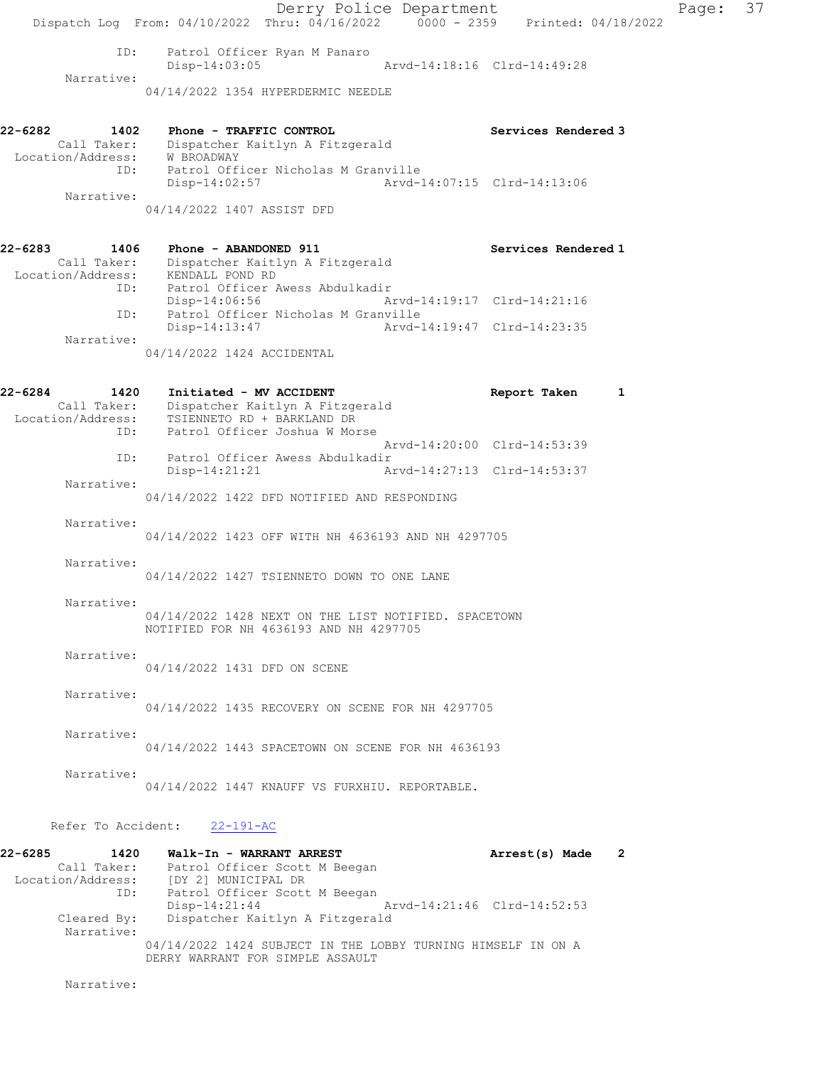```
            ID:    Patrol Officer Ryan M Panaro
                   Disp-14:03:05              Arvd-14:18:16  Clrd-14:49:28
     Narrative:
                  04/14/2022 1354 HYPERDERMIC NEEDLE


22-6282        1402    Phone - TRAFFIC CONTROL                    Services Rendered 3
        Call Taker:    Dispatcher Kaitlyn A Fitzgerald
  Location/Address:    W BROADWAY
                ID:    Patrol Officer Nicholas M Granville
                       Disp-14:02:57              Arvd-14:07:15  Clrd-14:13:06
         Narrative:
                  04/14/2022 1407 ASSIST DFD


22-6283        1406    Phone - ABANDONED 911                      Services Rendered 1
        Call Taker:    Dispatcher Kaitlyn A Fitzgerald
  Location/Address:    KENDALL POND RD
                ID:    Patrol Officer Awess Abdulkadir
                       Disp-14:06:56              Arvd-14:19:17  Clrd-14:21:16
                ID:    Patrol Officer Nicholas M Granville
                       Disp-14:13:47              Arvd-14:19:47  Clrd-14:23:35
         Narrative:
                  04/14/2022 1424 ACCIDENTAL


22-6284        1420    Initiated - MV ACCIDENT                    Report Taken      1
        Call Taker:    Dispatcher Kaitlyn A Fitzgerald
  Location/Address:    TSIENNETO RD + BARKLAND DR
                ID:    Patrol Officer Joshua W Morse
                                                  Arvd-14:20:00  Clrd-14:53:39
                ID:    Patrol Officer Awess Abdulkadir
                       Disp-14:21:21              Arvd-14:27:13  Clrd-14:53:37
         Narrative:
                  04/14/2022 1422 DFD NOTIFIED AND RESPONDING

         Narrative:
                  04/14/2022 1423 OFF WITH NH 4636193 AND NH 4297705

         Narrative:
                  04/14/2022 1427 TSIENNETO DOWN TO ONE LANE

         Narrative:
                  04/14/2022 1428 NEXT ON THE LIST NOTIFIED. SPACETOWN
                  NOTIFIED FOR NH 4636193 AND NH 4297705

         Narrative:
                  04/14/2022 1431 DFD ON SCENE

         Narrative:
                  04/14/2022 1435 RECOVERY ON SCENE FOR NH 4297705

         Narrative:
                  04/14/2022 1443 SPACETOWN ON SCENE FOR NH 4636193

         Narrative:
                  04/14/2022 1447 KNAUFF VS FURXHIU. REPORTABLE.

      Refer To Accident:    22-191-AC

22-6285        1420    Walk-In - WARRANT ARREST                   Arrest(s) Made    2
        Call Taker:    Patrol Officer Scott M Beegan
  Location/Address:    [DY 2] MUNICIPAL DR
                ID:    Patrol Officer Scott M Beegan
                       Disp-14:21:44              Arvd-14:21:46  Clrd-14:52:53
        Cleared By:    Dispatcher Kaitlyn A Fitzgerald
         Narrative:
                  04/14/2022 1424 SUBJECT IN THE LOBBY TURNING HIMSELF IN ON A
                  DERRY WARRANT FOR SIMPLE ASSAULT

         Narrative:
```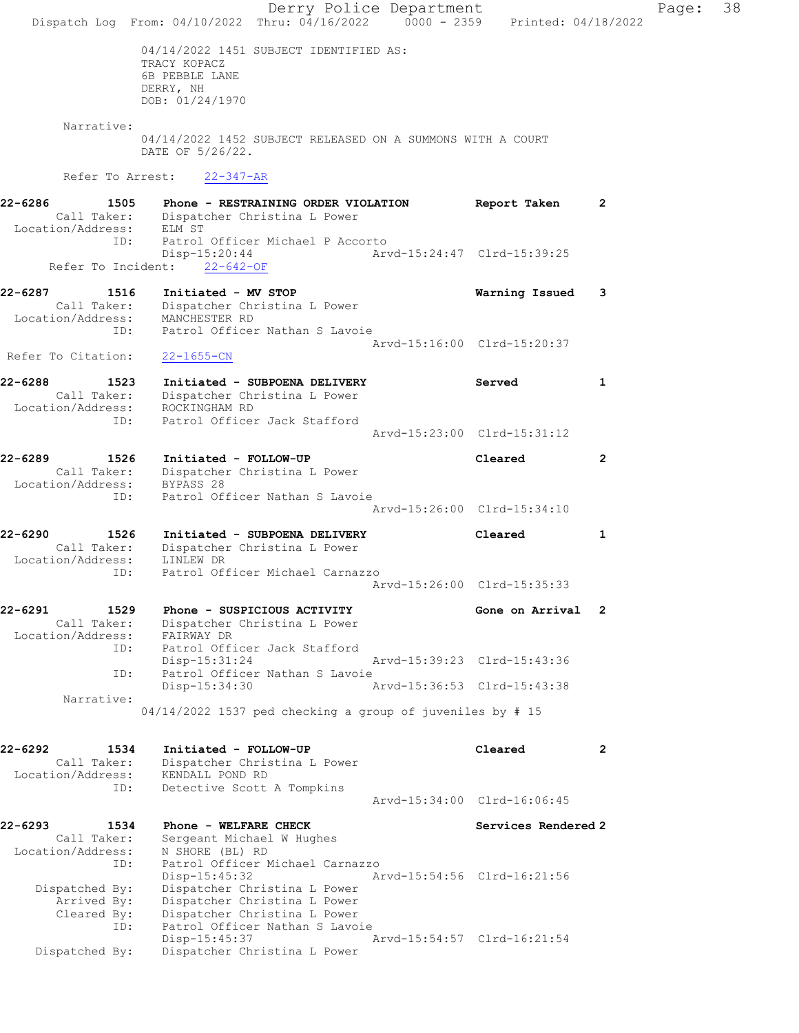04/14/2022 1451 SUBJECT IDENTIFIED AS:
TRACY KOPACZ
6B PEBBLE LANE
DERRY, NH
DOB: 01/24/1970

Narrative:
04/14/2022 1452 SUBJECT RELEASED ON A SUMMONS WITH A COURT DATE OF 5/26/22.

Refer To Arrest: 22-347-AR

**22-6286 1505 Phone - RESTRAINING ORDER VIOLATION Report Taken 2**
Call Taker: Dispatcher Christina L Power
Location/Address: ELM ST
ID: Patrol Officer Michael P Accorto
Disp-15:20:44 Arvd-15:24:47 Clrd-15:39:25
Refer To Incident: 22-642-OF

**22-6287 1516 Initiated - MV STOP Warning Issued 3**
Call Taker: Dispatcher Christina L Power
Location/Address: MANCHESTER RD
ID: Patrol Officer Nathan S Lavoie
Arvd-15:16:00 Clrd-15:20:37
Refer To Citation: 22-1655-CN

**22-6288 1523 Initiated - SUBPOENA DELIVERY Served 1**
Call Taker: Dispatcher Christina L Power
Location/Address: ROCKINGHAM RD
ID: Patrol Officer Jack Stafford
Arvd-15:23:00 Clrd-15:31:12

**22-6289 1526 Initiated - FOLLOW-UP Cleared 2**
Call Taker: Dispatcher Christina L Power
Location/Address: BYPASS 28
ID: Patrol Officer Nathan S Lavoie
Arvd-15:26:00 Clrd-15:34:10

**22-6290 1526 Initiated - SUBPOENA DELIVERY Cleared 1**
Call Taker: Dispatcher Christina L Power
Location/Address: LINLEW DR
ID: Patrol Officer Michael Carnazzo
Arvd-15:26:00 Clrd-15:35:33

**22-6291 1529 Phone - SUSPICIOUS ACTIVITY Gone on Arrival 2**
Call Taker: Dispatcher Christina L Power
Location/Address: FAIRWAY DR
ID: Patrol Officer Jack Stafford
Disp-15:31:24 Arvd-15:39:23 Clrd-15:43:36
ID: Patrol Officer Nathan S Lavoie
Disp-15:34:30 Arvd-15:36:53 Clrd-15:43:38
Narrative:
04/14/2022 1537 ped checking a group of juveniles by # 15

**22-6292 1534 Initiated - FOLLOW-UP Cleared 2**
Call Taker: Dispatcher Christina L Power
Location/Address: KENDALL POND RD
ID: Detective Scott A Tompkins
Arvd-15:34:00 Clrd-16:06:45

**22-6293 1534 Phone - WELFARE CHECK Services Rendered 2**
Call Taker: Sergeant Michael W Hughes
Location/Address: N SHORE (BL) RD
ID: Patrol Officer Michael Carnazzo
Disp-15:45:32 Arvd-15:54:56 Clrd-16:21:56
Dispatched By: Dispatcher Christina L Power
Arrived By: Dispatcher Christina L Power
Cleared By: Dispatcher Christina L Power
ID: Patrol Officer Nathan S Lavoie
Disp-15:45:37 Arvd-15:54:57 Clrd-16:21:54
Dispatched By: Dispatcher Christina L Power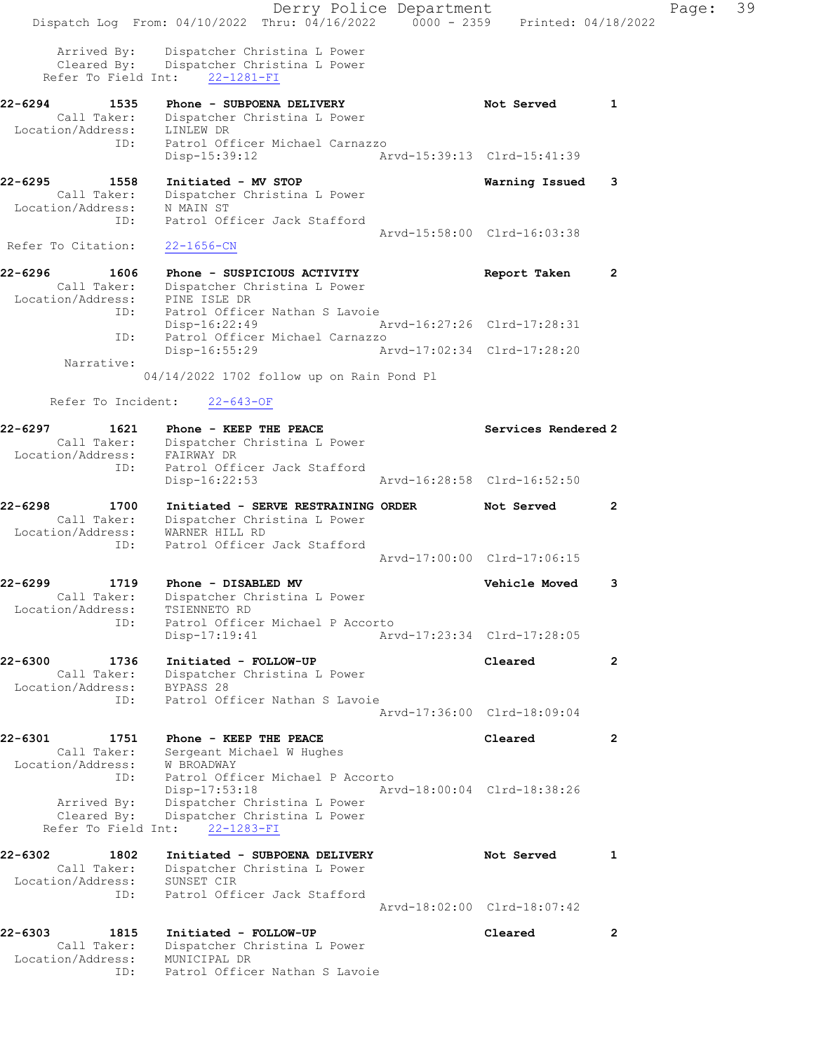```
      Arrived By:    Dispatcher Christina L Power
      Cleared By:    Dispatcher Christina L Power
   Refer To Field Int:    22-1281-FI

22-6294        1535    Phone - SUBPOENA DELIVERY                  Not Served        1
        Call Taker:    Dispatcher Christina L Power
  Location/Address:    LINLEW DR
                ID:    Patrol Officer Michael Carnazzo
                       Disp-15:39:12              Arvd-15:39:13  Clrd-15:41:39

22-6295        1558    Initiated - MV STOP                        Warning Issued    3
        Call Taker:    Dispatcher Christina L Power
  Location/Address:    N MAIN ST
                ID:    Patrol Officer Jack Stafford
                                                  Arvd-15:58:00  Clrd-16:03:38
 Refer To Citation:    22-1656-CN

22-6296        1606    Phone - SUSPICIOUS ACTIVITY                Report Taken      2
        Call Taker:    Dispatcher Christina L Power
  Location/Address:    PINE ISLE DR
                ID:    Patrol Officer Nathan S Lavoie
                       Disp-16:22:49              Arvd-16:27:26  Clrd-17:28:31
                ID:    Patrol Officer Michael Carnazzo
                       Disp-16:55:29              Arvd-17:02:34  Clrd-17:28:20
         Narrative:
                   04/14/2022 1702 follow up on Rain Pond Pl

      Refer To Incident:    22-643-OF

22-6297        1621    Phone - KEEP THE PEACE                     Services Rendered 2
        Call Taker:    Dispatcher Christina L Power
  Location/Address:    FAIRWAY DR
                ID:    Patrol Officer Jack Stafford
                       Disp-16:22:53              Arvd-16:28:58  Clrd-16:52:50

22-6298        1700    Initiated - SERVE RESTRAINING ORDER        Not Served        2
        Call Taker:    Dispatcher Christina L Power
  Location/Address:    WARNER HILL RD
                ID:    Patrol Officer Jack Stafford
                                                  Arvd-17:00:00  Clrd-17:06:15

22-6299        1719    Phone - DISABLED MV                        Vehicle Moved     3
        Call Taker:    Dispatcher Christina L Power
  Location/Address:    TSIENNETO RD
                ID:    Patrol Officer Michael P Accorto
                       Disp-17:19:41              Arvd-17:23:34  Clrd-17:28:05

22-6300        1736    Initiated - FOLLOW-UP                      Cleared           2
        Call Taker:    Dispatcher Christina L Power
  Location/Address:    BYPASS 28
                ID:    Patrol Officer Nathan S Lavoie
                                                  Arvd-17:36:00  Clrd-18:09:04

22-6301        1751    Phone - KEEP THE PEACE                     Cleared           2
        Call Taker:    Sergeant Michael W Hughes
  Location/Address:    W BROADWAY
                ID:    Patrol Officer Michael P Accorto
                       Disp-17:53:18              Arvd-18:00:04  Clrd-18:38:26
        Arrived By:    Dispatcher Christina L Power
        Cleared By:    Dispatcher Christina L Power
   Refer To Field Int:    22-1283-FI

22-6302        1802    Initiated - SUBPOENA DELIVERY              Not Served        1
        Call Taker:    Dispatcher Christina L Power
  Location/Address:    SUNSET CIR
                ID:    Patrol Officer Jack Stafford
                                                  Arvd-18:02:00  Clrd-18:07:42

22-6303        1815    Initiated - FOLLOW-UP                      Cleared           2
        Call Taker:    Dispatcher Christina L Power
  Location/Address:    MUNICIPAL DR
                ID:    Patrol Officer Nathan S Lavoie
```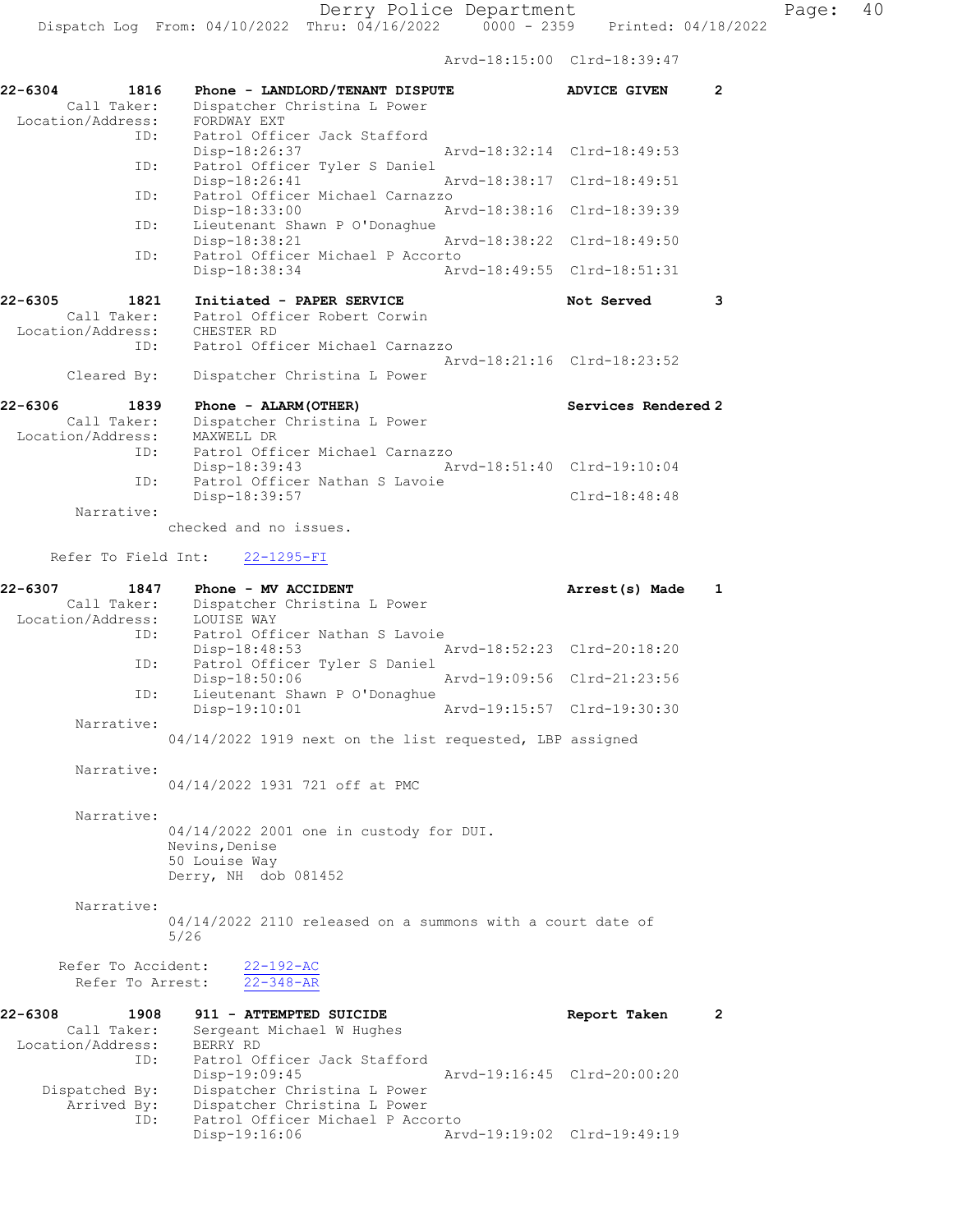Arvd-18:15:00 Clrd-18:39:47

```
22-6304        1816    Phone - LANDLORD/TENANT DISPUTE              ADVICE GIVEN      2
      Call Taker:      Dispatcher Christina L Power
 Location/Address:     FORDWAY EXT
              ID:      Patrol Officer Jack Stafford
                       Disp-18:26:37               Arvd-18:32:14  Clrd-18:49:53
              ID:      Patrol Officer Tyler S Daniel
                       Disp-18:26:41               Arvd-18:38:17  Clrd-18:49:51
              ID:      Patrol Officer Michael Carnazzo
                       Disp-18:33:00               Arvd-18:38:16  Clrd-18:39:39
              ID:      Lieutenant Shawn P O'Donaghue
                       Disp-18:38:21               Arvd-18:38:22  Clrd-18:49:50
              ID:      Patrol Officer Michael P Accorto
                       Disp-18:38:34               Arvd-18:49:55  Clrd-18:51:31

22-6305        1821    Initiated - PAPER SERVICE                    Not Served        3
      Call Taker:      Patrol Officer Robert Corwin
 Location/Address:     CHESTER RD
              ID:      Patrol Officer Michael Carnazzo
                                                   Arvd-18:21:16  Clrd-18:23:52
      Cleared By:      Dispatcher Christina L Power

22-6306        1839    Phone - ALARM(OTHER)                         Services Rendered 2
      Call Taker:      Dispatcher Christina L Power
 Location/Address:     MAXWELL DR
              ID:      Patrol Officer Michael Carnazzo
                       Disp-18:39:43               Arvd-18:51:40  Clrd-19:10:04
              ID:      Patrol Officer Nathan S Lavoie
                       Disp-18:39:57                              Clrd-18:48:48
       Narrative:
                     checked and no issues.

    Refer To Field Int:     22-1295-FI

22-6307        1847    Phone - MV ACCIDENT                          Arrest(s) Made    1
      Call Taker:      Dispatcher Christina L Power
 Location/Address:     LOUISE WAY
              ID:      Patrol Officer Nathan S Lavoie
                       Disp-18:48:53               Arvd-18:52:23  Clrd-20:18:20
              ID:      Patrol Officer Tyler S Daniel
                       Disp-18:50:06               Arvd-19:09:56  Clrd-21:23:56
              ID:      Lieutenant Shawn P O'Donaghue
                       Disp-19:10:01               Arvd-19:15:57  Clrd-19:30:30
       Narrative:
                     04/14/2022 1919 next on the list requested, LBP assigned

       Narrative:
                     04/14/2022 1931 721 off at PMC

       Narrative:
                     04/14/2022 2001 one in custody for DUI.
                     Nevins,Denise
                     50 Louise Way
                     Derry, NH  dob 081452

       Narrative:
                     04/14/2022 2110 released on a summons with a court date of
                     5/26

     Refer To Accident:    22-192-AC
       Refer To Arrest:    22-348-AR

22-6308        1908    911 - ATTEMPTED SUICIDE                      Report Taken      2
      Call Taker:      Sergeant Michael W Hughes
 Location/Address:     BERRY RD
              ID:      Patrol Officer Jack Stafford
                       Disp-19:09:45               Arvd-19:16:45  Clrd-20:00:20
   Dispatched By:      Dispatcher Christina L Power
      Arrived By:      Dispatcher Christina L Power
              ID:      Patrol Officer Michael P Accorto
                       Disp-19:16:06               Arvd-19:19:02  Clrd-19:49:19
```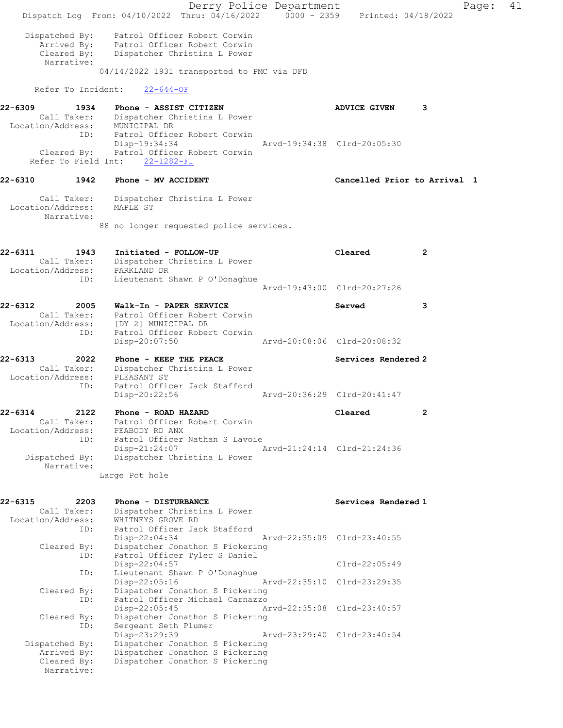```
    Dispatched By:     Patrol Officer Robert Corwin
       Arrived By:     Patrol Officer Robert Corwin
       Cleared By:     Dispatcher Christina L Power
        Narrative:
                 04/14/2022 1931 transported to PMC via DFD

      Refer To Incident:     22-644-OF

22-6309          1934     Phone - ASSIST CITIZEN                          ADVICE GIVEN      3
         Call Taker:     Dispatcher Christina L Power
   Location/Address:     MUNICIPAL DR
                ID:     Patrol Officer Robert Corwin
                        Disp-19:34:34                   Arvd-19:34:38  Clrd-20:05:30
         Cleared By:     Patrol Officer Robert Corwin
     Refer To Field Int:     22-1282-FI

22-6310          1942     Phone - MV ACCIDENT                             Cancelled Prior to Arrival  1

         Call Taker:     Dispatcher Christina L Power
   Location/Address:     MAPLE ST
          Narrative:
                 88 no longer requested police services.


22-6311          1943     Initiated - FOLLOW-UP                           Cleared           2
         Call Taker:     Dispatcher Christina L Power
   Location/Address:     PARKLAND DR
                ID:     Lieutenant Shawn P O'Donaghue
                                                        Arvd-19:43:00  Clrd-20:27:26

22-6312          2005     Walk-In - PAPER SERVICE                         Served            3
         Call Taker:     Patrol Officer Robert Corwin
   Location/Address:     [DY 2] MUNICIPAL DR
                ID:     Patrol Officer Robert Corwin
                        Disp-20:07:50                   Arvd-20:08:06  Clrd-20:08:32

22-6313          2022     Phone - KEEP THE PEACE                          Services Rendered 2
         Call Taker:     Dispatcher Christina L Power
   Location/Address:     PLEASANT ST
                ID:     Patrol Officer Jack Stafford
                        Disp-20:22:56                   Arvd-20:36:29  Clrd-20:41:47

22-6314          2122     Phone - ROAD HAZARD                             Cleared           2
         Call Taker:     Patrol Officer Robert Corwin
   Location/Address:     PEABODY RD ANX
                ID:     Patrol Officer Nathan S Lavoie
                        Disp-21:24:07                   Arvd-21:24:14  Clrd-21:24:36
      Dispatched By:     Dispatcher Christina L Power
          Narrative:
                 Large Pot hole


22-6315          2203     Phone - DISTURBANCE                             Services Rendered 1
         Call Taker:     Dispatcher Christina L Power
   Location/Address:     WHITNEYS GROVE RD
                ID:     Patrol Officer Jack Stafford
                        Disp-22:04:34                   Arvd-22:35:09  Clrd-23:40:55
         Cleared By:     Dispatcher Jonathon S Pickering
                ID:     Patrol Officer Tyler S Daniel
                        Disp-22:04:57                                  Clrd-22:05:49
                ID:     Lieutenant Shawn P O'Donaghue
                        Disp-22:05:16                   Arvd-22:35:10  Clrd-23:29:35
         Cleared By:     Dispatcher Jonathon S Pickering
                ID:     Patrol Officer Michael Carnazzo
                        Disp-22:05:45                   Arvd-22:35:08  Clrd-23:40:57
         Cleared By:     Dispatcher Jonathon S Pickering
                ID:     Sergeant Seth Plumer
                        Disp-23:29:39                   Arvd-23:29:40  Clrd-23:40:54
      Dispatched By:     Dispatcher Jonathon S Pickering
        Arrived By:     Dispatcher Jonathon S Pickering
        Cleared By:     Dispatcher Jonathon S Pickering
          Narrative:
```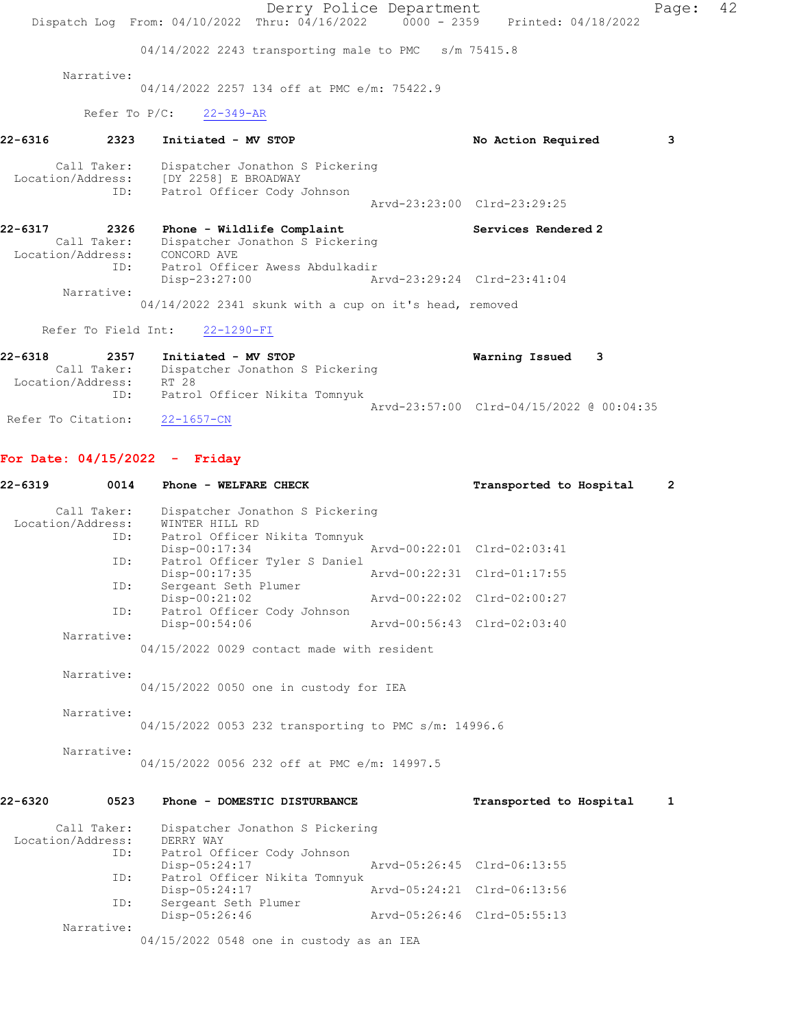04/14/2022 2243 transporting male to PMC s/m 75415.8

Narrative:
04/14/2022 2257 134 off at PMC e/m: 75422.9

Refer To P/C: 22-349-AR

**22-6316** 2323 **Initiated - MV STOP** **No Action Required** 3

Call Taker: Dispatcher Jonathon S Pickering
Location/Address: [DY 2258] E BROADWAY
ID: Patrol Officer Cody Johnson
Arvd-23:23:00 Clrd-23:29:25

**22-6317** 2326 **Phone - Wildlife Complaint** **Services Rendered** 2
Call Taker: Dispatcher Jonathon S Pickering
Location/Address: CONCORD AVE
ID: Patrol Officer Awess Abdulkadir
Disp-23:27:00 Arvd-23:29:24 Clrd-23:41:04
Narrative:
04/14/2022 2341 skunk with a cup on it's head, removed

Refer To Field Int: 22-1290-FI

**22-6318** 2357 **Initiated - MV STOP** **Warning Issued** 3
Call Taker: Dispatcher Jonathon S Pickering
Location/Address: RT 28
ID: Patrol Officer Nikita Tomnyuk
Arvd-23:57:00 Clrd-04/15/2022 @ 00:04:35
Refer To Citation: 22-1657-CN

## For Date: 04/15/2022 - Friday

**22-6319** 0014 **Phone - WELFARE CHECK** **Transported to Hospital** 2

Call Taker: Dispatcher Jonathon S Pickering
Location/Address: WINTER HILL RD
ID: Patrol Officer Nikita Tomnyuk
Disp-00:17:34 Arvd-00:22:01 Clrd-02:03:41
ID: Patrol Officer Tyler S Daniel
Disp-00:17:35 Arvd-00:22:31 Clrd-01:17:55
ID: Sergeant Seth Plumer
Disp-00:21:02 Arvd-00:22:02 Clrd-02:00:27
ID: Patrol Officer Cody Johnson
Disp-00:54:06 Arvd-00:56:43 Clrd-02:03:40
Narrative:
04/15/2022 0029 contact made with resident

Narrative:
04/15/2022 0050 one in custody for IEA

Narrative:
04/15/2022 0053 232 transporting to PMC s/m: 14996.6

Narrative:
04/15/2022 0056 232 off at PMC e/m: 14997.5

**22-6320** 0523 **Phone - DOMESTIC DISTURBANCE** **Transported to Hospital** 1

Call Taker: Dispatcher Jonathon S Pickering
Location/Address: DERRY WAY
ID: Patrol Officer Cody Johnson
Disp-05:24:17 Arvd-05:26:45 Clrd-06:13:55
ID: Patrol Officer Nikita Tomnyuk
Disp-05:24:17 Arvd-05:24:21 Clrd-06:13:56
ID: Sergeant Seth Plumer
Disp-05:26:46 Arvd-05:26:46 Clrd-05:55:13
Narrative:
04/15/2022 0548 one in custody as an IEA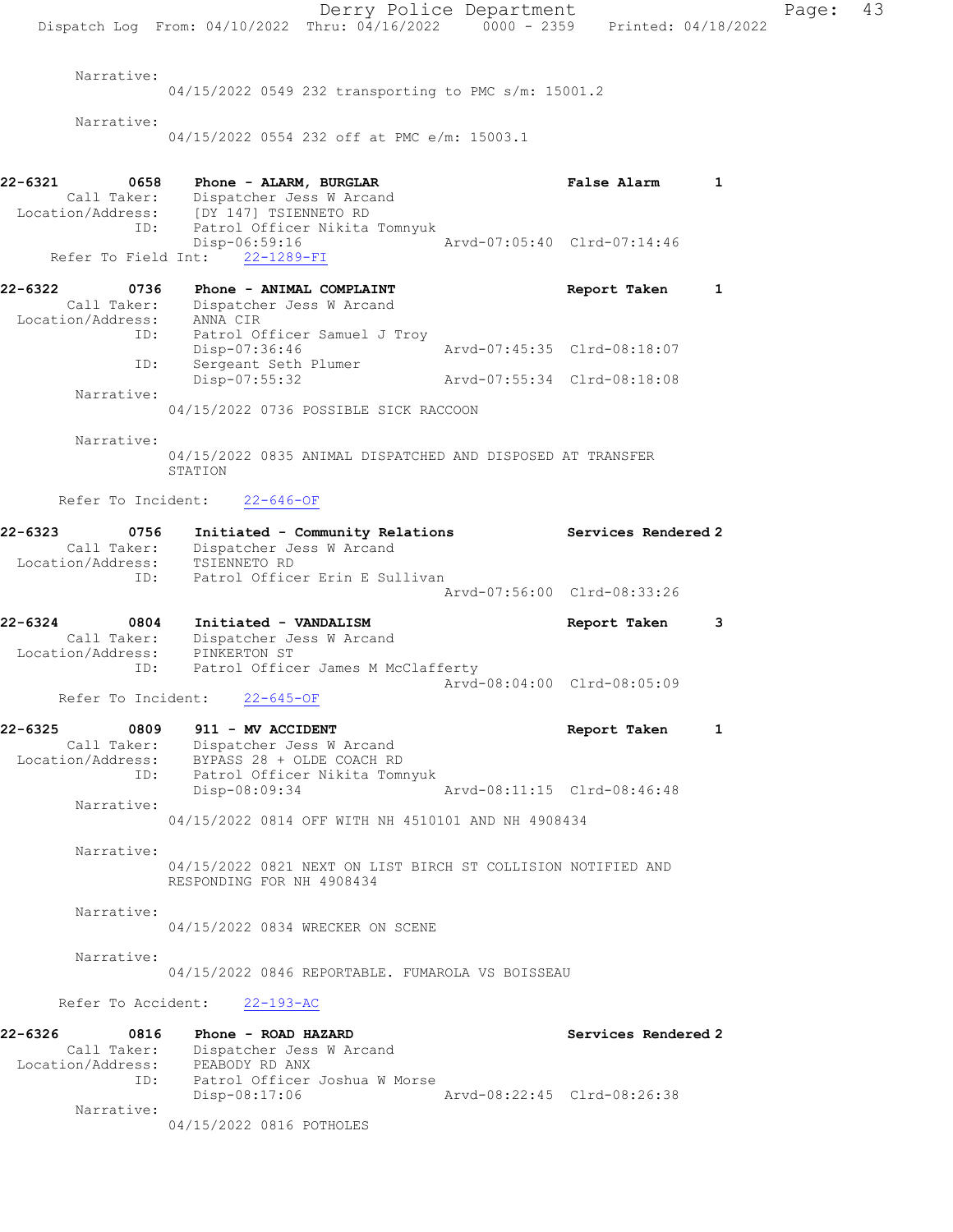Narrative:
04/15/2022 0549 232 transporting to PMC s/m: 15001.2

Narrative:
04/15/2022 0554 232 off at PMC e/m: 15003.1

**22-6321 0658 Phone - ALARM, BURGLAR** — **False Alarm 1**
Call Taker: Dispatcher Jess W Arcand
Location/Address: [DY 147] TSIENNETO RD
ID: Patrol Officer Nikita Tomnyuk
Disp-06:59:16 Arvd-07:05:40 Clrd-07:14:46
Refer To Field Int: 22-1289-FI

**22-6322 0736 Phone - ANIMAL COMPLAINT** — **Report Taken 1**
Call Taker: Dispatcher Jess W Arcand
Location/Address: ANNA CIR
ID: Patrol Officer Samuel J Troy
Disp-07:36:46 Arvd-07:45:35 Clrd-08:18:07
ID: Sergeant Seth Plumer
Disp-07:55:32 Arvd-07:55:34 Clrd-08:18:08
Narrative:
04/15/2022 0736 POSSIBLE SICK RACCOON

Narrative:
04/15/2022 0835 ANIMAL DISPATCHED AND DISPOSED AT TRANSFER STATION

Refer To Incident: 22-646-OF

**22-6323 0756 Initiated - Community Relations** — **Services Rendered 2**
Call Taker: Dispatcher Jess W Arcand
Location/Address: TSIENNETO RD
ID: Patrol Officer Erin E Sullivan
Arvd-07:56:00 Clrd-08:33:26

**22-6324 0804 Initiated - VANDALISM** — **Report Taken 3**
Call Taker: Dispatcher Jess W Arcand
Location/Address: PINKERTON ST
ID: Patrol Officer James M McClafferty
Arvd-08:04:00 Clrd-08:05:09
Refer To Incident: 22-645-OF

**22-6325 0809 911 - MV ACCIDENT** — **Report Taken 1**
Call Taker: Dispatcher Jess W Arcand
Location/Address: BYPASS 28 + OLDE COACH RD
ID: Patrol Officer Nikita Tomnyuk
Disp-08:09:34 Arvd-08:11:15 Clrd-08:46:48
Narrative:
04/15/2022 0814 OFF WITH NH 4510101 AND NH 4908434

Narrative:
04/15/2022 0821 NEXT ON LIST BIRCH ST COLLISION NOTIFIED AND RESPONDING FOR NH 4908434

Narrative:
04/15/2022 0834 WRECKER ON SCENE

Narrative:
04/15/2022 0846 REPORTABLE. FUMAROLA VS BOISSEAU

Refer To Accident: 22-193-AC

**22-6326 0816 Phone - ROAD HAZARD** — **Services Rendered 2**
Call Taker: Dispatcher Jess W Arcand
Location/Address: PEABODY RD ANX
ID: Patrol Officer Joshua W Morse
Disp-08:17:06 Arvd-08:22:45 Clrd-08:26:38
Narrative:
04/15/2022 0816 POTHOLES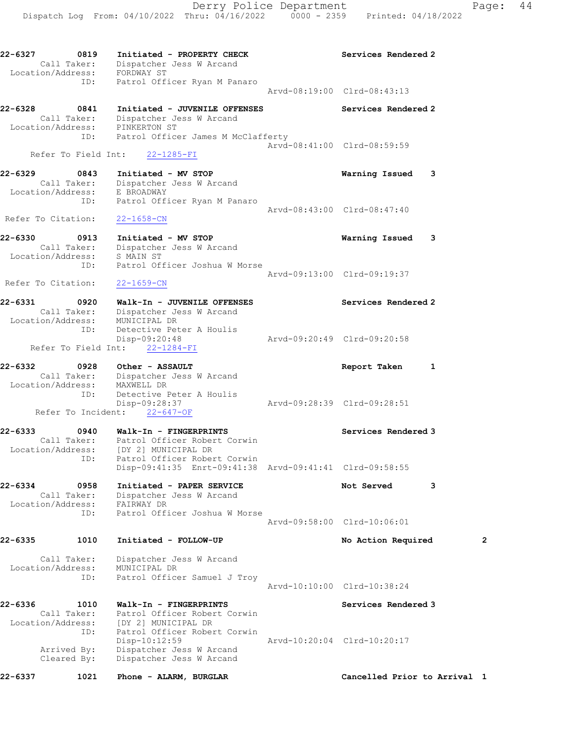**22-6327** 0819 **Initiated - PROPERTY CHECK** **Services Rendered 2**
Call Taker: Dispatcher Jess W Arcand
Location/Address: FORDWAY ST
ID: Patrol Officer Ryan M Panaro
Arvd-08:19:00 Clrd-08:43:13

**22-6328** 0841 **Initiated - JUVENILE OFFENSES** **Services Rendered 2**
Call Taker: Dispatcher Jess W Arcand
Location/Address: PINKERTON ST
ID: Patrol Officer James M McClafferty
Arvd-08:41:00 Clrd-08:59:59
Refer To Field Int: 22-1285-FI

**22-6329** 0843 **Initiated - MV STOP** **Warning Issued 3**
Call Taker: Dispatcher Jess W Arcand
Location/Address: E BROADWAY
ID: Patrol Officer Ryan M Panaro
Arvd-08:43:00 Clrd-08:47:40
Refer To Citation: 22-1658-CN

**22-6330** 0913 **Initiated - MV STOP** **Warning Issued 3**
Call Taker: Dispatcher Jess W Arcand
Location/Address: S MAIN ST
ID: Patrol Officer Joshua W Morse
Arvd-09:13:00 Clrd-09:19:37
Refer To Citation: 22-1659-CN

**22-6331** 0920 **Walk-In - JUVENILE OFFENSES** **Services Rendered 2**
Call Taker: Dispatcher Jess W Arcand
Location/Address: MUNICIPAL DR
ID: Detective Peter A Houlis
Disp-09:20:48 Arvd-09:20:49 Clrd-09:20:58
Refer To Field Int: 22-1284-FI

**22-6332** 0928 **Other - ASSAULT** **Report Taken 1**
Call Taker: Dispatcher Jess W Arcand
Location/Address: MAXWELL DR
ID: Detective Peter A Houlis
Disp-09:28:37 Arvd-09:28:39 Clrd-09:28:51
Refer To Incident: 22-647-OF

**22-6333** 0940 **Walk-In - FINGERPRINTS** **Services Rendered 3**
Call Taker: Patrol Officer Robert Corwin
Location/Address: [DY 2] MUNICIPAL DR
ID: Patrol Officer Robert Corwin
Disp-09:41:35 Enrt-09:41:38 Arvd-09:41:41 Clrd-09:58:55

**22-6334** 0958 **Initiated - PAPER SERVICE** **Not Served 3**
Call Taker: Dispatcher Jess W Arcand
Location/Address: FAIRWAY DR
ID: Patrol Officer Joshua W Morse
Arvd-09:58:00 Clrd-10:06:01

**22-6335** 1010 **Initiated - FOLLOW-UP** **No Action Required 2**
Call Taker: Dispatcher Jess W Arcand
Location/Address: MUNICIPAL DR
ID: Patrol Officer Samuel J Troy
Arvd-10:10:00 Clrd-10:38:24

**22-6336** 1010 **Walk-In - FINGERPRINTS** **Services Rendered 3**
Call Taker: Patrol Officer Robert Corwin
Location/Address: [DY 2] MUNICIPAL DR
ID: Patrol Officer Robert Corwin
Disp-10:12:59 Arvd-10:20:04 Clrd-10:20:17
Arrived By: Dispatcher Jess W Arcand
Cleared By: Dispatcher Jess W Arcand

**22-6337** 1021 **Phone - ALARM, BURGLAR** **Cancelled Prior to Arrival 1**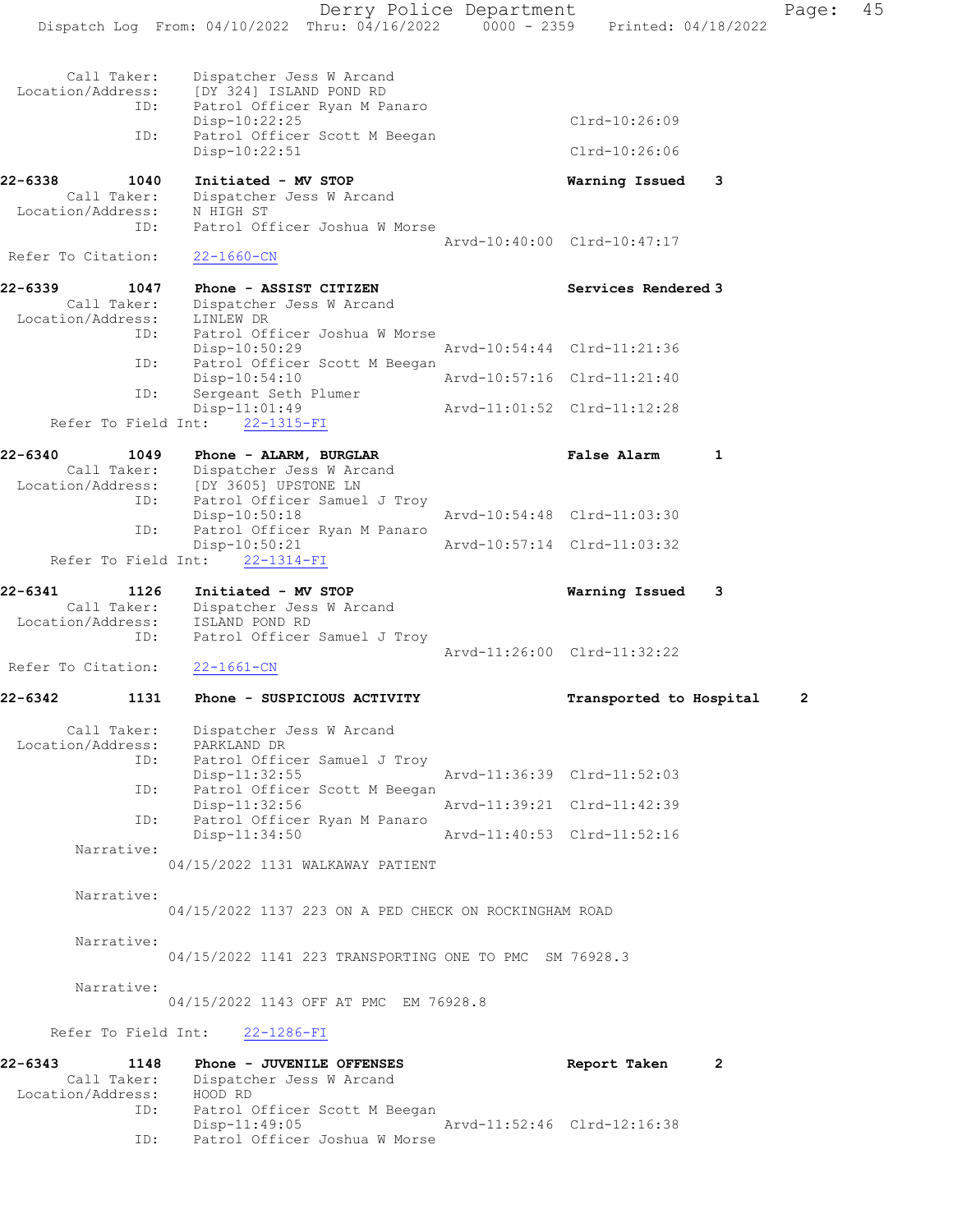Call Taker: Dispatcher Jess W Arcand
Location/Address: [DY 324] ISLAND POND RD
ID: Patrol Officer Ryan M Panaro
Disp-10:22:25 Clrd-10:26:09
ID: Patrol Officer Scott M Beegan
Disp-10:22:51 Clrd-10:26:06

**22-6338 1040 Initiated - MV STOP Warning Issued 3**
Call Taker: Dispatcher Jess W Arcand
Location/Address: N HIGH ST
ID: Patrol Officer Joshua W Morse
Arvd-10:40:00 Clrd-10:47:17
Refer To Citation: 22-1660-CN

**22-6339 1047 Phone - ASSIST CITIZEN Services Rendered 3**
Call Taker: Dispatcher Jess W Arcand
Location/Address: LINLEW DR
ID: Patrol Officer Joshua W Morse
Disp-10:50:29 Arvd-10:54:44 Clrd-11:21:36
ID: Patrol Officer Scott M Beegan
Disp-10:54:10 Arvd-10:57:16 Clrd-11:21:40
ID: Sergeant Seth Plumer
Disp-11:01:49 Arvd-11:01:52 Clrd-11:12:28
Refer To Field Int: 22-1315-FI

**22-6340 1049 Phone - ALARM, BURGLAR False Alarm 1**
Call Taker: Dispatcher Jess W Arcand
Location/Address: [DY 3605] UPSTONE LN
ID: Patrol Officer Samuel J Troy
Disp-10:50:18 Arvd-10:54:48 Clrd-11:03:30
ID: Patrol Officer Ryan M Panaro
Disp-10:50:21 Arvd-10:57:14 Clrd-11:03:32
Refer To Field Int: 22-1314-FI

**22-6341 1126 Initiated - MV STOP Warning Issued 3**
Call Taker: Dispatcher Jess W Arcand
Location/Address: ISLAND POND RD
ID: Patrol Officer Samuel J Troy
Arvd-11:26:00 Clrd-11:32:22
Refer To Citation: 22-1661-CN

**22-6342 1131 Phone - SUSPICIOUS ACTIVITY Transported to Hospital 2**
Call Taker: Dispatcher Jess W Arcand
Location/Address: PARKLAND DR
ID: Patrol Officer Samuel J Troy
Disp-11:32:55 Arvd-11:36:39 Clrd-11:52:03
ID: Patrol Officer Scott M Beegan
Disp-11:32:56 Arvd-11:39:21 Clrd-11:42:39
ID: Patrol Officer Ryan M Panaro
Disp-11:34:50 Arvd-11:40:53 Clrd-11:52:16
Narrative:
04/15/2022 1131 WALKAWAY PATIENT

Narrative:
04/15/2022 1137 223 ON A PED CHECK ON ROCKINGHAM ROAD

Narrative:
04/15/2022 1141 223 TRANSPORTING ONE TO PMC SM 76928.3

Narrative:
04/15/2022 1143 OFF AT PMC EM 76928.8

Refer To Field Int: 22-1286-FI

**22-6343 1148 Phone - JUVENILE OFFENSES Report Taken 2**
Call Taker: Dispatcher Jess W Arcand
Location/Address: HOOD RD
ID: Patrol Officer Scott M Beegan
Disp-11:49:05 Arvd-11:52:46 Clrd-12:16:38
ID: Patrol Officer Joshua W Morse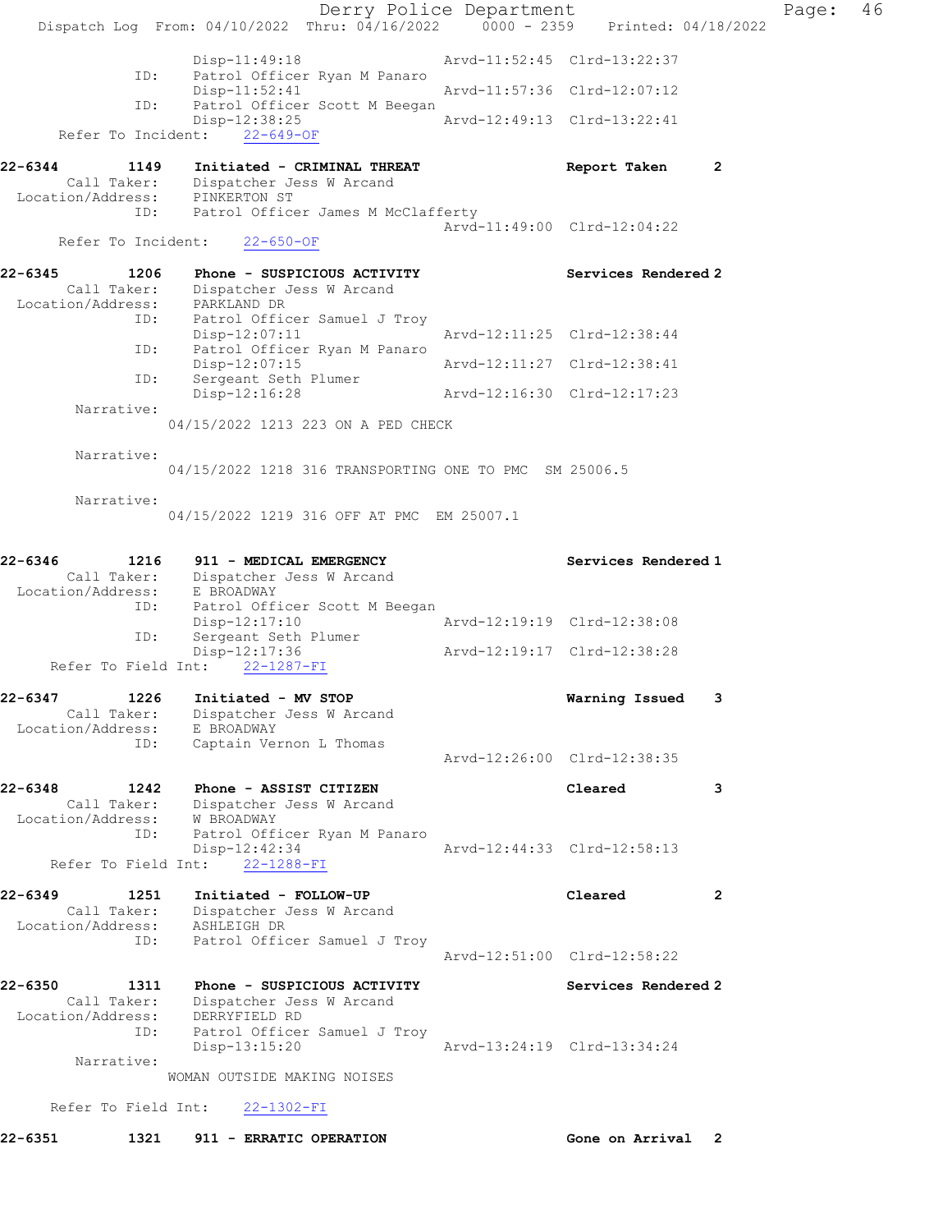```
            Disp-11:49:18                  Arvd-11:52:45  Clrd-13:22:37
        ID: Patrol Officer Ryan M Panaro
            Disp-11:52:41                  Arvd-11:57:36  Clrd-12:07:12
        ID: Patrol Officer Scott M Beegan
            Disp-12:38:25                  Arvd-12:49:13  Clrd-13:22:41
  Refer To Incident:   22-649-OF

22-6344       1149    Initiated - CRIMINAL THREAT            Report Taken       2
    Call Taker:    Dispatcher Jess W Arcand
  Location/Address:   PINKERTON ST
          ID:   Patrol Officer James M McClafferty
                                           Arvd-11:49:00  Clrd-12:04:22
  Refer To Incident:   22-650-OF

22-6345       1206    Phone - SUSPICIOUS ACTIVITY            Services Rendered 2
    Call Taker:    Dispatcher Jess W Arcand
  Location/Address:   PARKLAND DR
          ID:   Patrol Officer Samuel J Troy
                Disp-12:07:11              Arvd-12:11:25  Clrd-12:38:44
          ID:   Patrol Officer Ryan M Panaro
                Disp-12:07:15              Arvd-12:11:27  Clrd-12:38:41
          ID:   Sergeant Seth Plumer
                Disp-12:16:28              Arvd-12:16:30  Clrd-12:17:23
    Narrative:
          04/15/2022 1213 223 ON A PED CHECK

    Narrative:
          04/15/2022 1218 316 TRANSPORTING ONE TO PMC  SM 25006.5

    Narrative:
          04/15/2022 1219 316 OFF AT PMC  EM 25007.1


22-6346       1216    911 - MEDICAL EMERGENCY                Services Rendered 1
    Call Taker:    Dispatcher Jess W Arcand
  Location/Address:   E BROADWAY
          ID:   Patrol Officer Scott M Beegan
                Disp-12:17:10              Arvd-12:19:19  Clrd-12:38:08
          ID:   Sergeant Seth Plumer
                Disp-12:17:36              Arvd-12:19:17  Clrd-12:38:28
  Refer To Field Int:   22-1287-FI

22-6347       1226    Initiated - MV STOP                    Warning Issued     3
    Call Taker:    Dispatcher Jess W Arcand
  Location/Address:   E BROADWAY
          ID:   Captain Vernon L Thomas
                                           Arvd-12:26:00  Clrd-12:38:35

22-6348       1242    Phone - ASSIST CITIZEN                 Cleared            3
    Call Taker:    Dispatcher Jess W Arcand
  Location/Address:   W BROADWAY
          ID:   Patrol Officer Ryan M Panaro
                Disp-12:42:34              Arvd-12:44:33  Clrd-12:58:13
  Refer To Field Int:   22-1288-FI

22-6349       1251    Initiated - FOLLOW-UP                  Cleared            2
    Call Taker:    Dispatcher Jess W Arcand
  Location/Address:   ASHLEIGH DR
          ID:   Patrol Officer Samuel J Troy
                                           Arvd-12:51:00  Clrd-12:58:22

22-6350       1311    Phone - SUSPICIOUS ACTIVITY            Services Rendered 2
    Call Taker:    Dispatcher Jess W Arcand
  Location/Address:   DERRYFIELD RD
          ID:   Patrol Officer Samuel J Troy
                Disp-13:15:20              Arvd-13:24:19  Clrd-13:34:24
    Narrative:
          WOMAN OUTSIDE MAKING NOISES

  Refer To Field Int:   22-1302-FI

22-6351       1321    911 - ERRATIC OPERATION                Gone on Arrival  2
```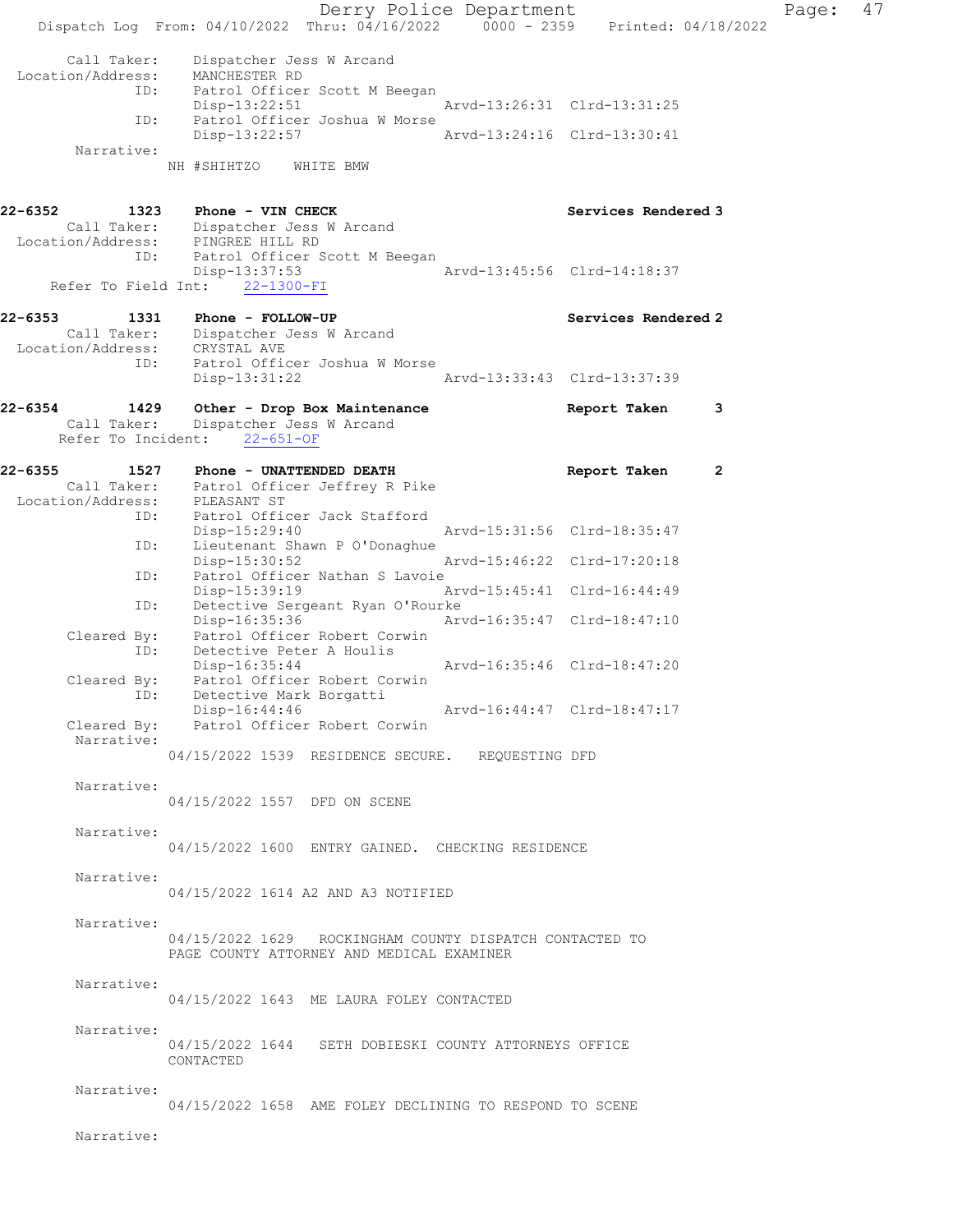```
     Call Taker:    Dispatcher Jess W Arcand
 Location/Address:  MANCHESTER RD
              ID:   Patrol Officer Scott M Beegan
                    Disp-13:22:51                 Arvd-13:26:31  Clrd-13:31:25
              ID:   Patrol Officer Joshua W Morse
                    Disp-13:22:57                 Arvd-13:24:16  Clrd-13:30:41
       Narrative:
                  NH #SHIHTZO    WHITE BMW


22-6352        1323    Phone - VIN CHECK                        Services Rendered 3
     Call Taker:    Dispatcher Jess W Arcand
 Location/Address:  PINGREE HILL RD
              ID:   Patrol Officer Scott M Beegan
                    Disp-13:37:53                 Arvd-13:45:56  Clrd-14:18:37
   Refer To Field Int:    22-1300-FI

22-6353        1331    Phone - FOLLOW-UP                        Services Rendered 2
     Call Taker:    Dispatcher Jess W Arcand
 Location/Address:  CRYSTAL AVE
              ID:   Patrol Officer Joshua W Morse
                    Disp-13:31:22                 Arvd-13:33:43  Clrd-13:37:39

22-6354        1429    Other - Drop Box Maintenance             Report Taken       3
     Call Taker:    Dispatcher Jess W Arcand
   Refer To Incident:    22-651-OF

22-6355        1527    Phone - UNATTENDED DEATH                 Report Taken       2
     Call Taker:    Patrol Officer Jeffrey R Pike
 Location/Address:  PLEASANT ST
              ID:   Patrol Officer Jack Stafford
                    Disp-15:29:40                 Arvd-15:31:56  Clrd-18:35:47
              ID:   Lieutenant Shawn P O'Donaghue
                    Disp-15:30:52                 Arvd-15:46:22  Clrd-17:20:18
              ID:   Patrol Officer Nathan S Lavoie
                    Disp-15:39:19                 Arvd-15:45:41  Clrd-16:44:49
              ID:   Detective Sergeant Ryan O'Rourke
                    Disp-16:35:36                 Arvd-16:35:47  Clrd-18:47:10
      Cleared By:   Patrol Officer Robert Corwin
              ID:   Detective Peter A Houlis
                    Disp-16:35:44                 Arvd-16:35:46  Clrd-18:47:20
      Cleared By:   Patrol Officer Robert Corwin
              ID:   Detective Mark Borgatti
                    Disp-16:44:46                 Arvd-16:44:47  Clrd-18:47:17
      Cleared By:   Patrol Officer Robert Corwin
       Narrative:
                  04/15/2022 1539  RESIDENCE SECURE.   REQUESTING DFD

       Narrative:
                  04/15/2022 1557  DFD ON SCENE

       Narrative:
                  04/15/2022 1600  ENTRY GAINED.  CHECKING RESIDENCE

       Narrative:
                  04/15/2022 1614 A2 AND A3 NOTIFIED

       Narrative:
                  04/15/2022 1629   ROCKINGHAM COUNTY DISPATCH CONTACTED TO
                  PAGE COUNTY ATTORNEY AND MEDICAL EXAMINER

       Narrative:
                  04/15/2022 1643  ME LAURA FOLEY CONTACTED

       Narrative:
                  04/15/2022 1644   SETH DOBIESKI COUNTY ATTORNEYS OFFICE
                  CONTACTED

       Narrative:
                  04/15/2022 1658  AME FOLEY DECLINING TO RESPOND TO SCENE

       Narrative:
```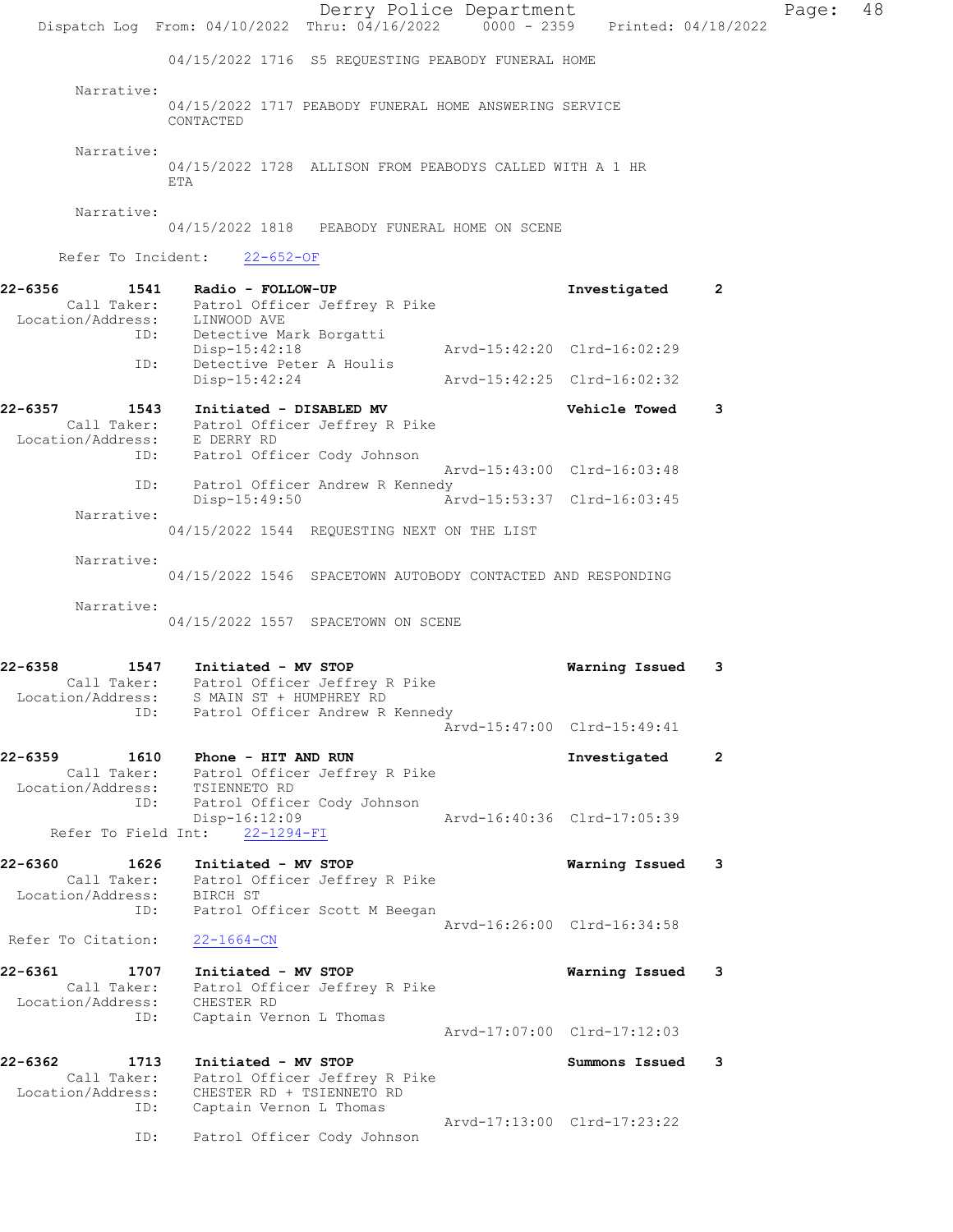04/15/2022 1716  S5 REQUESTING PEABODY FUNERAL HOME

Narrative:
04/15/2022 1717 PEABODY FUNERAL HOME ANSWERING SERVICE CONTACTED

Narrative:
04/15/2022 1728  ALLISON FROM PEABODYS CALLED WITH A 1 HR ETA

Narrative:
04/15/2022 1818   PEABODY FUNERAL HOME ON SCENE

Refer To Incident:   22-652-OF

**22-6356  1541  Radio - FOLLOW-UP**  Investigated  2
Call Taker: Patrol Officer Jeffrey R Pike
Location/Address: LINWOOD AVE
ID: Detective Mark Borgatti
Disp-15:42:18  Arvd-15:42:20  Clrd-16:02:29
ID: Detective Peter A Houlis
Disp-15:42:24  Arvd-15:42:25  Clrd-16:02:32

**22-6357  1543  Initiated - DISABLED MV**  Vehicle Towed  3
Call Taker: Patrol Officer Jeffrey R Pike
Location/Address: E DERRY RD
ID: Patrol Officer Cody Johnson
Arvd-15:43:00  Clrd-16:03:48
ID: Patrol Officer Andrew R Kennedy
Disp-15:49:50  Arvd-15:53:37  Clrd-16:03:45

Narrative:
04/15/2022 1544  REQUESTING NEXT ON THE LIST

Narrative:
04/15/2022 1546  SPACETOWN AUTOBODY CONTACTED AND RESPONDING

Narrative:
04/15/2022 1557  SPACETOWN ON SCENE

**22-6358  1547  Initiated - MV STOP**  Warning Issued  3
Call Taker: Patrol Officer Jeffrey R Pike
Location/Address: S MAIN ST + HUMPHREY RD
ID: Patrol Officer Andrew R Kennedy
Arvd-15:47:00  Clrd-15:49:41

**22-6359  1610  Phone - HIT AND RUN**  Investigated  2
Call Taker: Patrol Officer Jeffrey R Pike
Location/Address: TSIENNETO RD
ID: Patrol Officer Cody Johnson
Disp-16:12:09  Arvd-16:40:36  Clrd-17:05:39
Refer To Field Int:   22-1294-FI

**22-6360  1626  Initiated - MV STOP**  Warning Issued  3
Call Taker: Patrol Officer Jeffrey R Pike
Location/Address: BIRCH ST
ID: Patrol Officer Scott M Beegan
Arvd-16:26:00  Clrd-16:34:58
Refer To Citation:   22-1664-CN

**22-6361  1707  Initiated - MV STOP**  Warning Issued  3
Call Taker: Patrol Officer Jeffrey R Pike
Location/Address: CHESTER RD
ID: Captain Vernon L Thomas
Arvd-17:07:00  Clrd-17:12:03

**22-6362  1713  Initiated - MV STOP**  Summons Issued  3
Call Taker: Patrol Officer Jeffrey R Pike
Location/Address: CHESTER RD + TSIENNETO RD
ID: Captain Vernon L Thomas
Arvd-17:13:00  Clrd-17:23:22
ID: Patrol Officer Cody Johnson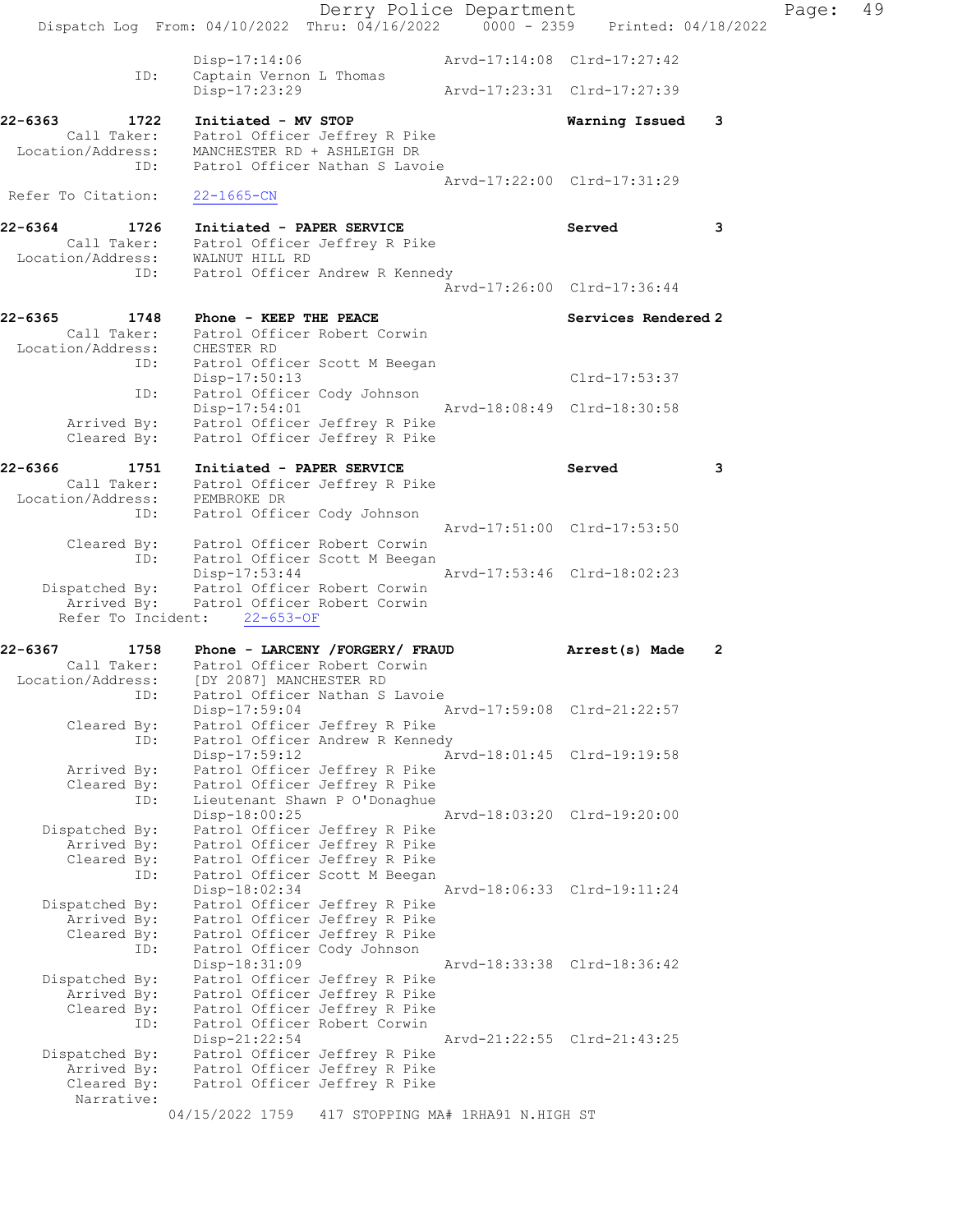```
                Disp-17:14:06                  Arvd-17:14:08  Clrd-17:27:42
          ID:   Captain Vernon L Thomas
                Disp-17:23:29                  Arvd-17:23:31  Clrd-17:27:39

22-6363       1722   Initiated - MV STOP                          Warning Issued    3
      Call Taker:    Patrol Officer Jeffrey R Pike
 Location/Address:   MANCHESTER RD + ASHLEIGH DR
              ID:    Patrol Officer Nathan S Lavoie
                                                Arvd-17:22:00  Clrd-17:31:29
 Refer To Citation:  22-1665-CN

22-6364       1726   Initiated - PAPER SERVICE                    Served            3
      Call Taker:    Patrol Officer Jeffrey R Pike
 Location/Address:   WALNUT HILL RD
              ID:    Patrol Officer Andrew R Kennedy
                                                Arvd-17:26:00  Clrd-17:36:44

22-6365       1748   Phone - KEEP THE PEACE                       Services Rendered 2
      Call Taker:    Patrol Officer Robert Corwin
 Location/Address:   CHESTER RD
              ID:    Patrol Officer Scott M Beegan
                     Disp-17:50:13                               Clrd-17:53:37
              ID:    Patrol Officer Cody Johnson
                     Disp-17:54:01              Arvd-18:08:49  Clrd-18:30:58
      Arrived By:    Patrol Officer Jeffrey R Pike
      Cleared By:    Patrol Officer Jeffrey R Pike

22-6366       1751   Initiated - PAPER SERVICE                    Served            3
      Call Taker:    Patrol Officer Jeffrey R Pike
 Location/Address:   PEMBROKE DR
              ID:    Patrol Officer Cody Johnson
                                                Arvd-17:51:00  Clrd-17:53:50
      Cleared By:    Patrol Officer Robert Corwin
              ID:    Patrol Officer Scott M Beegan
                     Disp-17:53:44              Arvd-17:53:46  Clrd-18:02:23
   Dispatched By:    Patrol Officer Robert Corwin
      Arrived By:    Patrol Officer Robert Corwin
   Refer To Incident:   22-653-OF

22-6367       1758   Phone - LARCENY /FORGERY/ FRAUD              Arrest(s) Made    2
      Call Taker:    Patrol Officer Robert Corwin
 Location/Address:   [DY 2087] MANCHESTER RD
              ID:    Patrol Officer Nathan S Lavoie
                     Disp-17:59:04              Arvd-17:59:08  Clrd-21:22:57
      Cleared By:    Patrol Officer Jeffrey R Pike
              ID:    Patrol Officer Andrew R Kennedy
                     Disp-17:59:12              Arvd-18:01:45  Clrd-19:19:58
      Arrived By:    Patrol Officer Jeffrey R Pike
      Cleared By:    Patrol Officer Jeffrey R Pike
              ID:    Lieutenant Shawn P O'Donaghue
                     Disp-18:00:25              Arvd-18:03:20  Clrd-19:20:00
   Dispatched By:    Patrol Officer Jeffrey R Pike
      Arrived By:    Patrol Officer Jeffrey R Pike
      Cleared By:    Patrol Officer Jeffrey R Pike
              ID:    Patrol Officer Scott M Beegan
                     Disp-18:02:34              Arvd-18:06:33  Clrd-19:11:24
   Dispatched By:    Patrol Officer Jeffrey R Pike
      Arrived By:    Patrol Officer Jeffrey R Pike
      Cleared By:    Patrol Officer Jeffrey R Pike
              ID:    Patrol Officer Cody Johnson
                     Disp-18:31:09              Arvd-18:33:38  Clrd-18:36:42
   Dispatched By:    Patrol Officer Jeffrey R Pike
      Arrived By:    Patrol Officer Jeffrey R Pike
      Cleared By:    Patrol Officer Jeffrey R Pike
              ID:    Patrol Officer Robert Corwin
                     Disp-21:22:54              Arvd-21:22:55  Clrd-21:43:25
   Dispatched By:    Patrol Officer Jeffrey R Pike
      Arrived By:    Patrol Officer Jeffrey R Pike
      Cleared By:    Patrol Officer Jeffrey R Pike
       Narrative:
            04/15/2022 1759    417 STOPPING MA# 1RHA91 N.HIGH ST
```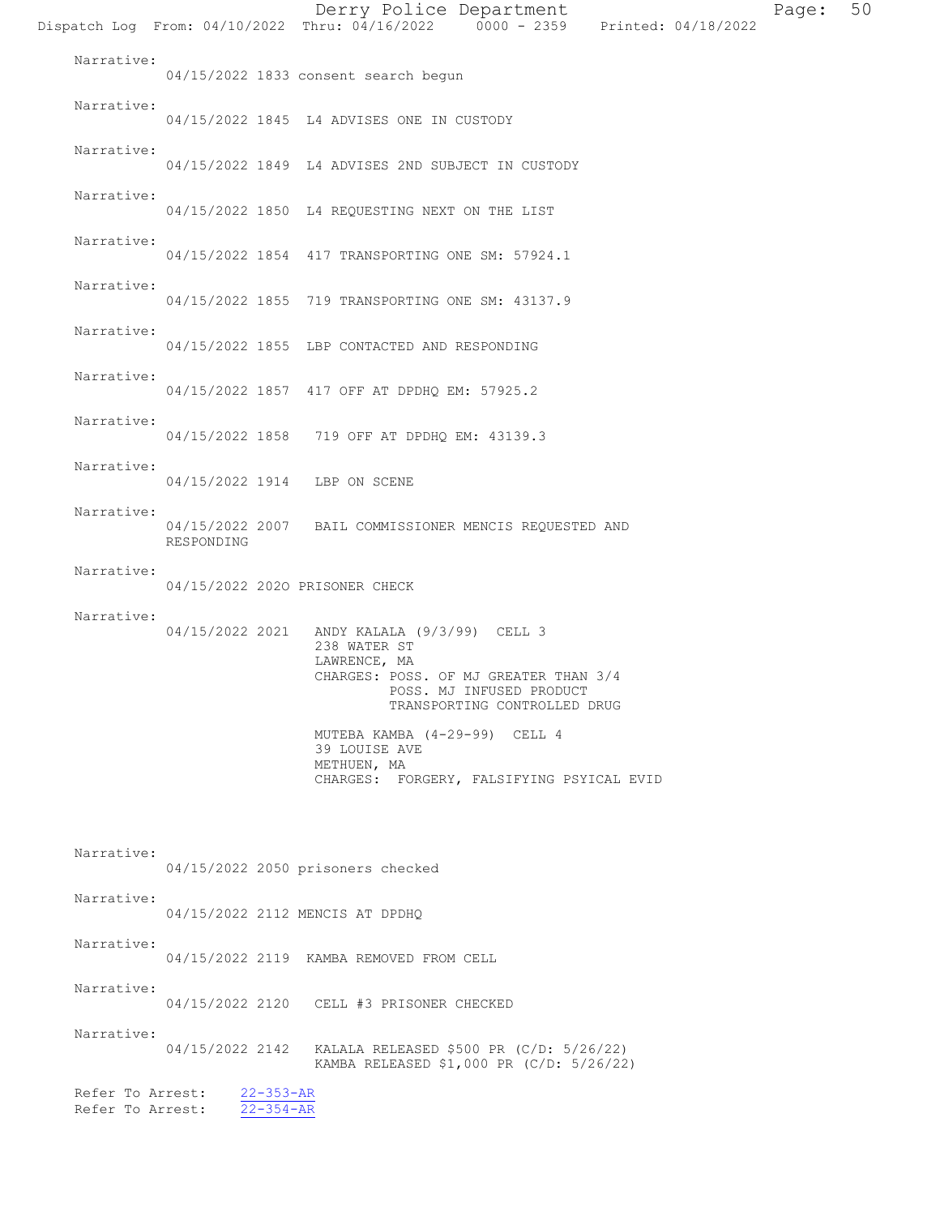Narrative:
04/15/2022 1833 consent search begun

Narrative:
04/15/2022 1845 L4 ADVISES ONE IN CUSTODY

Narrative:
04/15/2022 1849 L4 ADVISES 2ND SUBJECT IN CUSTODY

Narrative:
04/15/2022 1850 L4 REQUESTING NEXT ON THE LIST

Narrative:
04/15/2022 1854 417 TRANSPORTING ONE SM: 57924.1

Narrative:
04/15/2022 1855 719 TRANSPORTING ONE SM: 43137.9

Narrative:
04/15/2022 1855 LBP CONTACTED AND RESPONDING

Narrative:
04/15/2022 1857 417 OFF AT DPDHQ EM: 57925.2

Narrative:
04/15/2022 1858 719 OFF AT DPDHQ EM: 43139.3

Narrative:
04/15/2022 1914 LBP ON SCENE

Narrative:
04/15/2022 2007 BAIL COMMISSIONER MENCIS REQUESTED AND RESPONDING

Narrative:
04/15/2022 202O PRISONER CHECK

Narrative:
04/15/2022 2021 ANDY KALALA (9/3/99) CELL 3
238 WATER ST
LAWRENCE, MA
CHARGES: POSS. OF MJ GREATER THAN 3/4
POSS. MJ INFUSED PRODUCT
TRANSPORTING CONTROLLED DRUG

MUTEBA KAMBA (4-29-99) CELL 4
39 LOUISE AVE
METHUEN, MA
CHARGES: FORGERY, FALSIFYING PSYICAL EVID

Narrative:
04/15/2022 2050 prisoners checked

Narrative:
04/15/2022 2112 MENCIS AT DPDHQ

Narrative:
04/15/2022 2119 KAMBA REMOVED FROM CELL

Narrative:
04/15/2022 2120 CELL #3 PRISONER CHECKED

Narrative:
04/15/2022 2142 KALALA RELEASED $500 PR (C/D: 5/26/22)
KAMBA RELEASED $1,000 PR (C/D: 5/26/22)

Refer To Arrest: 22-353-AR
Refer To Arrest: 22-354-AR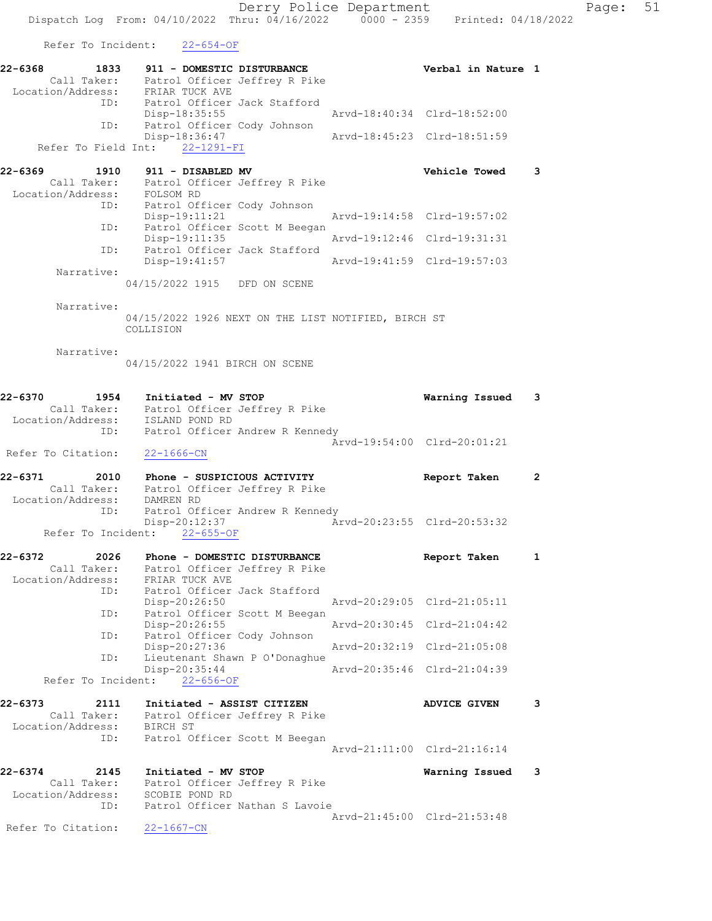Refer To Incident: 22-654-OF

```
22-6368        1833    911 - DOMESTIC DISTURBANCE                  Verbal in Nature  1
      Call Taker:      Patrol Officer Jeffrey R Pike
  Location/Address:    FRIAR TUCK AVE
               ID:     Patrol Officer Jack Stafford
                       Disp-18:35:55                  Arvd-18:40:34  Clrd-18:52:00
               ID:     Patrol Officer Cody Johnson
                       Disp-18:36:47                  Arvd-18:45:23  Clrd-18:51:59
   Refer To Field Int:    22-1291-FI

22-6369        1910    911 - DISABLED MV                           Vehicle Towed     3
      Call Taker:      Patrol Officer Jeffrey R Pike
  Location/Address:    FOLSOM RD
               ID:     Patrol Officer Cody Johnson
                       Disp-19:11:21                  Arvd-19:14:58  Clrd-19:57:02
               ID:     Patrol Officer Scott M Beegan
                       Disp-19:11:35                  Arvd-19:12:46  Clrd-19:31:31
               ID:     Patrol Officer Jack Stafford
                       Disp-19:41:57                  Arvd-19:41:59  Clrd-19:57:03
       Narrative:
                    04/15/2022 1915   DFD ON SCENE

       Narrative:
                    04/15/2022 1926 NEXT ON THE LIST NOTIFIED, BIRCH ST
                    COLLISION

       Narrative:
                    04/15/2022 1941 BIRCH ON SCENE

22-6370        1954    Initiated - MV STOP                         Warning Issued    3
      Call Taker:      Patrol Officer Jeffrey R Pike
  Location/Address:    ISLAND POND RD
               ID:     Patrol Officer Andrew R Kennedy
                                                      Arvd-19:54:00  Clrd-20:01:21
 Refer To Citation:    22-1666-CN

22-6371        2010    Phone - SUSPICIOUS ACTIVITY                 Report Taken      2
      Call Taker:      Patrol Officer Jeffrey R Pike
  Location/Address:    DAMREN RD
               ID:     Patrol Officer Andrew R Kennedy
                       Disp-20:12:37                  Arvd-20:23:55  Clrd-20:53:32
    Refer To Incident:    22-655-OF

22-6372        2026    Phone - DOMESTIC DISTURBANCE                Report Taken      1
      Call Taker:      Patrol Officer Jeffrey R Pike
  Location/Address:    FRIAR TUCK AVE
               ID:     Patrol Officer Jack Stafford
                       Disp-20:26:50                  Arvd-20:29:05  Clrd-21:05:11
               ID:     Patrol Officer Scott M Beegan
                       Disp-20:26:55                  Arvd-20:30:45  Clrd-21:04:42
               ID:     Patrol Officer Cody Johnson
                       Disp-20:27:36                  Arvd-20:32:19  Clrd-21:05:08
               ID:     Lieutenant Shawn P O'Donaghue
                       Disp-20:35:44                  Arvd-20:35:46  Clrd-21:04:39
    Refer To Incident:    22-656-OF

22-6373        2111    Initiated - ASSIST CITIZEN                  ADVICE GIVEN      3
      Call Taker:      Patrol Officer Jeffrey R Pike
  Location/Address:    BIRCH ST
               ID:     Patrol Officer Scott M Beegan
                                                      Arvd-21:11:00  Clrd-21:16:14

22-6374        2145    Initiated - MV STOP                         Warning Issued    3
      Call Taker:      Patrol Officer Jeffrey R Pike
  Location/Address:    SCOBIE POND RD
               ID:     Patrol Officer Nathan S Lavoie
                                                      Arvd-21:45:00  Clrd-21:53:48
 Refer To Citation:    22-1667-CN
```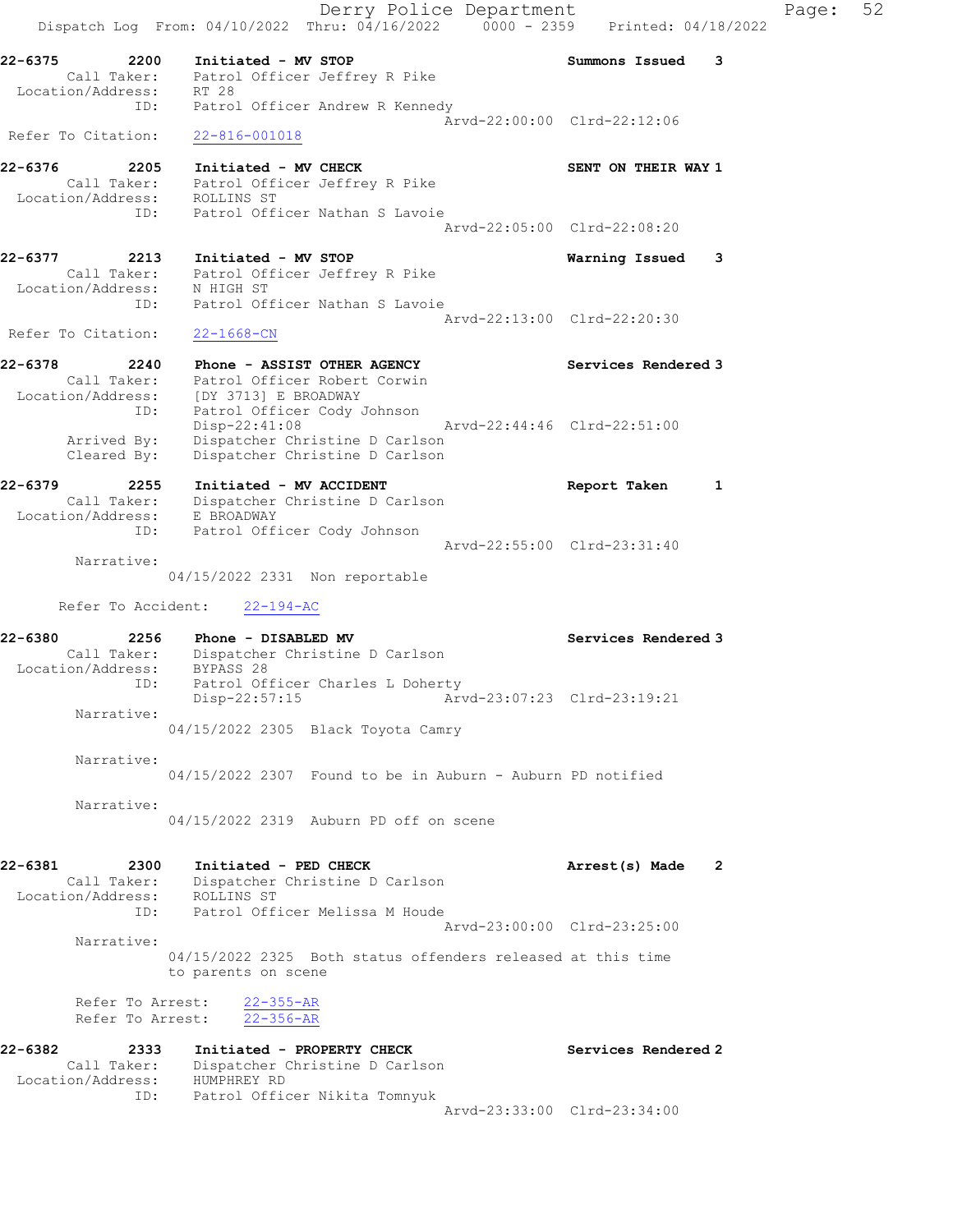22-6375 2200 Initiated - MV STOP Summons Issued 3
Call Taker: Patrol Officer Jeffrey R Pike
Location/Address: RT 28
ID: Patrol Officer Andrew R Kennedy
Arvd-22:00:00 Clrd-22:12:06
Refer To Citation: 22-816-001018

22-6376 2205 Initiated - MV CHECK SENT ON THEIR WAY 1
Call Taker: Patrol Officer Jeffrey R Pike
Location/Address: ROLLINS ST
ID: Patrol Officer Nathan S Lavoie
Arvd-22:05:00 Clrd-22:08:20

22-6377 2213 Initiated - MV STOP Warning Issued 3
Call Taker: Patrol Officer Jeffrey R Pike
Location/Address: N HIGH ST
ID: Patrol Officer Nathan S Lavoie
Arvd-22:13:00 Clrd-22:20:30
Refer To Citation: 22-1668-CN

22-6378 2240 Phone - ASSIST OTHER AGENCY Services Rendered 3
Call Taker: Patrol Officer Robert Corwin
Location/Address: [DY 3713] E BROADWAY
ID: Patrol Officer Cody Johnson
Disp-22:41:08 Arvd-22:44:46 Clrd-22:51:00
Arrived By: Dispatcher Christine D Carlson
Cleared By: Dispatcher Christine D Carlson

22-6379 2255 Initiated - MV ACCIDENT Report Taken 1
Call Taker: Dispatcher Christine D Carlson
Location/Address: E BROADWAY
ID: Patrol Officer Cody Johnson
Arvd-22:55:00 Clrd-23:31:40
Narrative:
04/15/2022 2331 Non reportable

Refer To Accident: 22-194-AC

22-6380 2256 Phone - DISABLED MV Services Rendered 3
Call Taker: Dispatcher Christine D Carlson
Location/Address: BYPASS 28
ID: Patrol Officer Charles L Doherty
Disp-22:57:15 Arvd-23:07:23 Clrd-23:19:21
Narrative:
04/15/2022 2305 Black Toyota Camry

Narrative:
04/15/2022 2307 Found to be in Auburn - Auburn PD notified

Narrative:
04/15/2022 2319 Auburn PD off on scene

22-6381 2300 Initiated - PED CHECK Arrest(s) Made 2
Call Taker: Dispatcher Christine D Carlson
Location/Address: ROLLINS ST
ID: Patrol Officer Melissa M Houde
Arvd-23:00:00 Clrd-23:25:00
Narrative:
04/15/2022 2325 Both status offenders released at this time to parents on scene

Refer To Arrest: 22-355-AR
Refer To Arrest: 22-356-AR

22-6382 2333 Initiated - PROPERTY CHECK Services Rendered 2
Call Taker: Dispatcher Christine D Carlson
Location/Address: HUMPHREY RD
ID: Patrol Officer Nikita Tomnyuk
Arvd-23:33:00 Clrd-23:34:00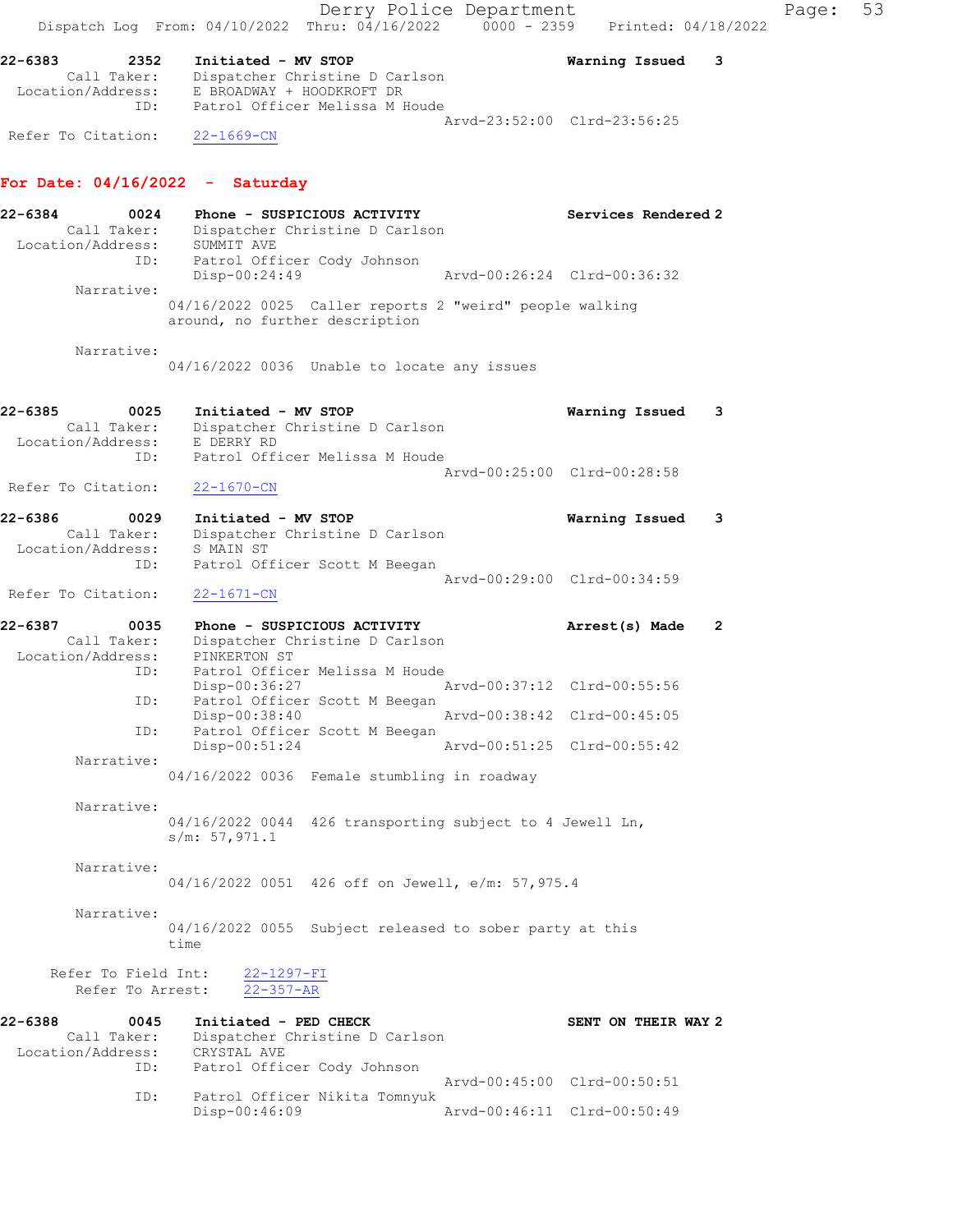22-6383 2352 Initiated - MV STOP Warning Issued 3
Call Taker: Dispatcher Christine D Carlson
Location/Address: E BROADWAY + HOODKROFT DR
ID: Patrol Officer Melissa M Houde
Arvd-23:52:00 Clrd-23:56:25
Refer To Citation: 22-1669-CN

**For Date: 04/16/2022 - Saturday**

22-6384 0024 Phone - SUSPICIOUS ACTIVITY Services Rendered 2
Call Taker: Dispatcher Christine D Carlson
Location/Address: SUMMIT AVE
ID: Patrol Officer Cody Johnson
Disp-00:24:49 Arvd-00:26:24 Clrd-00:36:32
Narrative:
04/16/2022 0025 Caller reports 2 "weird" people walking around, no further description

Narrative:
04/16/2022 0036 Unable to locate any issues

22-6385 0025 Initiated - MV STOP Warning Issued 3
Call Taker: Dispatcher Christine D Carlson
Location/Address: E DERRY RD
ID: Patrol Officer Melissa M Houde
Arvd-00:25:00 Clrd-00:28:58
Refer To Citation: 22-1670-CN

22-6386 0029 Initiated - MV STOP Warning Issued 3
Call Taker: Dispatcher Christine D Carlson
Location/Address: S MAIN ST
ID: Patrol Officer Scott M Beegan
Arvd-00:29:00 Clrd-00:34:59
Refer To Citation: 22-1671-CN

22-6387 0035 Phone - SUSPICIOUS ACTIVITY Arrest(s) Made 2
Call Taker: Dispatcher Christine D Carlson
Location/Address: PINKERTON ST
ID: Patrol Officer Melissa M Houde
Disp-00:36:27 Arvd-00:37:12 Clrd-00:55:56
ID: Patrol Officer Scott M Beegan
Disp-00:38:40 Arvd-00:38:42 Clrd-00:45:05
ID: Patrol Officer Scott M Beegan
Disp-00:51:24 Arvd-00:51:25 Clrd-00:55:42
Narrative:
04/16/2022 0036 Female stumbling in roadway

Narrative:
04/16/2022 0044 426 transporting subject to 4 Jewell Ln, s/m: 57,971.1

Narrative:
04/16/2022 0051 426 off on Jewell, e/m: 57,975.4

Narrative:
04/16/2022 0055 Subject released to sober party at this time

Refer To Field Int: 22-1297-FI
Refer To Arrest: 22-357-AR

22-6388 0045 Initiated - PED CHECK SENT ON THEIR WAY 2
Call Taker: Dispatcher Christine D Carlson
Location/Address: CRYSTAL AVE
ID: Patrol Officer Cody Johnson
Arvd-00:45:00 Clrd-00:50:51
ID: Patrol Officer Nikita Tomnyuk
Disp-00:46:09 Arvd-00:46:11 Clrd-00:50:49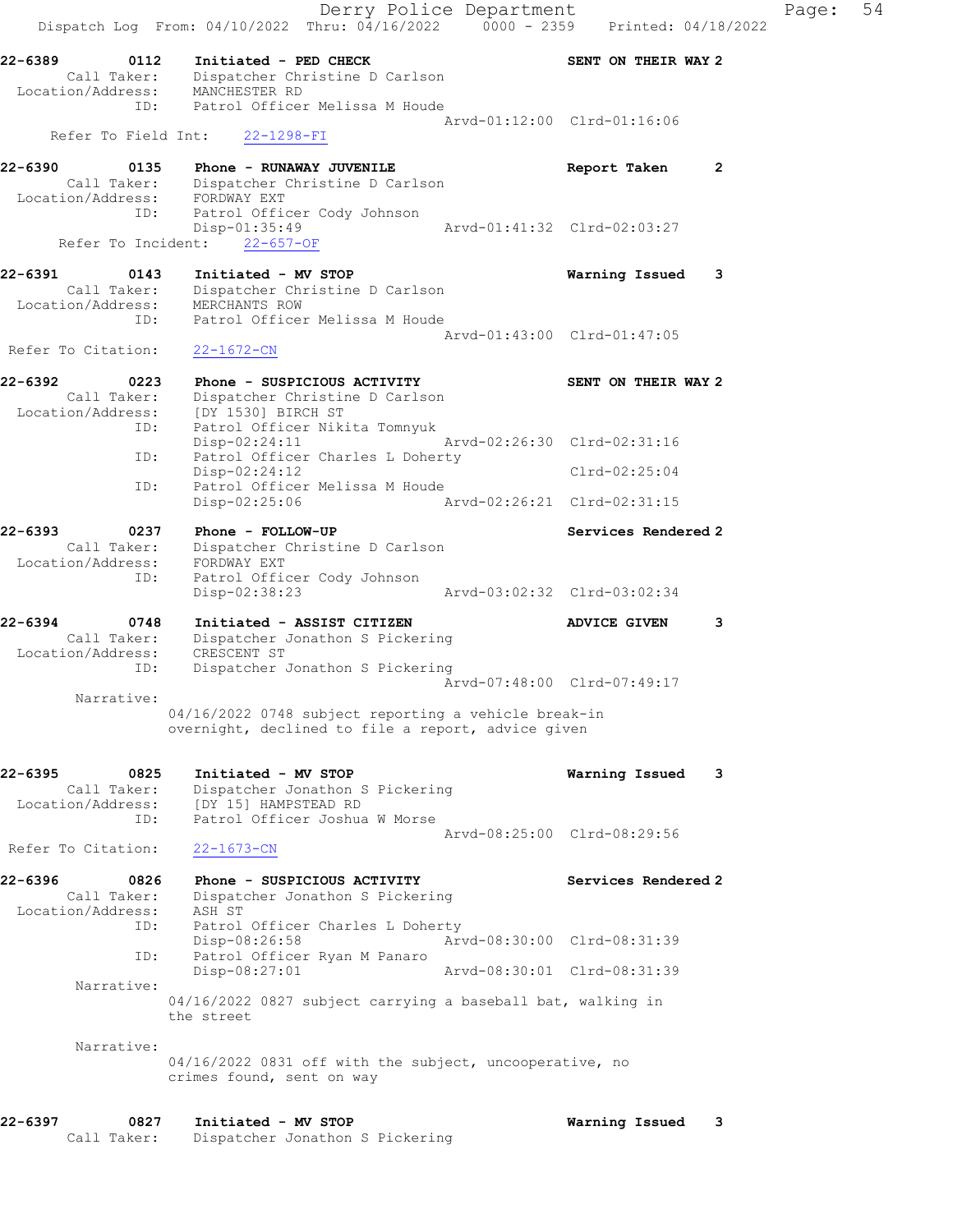22-6389 0112 Initiated - PED CHECK SENT ON THEIR WAY 2
Call Taker: Dispatcher Christine D Carlson
Location/Address: MANCHESTER RD
ID: Patrol Officer Melissa M Houde
Arvd-01:12:00 Clrd-01:16:06
Refer To Field Int: 22-1298-FI

22-6390 0135 Phone - RUNAWAY JUVENILE Report Taken 2
Call Taker: Dispatcher Christine D Carlson
Location/Address: FORDWAY EXT
ID: Patrol Officer Cody Johnson
Disp-01:35:49 Arvd-01:41:32 Clrd-02:03:27
Refer To Incident: 22-657-OF

22-6391 0143 Initiated - MV STOP Warning Issued 3
Call Taker: Dispatcher Christine D Carlson
Location/Address: MERCHANTS ROW
ID: Patrol Officer Melissa M Houde
Arvd-01:43:00 Clrd-01:47:05
Refer To Citation: 22-1672-CN

22-6392 0223 Phone - SUSPICIOUS ACTIVITY SENT ON THEIR WAY 2
Call Taker: Dispatcher Christine D Carlson
Location/Address: [DY 1530] BIRCH ST
ID: Patrol Officer Nikita Tomnyuk
Disp-02:24:11 Arvd-02:26:30 Clrd-02:31:16
ID: Patrol Officer Charles L Doherty
Disp-02:24:12 Clrd-02:25:04
ID: Patrol Officer Melissa M Houde
Disp-02:25:06 Arvd-02:26:21 Clrd-02:31:15

22-6393 0237 Phone - FOLLOW-UP Services Rendered 2
Call Taker: Dispatcher Christine D Carlson
Location/Address: FORDWAY EXT
ID: Patrol Officer Cody Johnson
Disp-02:38:23 Arvd-03:02:32 Clrd-03:02:34

22-6394 0748 Initiated - ASSIST CITIZEN ADVICE GIVEN 3
Call Taker: Dispatcher Jonathon S Pickering
Location/Address: CRESCENT ST
ID: Dispatcher Jonathon S Pickering
Arvd-07:48:00 Clrd-07:49:17
Narrative:
04/16/2022 0748 subject reporting a vehicle break-in overnight, declined to file a report, advice given

22-6395 0825 Initiated - MV STOP Warning Issued 3
Call Taker: Dispatcher Jonathon S Pickering
Location/Address: [DY 15] HAMPSTEAD RD
ID: Patrol Officer Joshua W Morse
Arvd-08:25:00 Clrd-08:29:56
Refer To Citation: 22-1673-CN

22-6396 0826 Phone - SUSPICIOUS ACTIVITY Services Rendered 2
Call Taker: Dispatcher Jonathon S Pickering
Location/Address: ASH ST
ID: Patrol Officer Charles L Doherty
Disp-08:26:58 Arvd-08:30:00 Clrd-08:31:39
ID: Patrol Officer Ryan M Panaro
Disp-08:27:01 Arvd-08:30:01 Clrd-08:31:39
Narrative:
04/16/2022 0827 subject carrying a baseball bat, walking in the street
Narrative:
04/16/2022 0831 off with the subject, uncooperative, no crimes found, sent on way

22-6397 0827 Initiated - MV STOP Warning Issued 3
Call Taker: Dispatcher Jonathon S Pickering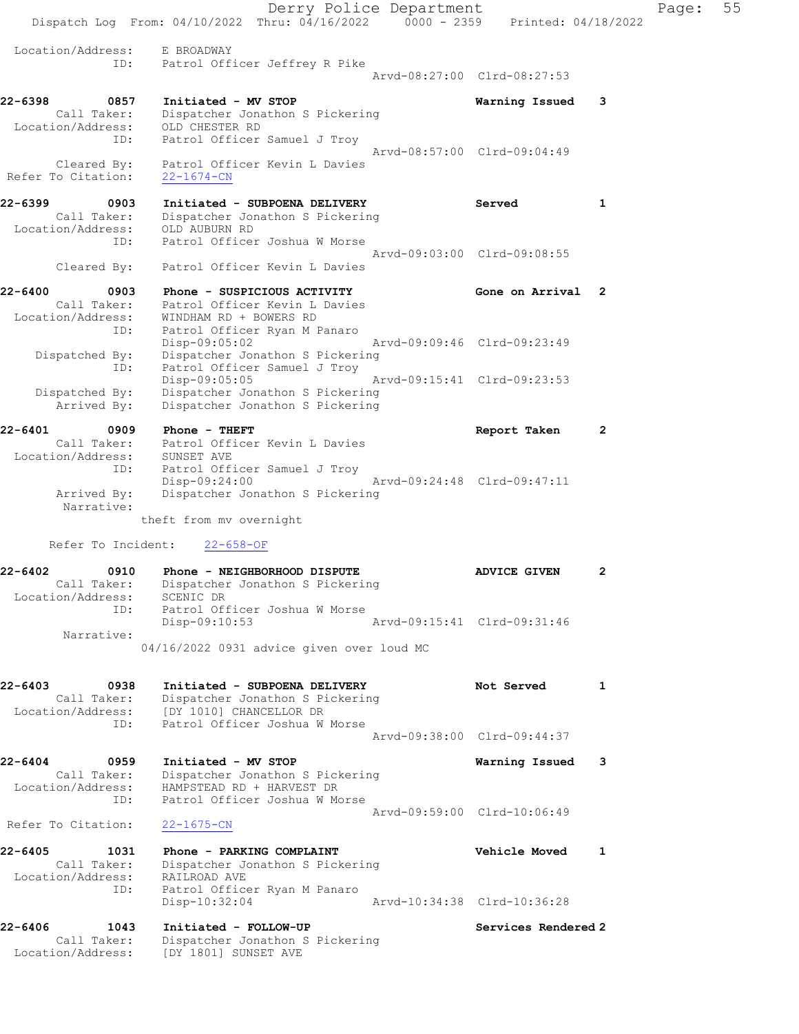```
 Location/Address:    E BROADWAY
               ID:    Patrol Officer Jeffrey R Pike
                                                  Arvd-08:27:00  Clrd-08:27:53

22-6398        0857   Initiated - MV STOP                        Warning Issued    3
       Call Taker:    Dispatcher Jonathon S Pickering
 Location/Address:    OLD CHESTER RD
               ID:    Patrol Officer Samuel J Troy
                                                  Arvd-08:57:00  Clrd-09:04:49
       Cleared By:    Patrol Officer Kevin L Davies
 Refer To Citation:   22-1674-CN

22-6399        0903   Initiated - SUBPOENA DELIVERY              Served            1
       Call Taker:    Dispatcher Jonathon S Pickering
 Location/Address:    OLD AUBURN RD
               ID:    Patrol Officer Joshua W Morse
                                                  Arvd-09:03:00  Clrd-09:08:55
       Cleared By:    Patrol Officer Kevin L Davies

22-6400        0903   Phone - SUSPICIOUS ACTIVITY                Gone on Arrival   2
       Call Taker:    Patrol Officer Kevin L Davies
 Location/Address:    WINDHAM RD + BOWERS RD
               ID:    Patrol Officer Ryan M Panaro
                      Disp-09:05:02               Arvd-09:09:46  Clrd-09:23:49
    Dispatched By:    Dispatcher Jonathon S Pickering
               ID:    Patrol Officer Samuel J Troy
                      Disp-09:05:05               Arvd-09:15:41  Clrd-09:23:53
    Dispatched By:    Dispatcher Jonathon S Pickering
       Arrived By:    Dispatcher Jonathon S Pickering

22-6401        0909   Phone - THEFT                              Report Taken      2
       Call Taker:    Patrol Officer Kevin L Davies
 Location/Address:    SUNSET AVE
               ID:    Patrol Officer Samuel J Troy
                      Disp-09:24:00               Arvd-09:24:48  Clrd-09:47:11
       Arrived By:    Dispatcher Jonathon S Pickering
        Narrative:
                    theft from mv overnight

      Refer To Incident:    22-658-OF

22-6402        0910   Phone - NEIGHBORHOOD DISPUTE               ADVICE GIVEN      2
       Call Taker:    Dispatcher Jonathon S Pickering
 Location/Address:    SCENIC DR
               ID:    Patrol Officer Joshua W Morse
                      Disp-09:10:53               Arvd-09:15:41  Clrd-09:31:46
        Narrative:
                    04/16/2022 0931 advice given over loud MC

22-6403        0938   Initiated - SUBPOENA DELIVERY              Not Served        1
       Call Taker:    Dispatcher Jonathon S Pickering
 Location/Address:    [DY 1010] CHANCELLOR DR
               ID:    Patrol Officer Joshua W Morse
                                                  Arvd-09:38:00  Clrd-09:44:37

22-6404        0959   Initiated - MV STOP                        Warning Issued    3
       Call Taker:    Dispatcher Jonathon S Pickering
 Location/Address:    HAMPSTEAD RD + HARVEST DR
               ID:    Patrol Officer Joshua W Morse
                                                  Arvd-09:59:00  Clrd-10:06:49
 Refer To Citation:   22-1675-CN

22-6405        1031   Phone - PARKING COMPLAINT                  Vehicle Moved     1
       Call Taker:    Dispatcher Jonathon S Pickering
 Location/Address:    RAILROAD AVE
               ID:    Patrol Officer Ryan M Panaro
                      Disp-10:32:04               Arvd-10:34:38  Clrd-10:36:28

22-6406        1043   Initiated - FOLLOW-UP                      Services Rendered 2
       Call Taker:    Dispatcher Jonathon S Pickering
 Location/Address:    [DY 1801] SUNSET AVE
```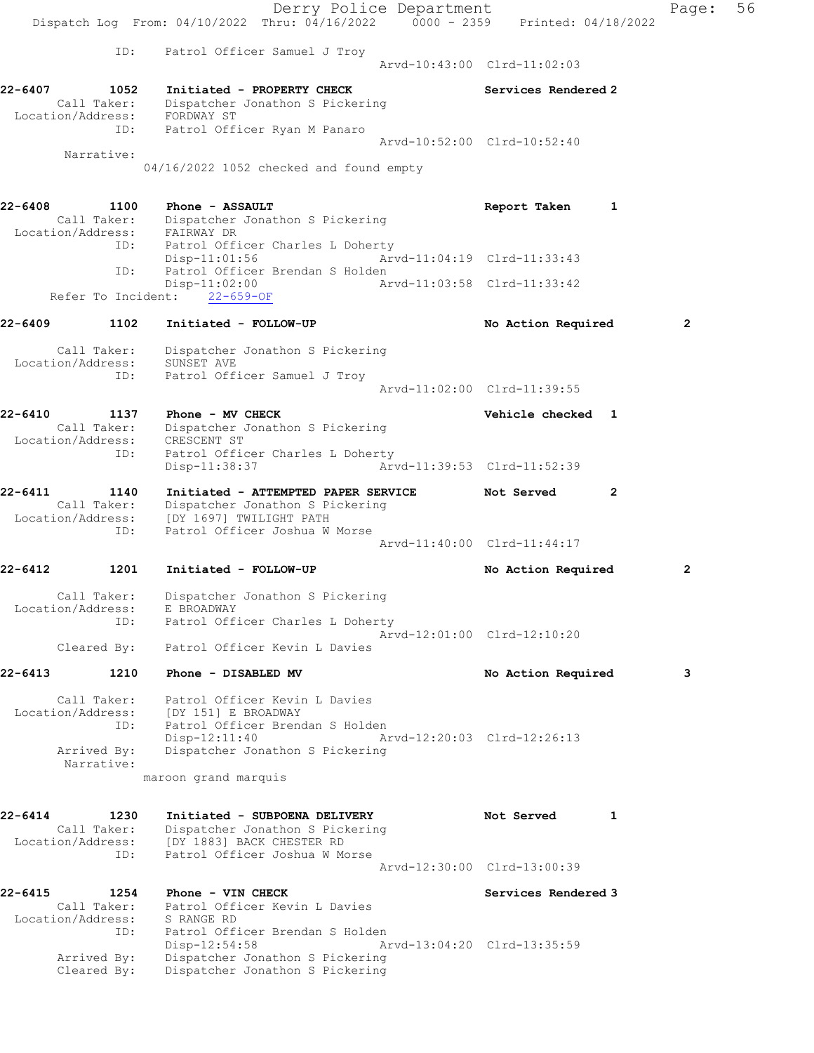ID: Patrol Officer Samuel J Troy
Arvd-10:43:00 Clrd-11:02:03

**22-6407 1052 Initiated - PROPERTY CHECK** Services Rendered 2
Call Taker: Dispatcher Jonathon S Pickering
Location/Address: FORDWAY ST
ID: Patrol Officer Ryan M Panaro
Arvd-10:52:00 Clrd-10:52:40
Narrative:
04/16/2022 1052 checked and found empty

**22-6408 1100 Phone - ASSAULT** Report Taken 1
Call Taker: Dispatcher Jonathon S Pickering
Location/Address: FAIRWAY DR
ID: Patrol Officer Charles L Doherty
Disp-11:01:56 Arvd-11:04:19 Clrd-11:33:43
ID: Patrol Officer Brendan S Holden
Disp-11:02:00 Arvd-11:03:58 Clrd-11:33:42
Refer To Incident: 22-659-OF

**22-6409 1102 Initiated - FOLLOW-UP** No Action Required 2
Call Taker: Dispatcher Jonathon S Pickering
Location/Address: SUNSET AVE
ID: Patrol Officer Samuel J Troy
Arvd-11:02:00 Clrd-11:39:55

**22-6410 1137 Phone - MV CHECK** Vehicle checked 1
Call Taker: Dispatcher Jonathon S Pickering
Location/Address: CRESCENT ST
ID: Patrol Officer Charles L Doherty
Disp-11:38:37 Arvd-11:39:53 Clrd-11:52:39

**22-6411 1140 Initiated - ATTEMPTED PAPER SERVICE** Not Served 2
Call Taker: Dispatcher Jonathon S Pickering
Location/Address: [DY 1697] TWILIGHT PATH
ID: Patrol Officer Joshua W Morse
Arvd-11:40:00 Clrd-11:44:17

**22-6412 1201 Initiated - FOLLOW-UP** No Action Required 2
Call Taker: Dispatcher Jonathon S Pickering
Location/Address: E BROADWAY
ID: Patrol Officer Charles L Doherty
Arvd-12:01:00 Clrd-12:10:20
Cleared By: Patrol Officer Kevin L Davies

**22-6413 1210 Phone - DISABLED MV** No Action Required 3
Call Taker: Patrol Officer Kevin L Davies
Location/Address: [DY 151] E BROADWAY
ID: Patrol Officer Brendan S Holden
Disp-12:11:40 Arvd-12:20:03 Clrd-12:26:13
Arrived By: Dispatcher Jonathon S Pickering
Narrative:
maroon grand marquis

**22-6414 1230 Initiated - SUBPOENA DELIVERY** Not Served 1
Call Taker: Dispatcher Jonathon S Pickering
Location/Address: [DY 1883] BACK CHESTER RD
ID: Patrol Officer Joshua W Morse
Arvd-12:30:00 Clrd-13:00:39

**22-6415 1254 Phone - VIN CHECK** Services Rendered 3
Call Taker: Patrol Officer Kevin L Davies
Location/Address: S RANGE RD
ID: Patrol Officer Brendan S Holden
Disp-12:54:58 Arvd-13:04:20 Clrd-13:35:59
Arrived By: Dispatcher Jonathon S Pickering
Cleared By: Dispatcher Jonathon S Pickering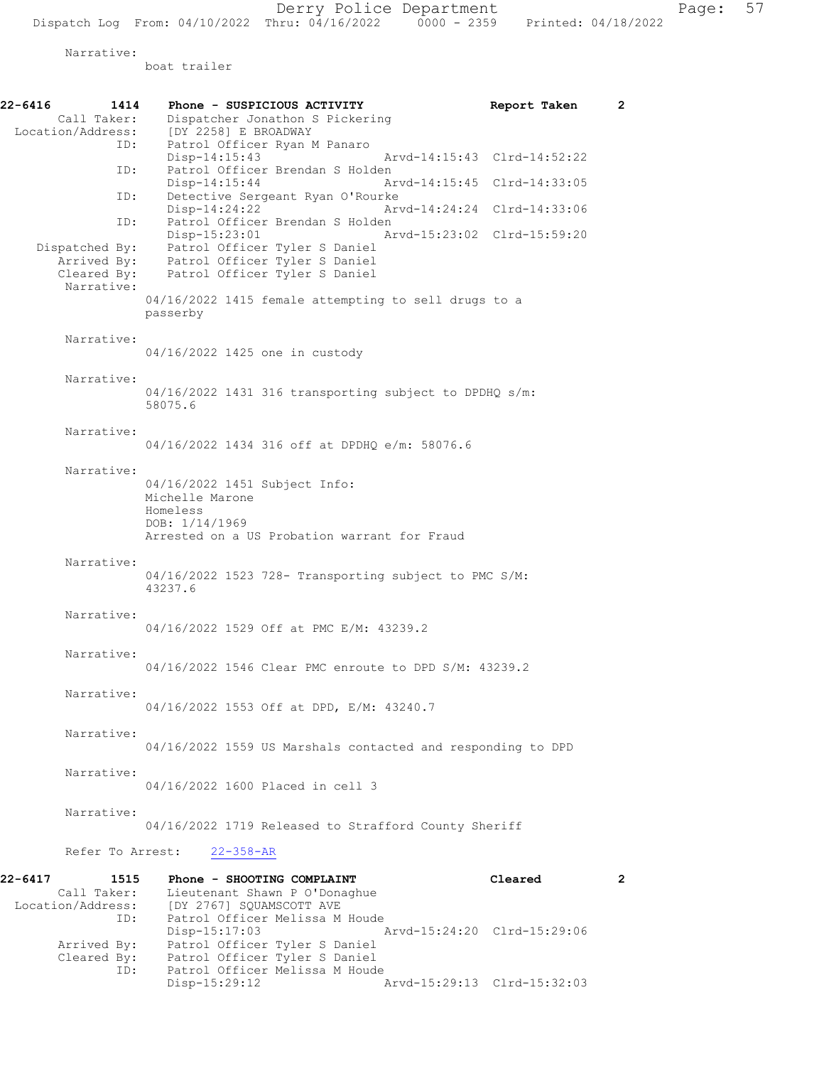Narrative:
boat trailer

**22-6416 1414 Phone - SUSPICIOUS ACTIVITY Report Taken 2**

Call Taker: Dispatcher Jonathon S Pickering
Location/Address: [DY 2258] E BROADWAY
ID: Patrol Officer Ryan M Panaro
Disp-14:15:43 Arvd-14:15:43 Clrd-14:52:22
ID: Patrol Officer Brendan S Holden
Disp-14:15:44 Arvd-14:15:45 Clrd-14:33:05
ID: Detective Sergeant Ryan O'Rourke
Disp-14:24:22 Arvd-14:24:24 Clrd-14:33:06
ID: Patrol Officer Brendan S Holden
Disp-15:23:01 Arvd-15:23:02 Clrd-15:59:20
Dispatched By: Patrol Officer Tyler S Daniel
Arrived By: Patrol Officer Tyler S Daniel
Cleared By: Patrol Officer Tyler S Daniel

Narrative:
04/16/2022 1415 female attempting to sell drugs to a passerby

Narrative:
04/16/2022 1425 one in custody

Narrative:
04/16/2022 1431 316 transporting subject to DPDHQ s/m: 58075.6

Narrative:
04/16/2022 1434 316 off at DPDHQ e/m: 58076.6

Narrative:
04/16/2022 1451 Subject Info:
Michelle Marone
Homeless
DOB: 1/14/1969
Arrested on a US Probation warrant for Fraud

Narrative:
04/16/2022 1523 728- Transporting subject to PMC S/M: 43237.6

Narrative:
04/16/2022 1529 Off at PMC E/M: 43239.2

Narrative:
04/16/2022 1546 Clear PMC enroute to DPD S/M: 43239.2

Narrative:
04/16/2022 1553 Off at DPD, E/M: 43240.7

Narrative:
04/16/2022 1559 US Marshals contacted and responding to DPD

Narrative:
04/16/2022 1600 Placed in cell 3

Narrative:
04/16/2022 1719 Released to Strafford County Sheriff

Refer To Arrest: 22-358-AR

**22-6417 1515 Phone - SHOOTING COMPLAINT Cleared 2**

Call Taker: Lieutenant Shawn P O'Donaghue
Location/Address: [DY 2767] SQUAMSCOTT AVE
ID: Patrol Officer Melissa M Houde
Disp-15:17:03 Arvd-15:24:20 Clrd-15:29:06
Arrived By: Patrol Officer Tyler S Daniel
Cleared By: Patrol Officer Tyler S Daniel
ID: Patrol Officer Melissa M Houde
Disp-15:29:12 Arvd-15:29:13 Clrd-15:32:03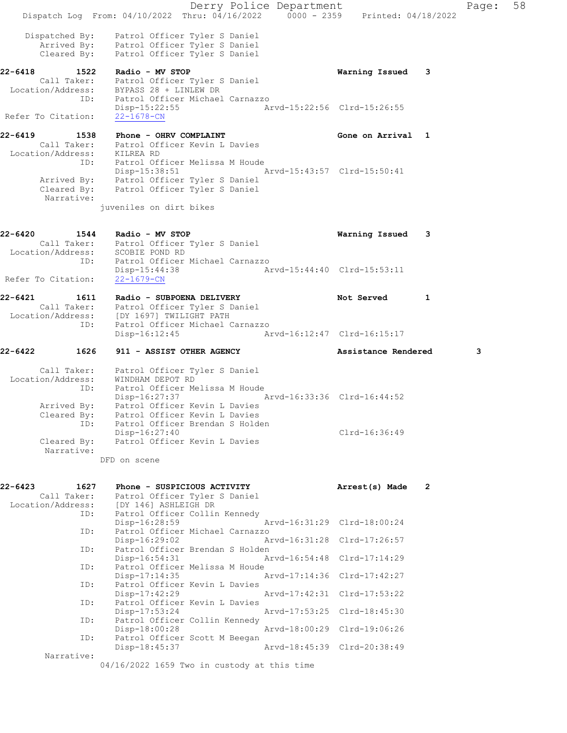Dispatched By: Patrol Officer Tyler S Daniel
Arrived By: Patrol Officer Tyler S Daniel
Cleared By: Patrol Officer Tyler S Daniel

**22-6418 1522 Radio - MV STOP Warning Issued 3**
Call Taker: Patrol Officer Tyler S Daniel
Location/Address: BYPASS 28 + LINLEW DR
ID: Patrol Officer Michael Carnazzo
Disp-15:22:55 Arvd-15:22:56 Clrd-15:26:55
Refer To Citation: 22-1678-CN

**22-6419 1538 Phone - OHRV COMPLAINT Gone on Arrival 1**
Call Taker: Patrol Officer Kevin L Davies
Location/Address: KILREA RD
ID: Patrol Officer Melissa M Houde
Disp-15:38:51 Arvd-15:43:57 Clrd-15:50:41
Arrived By: Patrol Officer Tyler S Daniel
Cleared By: Patrol Officer Tyler S Daniel
Narrative:
juveniles on dirt bikes

**22-6420 1544 Radio - MV STOP Warning Issued 3**
Call Taker: Patrol Officer Tyler S Daniel
Location/Address: SCOBIE POND RD
ID: Patrol Officer Michael Carnazzo
Disp-15:44:38 Arvd-15:44:40 Clrd-15:53:11
Refer To Citation: 22-1679-CN

**22-6421 1611 Radio - SUBPOENA DELIVERY Not Served 1**
Call Taker: Patrol Officer Tyler S Daniel
Location/Address: [DY 1697] TWILIGHT PATH
ID: Patrol Officer Michael Carnazzo
Disp-16:12:45 Arvd-16:12:47 Clrd-16:15:17

**22-6422 1626 911 - ASSIST OTHER AGENCY Assistance Rendered 3**
Call Taker: Patrol Officer Tyler S Daniel
Location/Address: WINDHAM DEPOT RD
ID: Patrol Officer Melissa M Houde
Disp-16:27:37 Arvd-16:33:36 Clrd-16:44:52
Arrived By: Patrol Officer Kevin L Davies
Cleared By: Patrol Officer Kevin L Davies
ID: Patrol Officer Brendan S Holden
Disp-16:27:40 Clrd-16:36:49
Cleared By: Patrol Officer Kevin L Davies
Narrative:
DFD on scene

**22-6423 1627 Phone - SUSPICIOUS ACTIVITY Arrest(s) Made 2**
Call Taker: Patrol Officer Tyler S Daniel
Location/Address: [DY 146] ASHLEIGH DR
ID: Patrol Officer Collin Kennedy
Disp-16:28:59 Arvd-16:31:29 Clrd-18:00:24
ID: Patrol Officer Michael Carnazzo
Disp-16:29:02 Arvd-16:31:28 Clrd-17:26:57
ID: Patrol Officer Brendan S Holden
Disp-16:54:31 Arvd-16:54:48 Clrd-17:14:29
ID: Patrol Officer Melissa M Houde
Disp-17:14:35 Arvd-17:14:36 Clrd-17:42:27
ID: Patrol Officer Kevin L Davies
Disp-17:42:29 Arvd-17:42:31 Clrd-17:53:22
ID: Patrol Officer Kevin L Davies
Disp-17:53:24 Arvd-17:53:25 Clrd-18:45:30
ID: Patrol Officer Collin Kennedy
Disp-18:00:28 Arvd-18:00:29 Clrd-19:06:26
ID: Patrol Officer Scott M Beegan
Disp-18:45:37 Arvd-18:45:39 Clrd-20:38:49
Narrative:
04/16/2022 1659 Two in custody at this time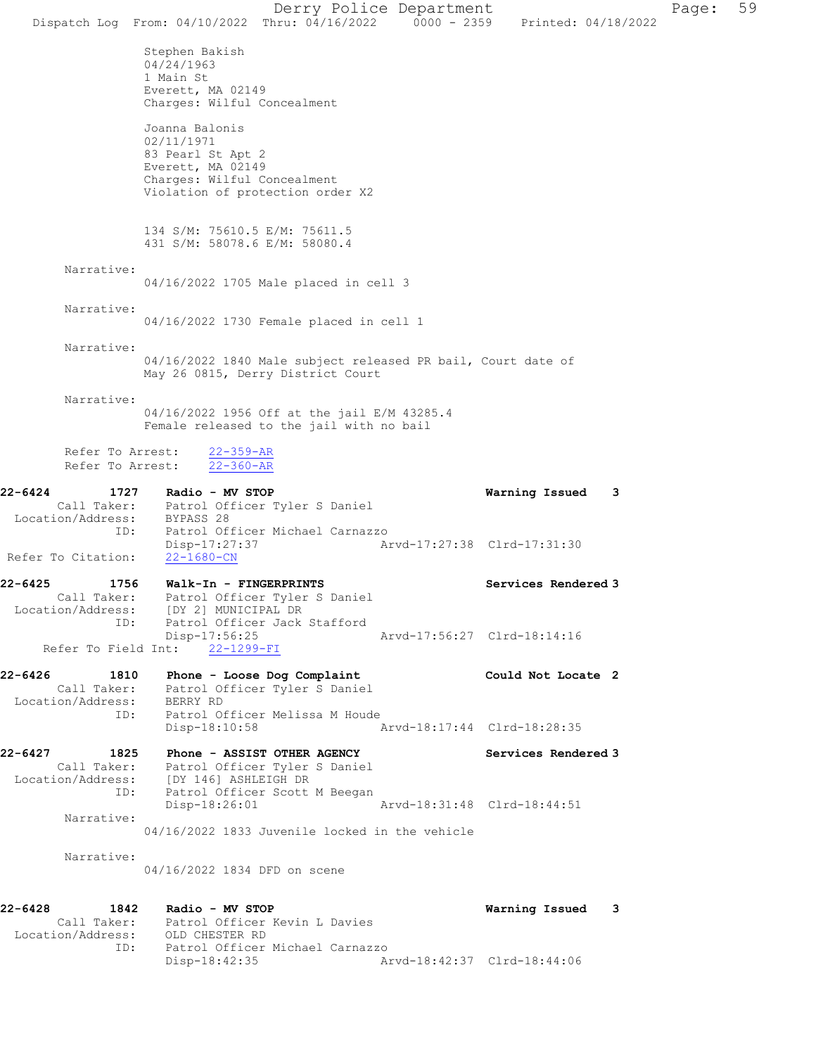Stephen Bakish
04/24/1963
1 Main St
Everett, MA 02149
Charges: Wilful Concealment

Joanna Balonis
02/11/1971
83 Pearl St Apt 2
Everett, MA 02149
Charges: Wilful Concealment
Violation of protection order X2

134 S/M: 75610.5 E/M: 75611.5
431 S/M: 58078.6 E/M: 58080.4

Narrative:
04/16/2022 1705 Male placed in cell 3

Narrative:
04/16/2022 1730 Female placed in cell 1

Narrative:
04/16/2022 1840 Male subject released PR bail, Court date of May 26 0815, Derry District Court

Narrative:
04/16/2022 1956 Off at the jail E/M 43285.4
Female released to the jail with no bail

Refer To Arrest: 22-359-AR
Refer To Arrest: 22-360-AR

**22-6424 1727 Radio - MV STOP** — Warning Issued 3
Call Taker: Patrol Officer Tyler S Daniel
Location/Address: BYPASS 28
ID: Patrol Officer Michael Carnazzo
Disp-17:27:37 Arvd-17:27:38 Clrd-17:31:30
Refer To Citation: 22-1680-CN

**22-6425 1756 Walk-In - FINGERPRINTS** — Services Rendered 3
Call Taker: Patrol Officer Tyler S Daniel
Location/Address: [DY 2] MUNICIPAL DR
ID: Patrol Officer Jack Stafford
Disp-17:56:25 Arvd-17:56:27 Clrd-18:14:16
Refer To Field Int: 22-1299-FI

**22-6426 1810 Phone - Loose Dog Complaint** — Could Not Locate 2
Call Taker: Patrol Officer Tyler S Daniel
Location/Address: BERRY RD
ID: Patrol Officer Melissa M Houde
Disp-18:10:58 Arvd-18:17:44 Clrd-18:28:35

**22-6427 1825 Phone - ASSIST OTHER AGENCY** — Services Rendered 3
Call Taker: Patrol Officer Tyler S Daniel
Location/Address: [DY 146] ASHLEIGH DR
ID: Patrol Officer Scott M Beegan
Disp-18:26:01 Arvd-18:31:48 Clrd-18:44:51
Narrative:
04/16/2022 1833 Juvenile locked in the vehicle

Narrative:
04/16/2022 1834 DFD on scene

**22-6428 1842 Radio - MV STOP** — Warning Issued 3
Call Taker: Patrol Officer Kevin L Davies
Location/Address: OLD CHESTER RD
ID: Patrol Officer Michael Carnazzo
Disp-18:42:35 Arvd-18:42:37 Clrd-18:44:06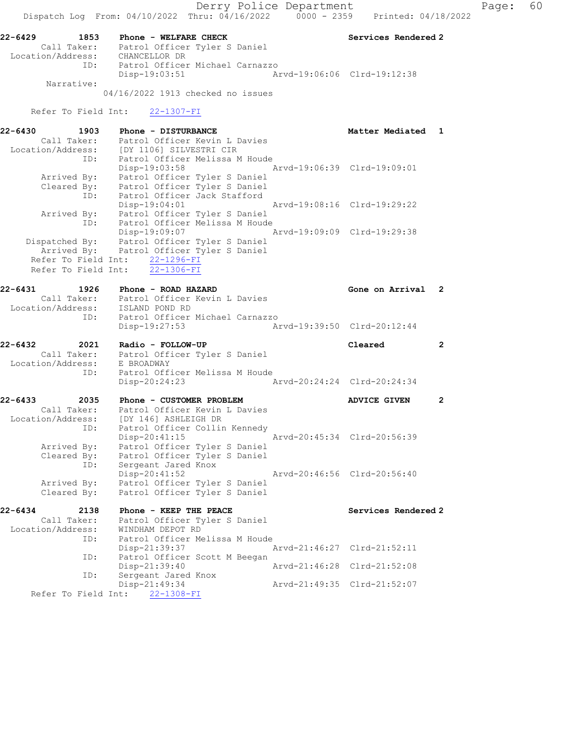**22-6429** 1853 **Phone - WELFARE CHECK** **Services Rendered 2**
Call Taker: Patrol Officer Tyler S Daniel
Location/Address: CHANCELLOR DR
ID: Patrol Officer Michael Carnazzo
Disp-19:03:51 Arvd-19:06:06 Clrd-19:12:38
Narrative:
04/16/2022 1913 checked no issues

Refer To Field Int: 22-1307-FI

**22-6430** 1903 **Phone - DISTURBANCE** **Matter Mediated 1**
Call Taker: Patrol Officer Kevin L Davies
Location/Address: [DY 1106] SILVESTRI CIR
ID: Patrol Officer Melissa M Houde
Disp-19:03:58 Arvd-19:06:39 Clrd-19:09:01
Arrived By: Patrol Officer Tyler S Daniel
Cleared By: Patrol Officer Tyler S Daniel
ID: Patrol Officer Jack Stafford
Disp-19:04:01 Arvd-19:08:16 Clrd-19:29:22
Arrived By: Patrol Officer Tyler S Daniel
ID: Patrol Officer Melissa M Houde
Disp-19:09:07 Arvd-19:09:09 Clrd-19:29:38
Dispatched By: Patrol Officer Tyler S Daniel
Arrived By: Patrol Officer Tyler S Daniel
Refer To Field Int: 22-1296-FI
Refer To Field Int: 22-1306-FI

**22-6431** 1926 **Phone - ROAD HAZARD** **Gone on Arrival 2**
Call Taker: Patrol Officer Kevin L Davies
Location/Address: ISLAND POND RD
ID: Patrol Officer Michael Carnazzo
Disp-19:27:53 Arvd-19:39:50 Clrd-20:12:44

**22-6432** 2021 **Radio - FOLLOW-UP** **Cleared 2**
Call Taker: Patrol Officer Tyler S Daniel
Location/Address: E BROADWAY
ID: Patrol Officer Melissa M Houde
Disp-20:24:23 Arvd-20:24:24 Clrd-20:24:34

**22-6433** 2035 **Phone - CUSTOMER PROBLEM** **ADVICE GIVEN 2**
Call Taker: Patrol Officer Kevin L Davies
Location/Address: [DY 146] ASHLEIGH DR
ID: Patrol Officer Collin Kennedy
Disp-20:41:15 Arvd-20:45:34 Clrd-20:56:39
Arrived By: Patrol Officer Tyler S Daniel
Cleared By: Patrol Officer Tyler S Daniel
ID: Sergeant Jared Knox
Disp-20:41:52 Arvd-20:46:56 Clrd-20:56:40
Arrived By: Patrol Officer Tyler S Daniel
Cleared By: Patrol Officer Tyler S Daniel

**22-6434** 2138 **Phone - KEEP THE PEACE** **Services Rendered 2**
Call Taker: Patrol Officer Tyler S Daniel
Location/Address: WINDHAM DEPOT RD
ID: Patrol Officer Melissa M Houde
Disp-21:39:37 Arvd-21:46:27 Clrd-21:52:11
ID: Patrol Officer Scott M Beegan
Disp-21:39:40 Arvd-21:46:28 Clrd-21:52:08
ID: Sergeant Jared Knox
Disp-21:49:34 Arvd-21:49:35 Clrd-21:52:07
Refer To Field Int: 22-1308-FI